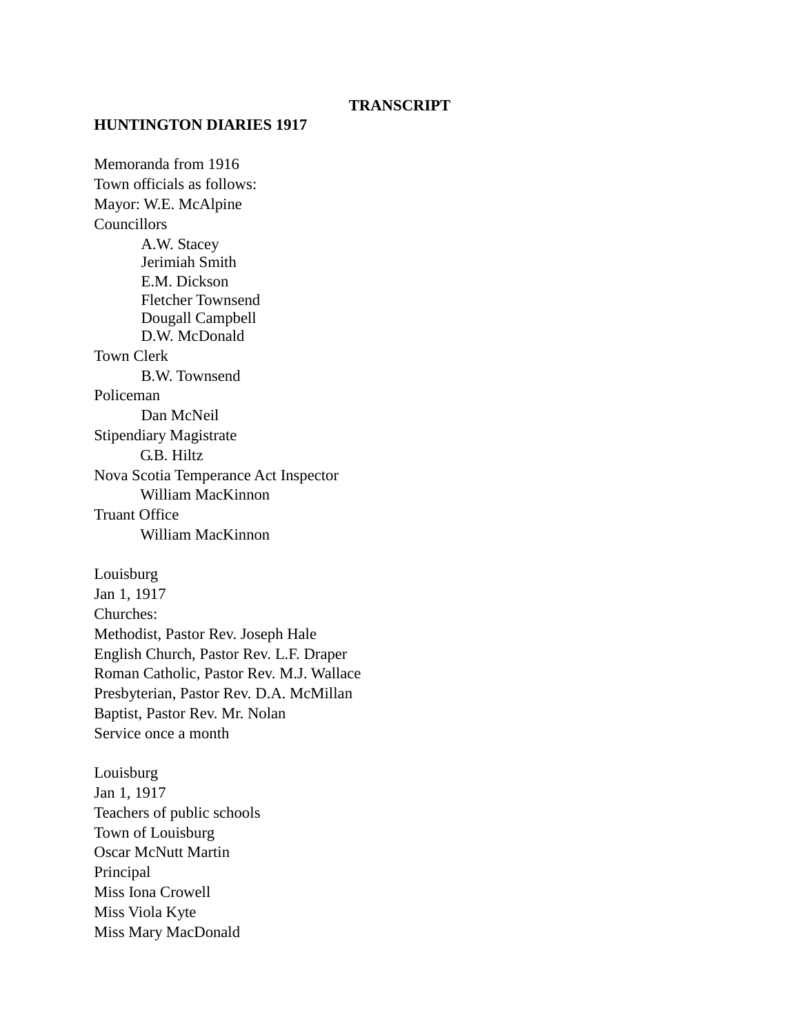**TRANSCRIPT**

**HUNTINGTON DIARIES 1917**

Memoranda from 1916
Town officials as follows:
Mayor: W.E. McAlpine
Councillors
    A.W. Stacey
    Jerimiah Smith
    E.M. Dickson
    Fletcher Townsend
    Dougall Campbell
    D.W. McDonald
Town Clerk
    B.W. Townsend
Policeman
    Dan McNeil
Stipendiary Magistrate
    G.B. Hiltz
Nova Scotia Temperance Act Inspector
    William MacKinnon
Truant Office
    William MacKinnon

Louisburg
Jan 1, 1917
Churches:
Methodist, Pastor Rev. Joseph Hale
English Church, Pastor Rev. L.F. Draper
Roman Catholic, Pastor Rev. M.J. Wallace
Presbyterian, Pastor Rev. D.A. McMillan
Baptist, Pastor Rev. Mr. Nolan
Service once a month

Louisburg
Jan 1, 1917
Teachers of public schools
Town of Louisburg
Oscar McNutt Martin
Principal
Miss Iona Crowell
Miss Viola Kyte
Miss Mary MacDonald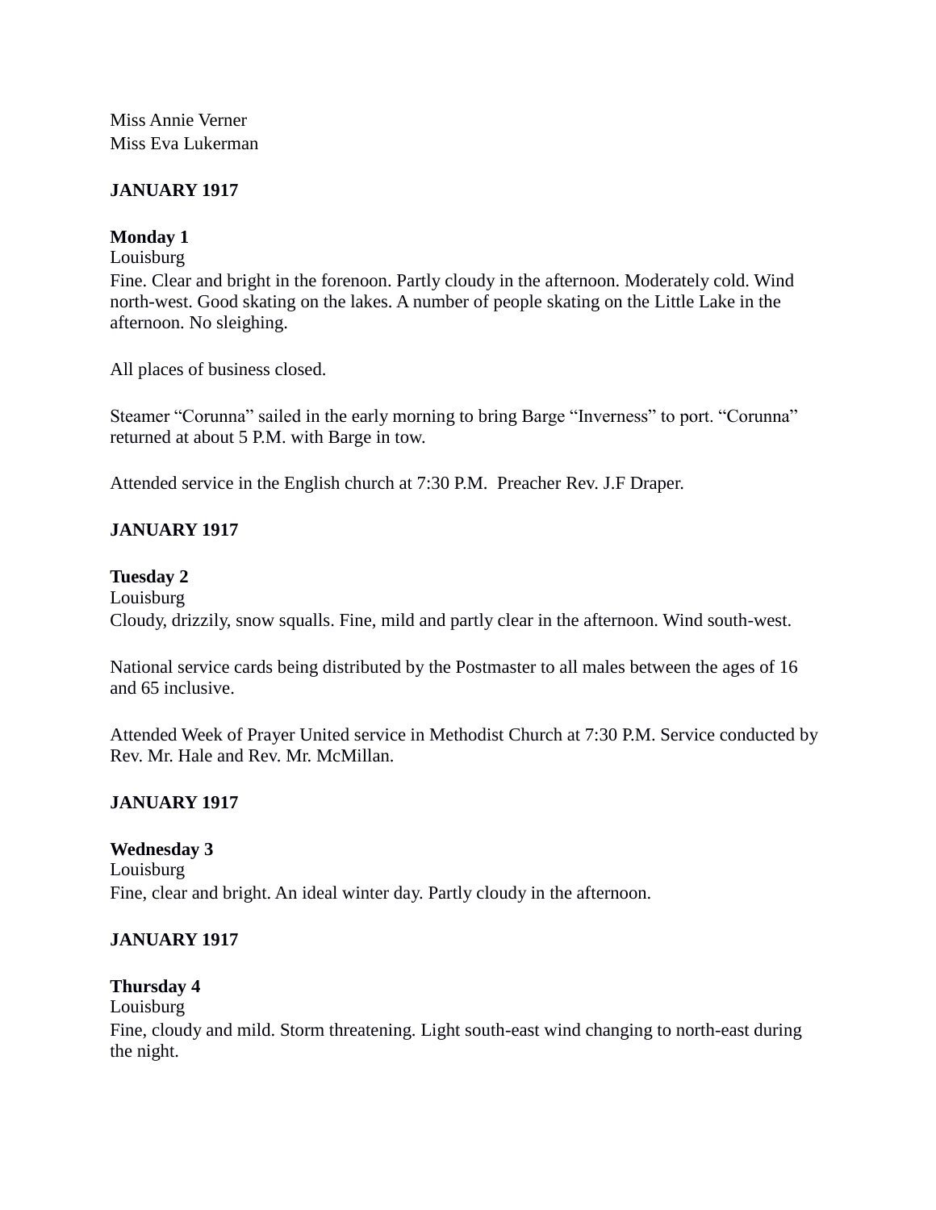Miss Annie Verner
Miss Eva Lukerman

**JANUARY 1917**

**Monday 1**
Louisburg
Fine. Clear and bright in the forenoon. Partly cloudy in the afternoon. Moderately cold. Wind north-west. Good skating on the lakes. A number of people skating on the Little Lake in the afternoon. No sleighing.

All places of business closed.

Steamer "Corunna" sailed in the early morning to bring Barge "Inverness" to port. "Corunna" returned at about 5 P.M. with Barge in tow.

Attended service in the English church at 7:30 P.M. Preacher Rev. J.F Draper.

**JANUARY 1917**

**Tuesday 2**
Louisburg
Cloudy, drizzily, snow squalls. Fine, mild and partly clear in the afternoon. Wind south-west.

National service cards being distributed by the Postmaster to all males between the ages of 16 and 65 inclusive.

Attended Week of Prayer United service in Methodist Church at 7:30 P.M. Service conducted by Rev. Mr. Hale and Rev. Mr. McMillan.

**JANUARY 1917**

**Wednesday 3**
Louisburg
Fine, clear and bright. An ideal winter day. Partly cloudy in the afternoon.

**JANUARY 1917**

**Thursday 4**
Louisburg
Fine, cloudy and mild. Storm threatening. Light south-east wind changing to north-east during the night.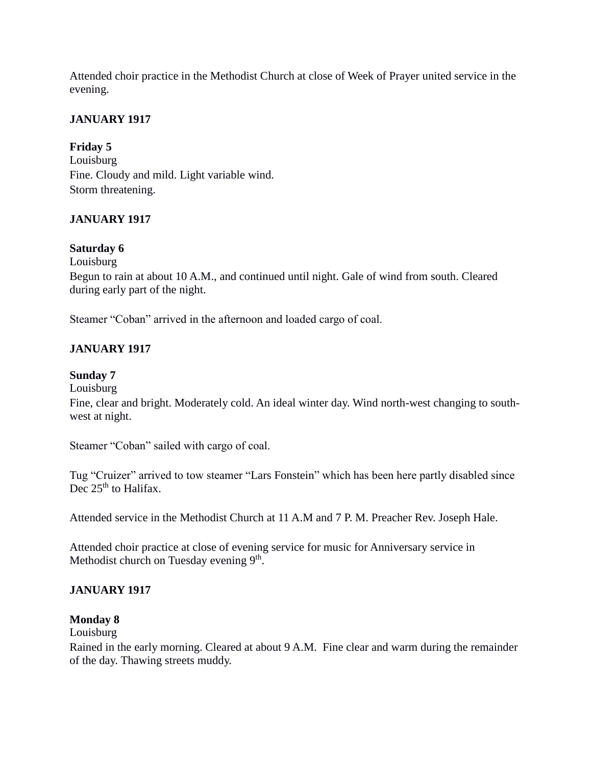Attended choir practice in the Methodist Church at close of Week of Prayer united service in the evening.

**JANUARY 1917**

**Friday 5**
Louisburg
Fine. Cloudy and mild. Light variable wind.
Storm threatening.

**JANUARY 1917**

**Saturday 6**
Louisburg
Begun to rain at about 10 A.M., and continued until night. Gale of wind from south. Cleared during early part of the night.

Steamer "Coban" arrived in the afternoon and loaded cargo of coal.

**JANUARY 1917**

**Sunday 7**
Louisburg
Fine, clear and bright. Moderately cold. An ideal winter day. Wind north-west changing to south-west at night.

Steamer "Coban" sailed with cargo of coal.

Tug "Cruizer" arrived to tow steamer "Lars Fonstein" which has been here partly disabled since Dec 25th to Halifax.

Attended service in the Methodist Church at 11 A.M and 7 P. M. Preacher Rev. Joseph Hale.

Attended choir practice at close of evening service for music for Anniversary service in Methodist church on Tuesday evening 9th.

**JANUARY 1917**

**Monday 8**
Louisburg
Rained in the early morning. Cleared at about 9 A.M. Fine clear and warm during the remainder of the day. Thawing streets muddy.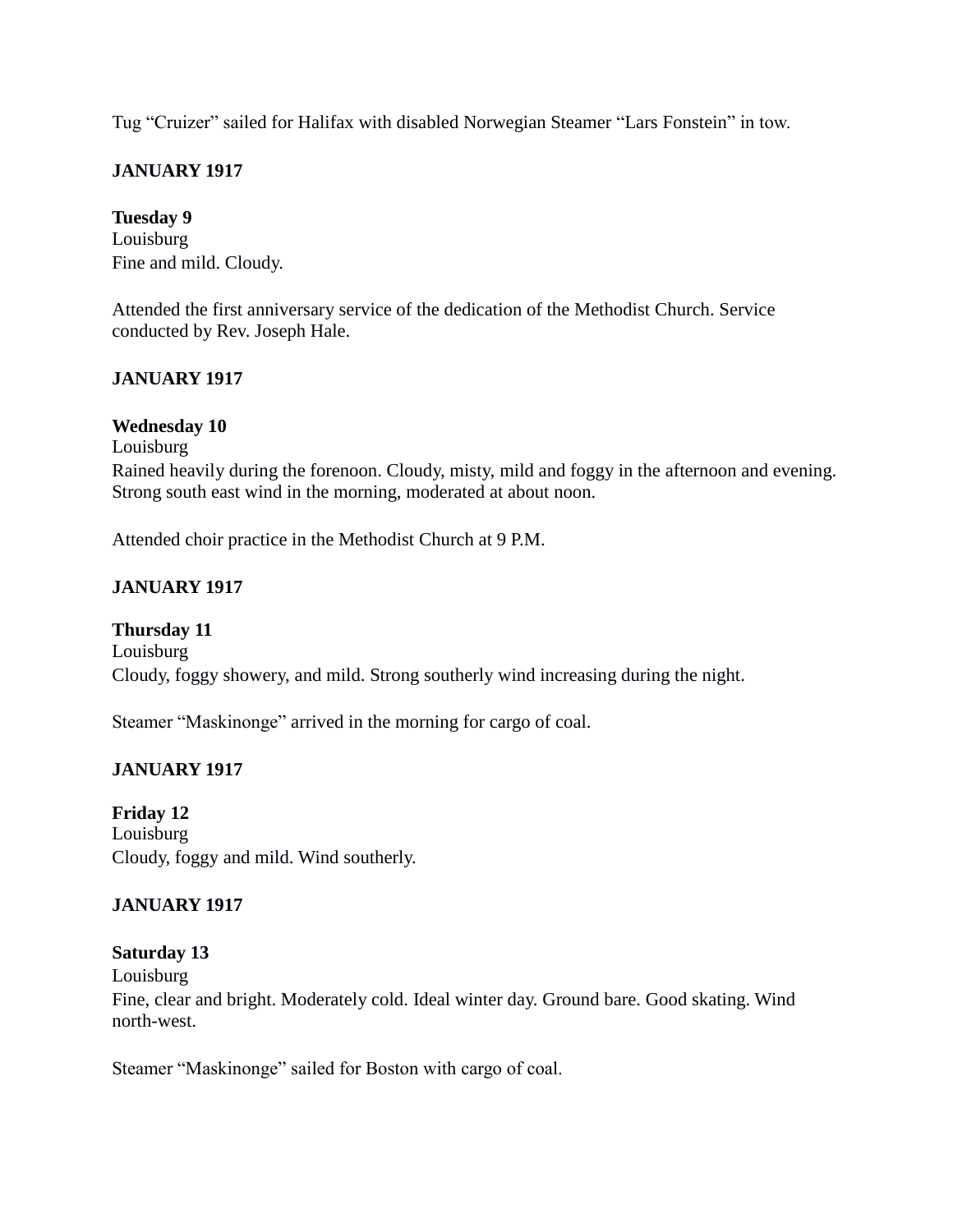Tug “Cruizer” sailed for Halifax with disabled Norwegian Steamer “Lars Fonstein” in tow.

**JANUARY 1917**

**Tuesday 9**
Louisburg
Fine and mild. Cloudy.

Attended the first anniversary service of the dedication of the Methodist Church. Service conducted by Rev. Joseph Hale.

**JANUARY 1917**

**Wednesday 10**
Louisburg
Rained heavily during the forenoon. Cloudy, misty, mild and foggy in the afternoon and evening. Strong south east wind in the morning, moderated at about noon.

Attended choir practice in the Methodist Church at 9 P.M.

**JANUARY 1917**

**Thursday 11**
Louisburg
Cloudy, foggy showery, and mild. Strong southerly wind increasing during the night.

Steamer “Maskinonge” arrived in the morning for cargo of coal.

**JANUARY 1917**

**Friday 12**
Louisburg
Cloudy, foggy and mild. Wind southerly.

**JANUARY 1917**

**Saturday 13**
Louisburg
Fine, clear and bright. Moderately cold. Ideal winter day. Ground bare. Good skating. Wind north-west.

Steamer “Maskinonge” sailed for Boston with cargo of coal.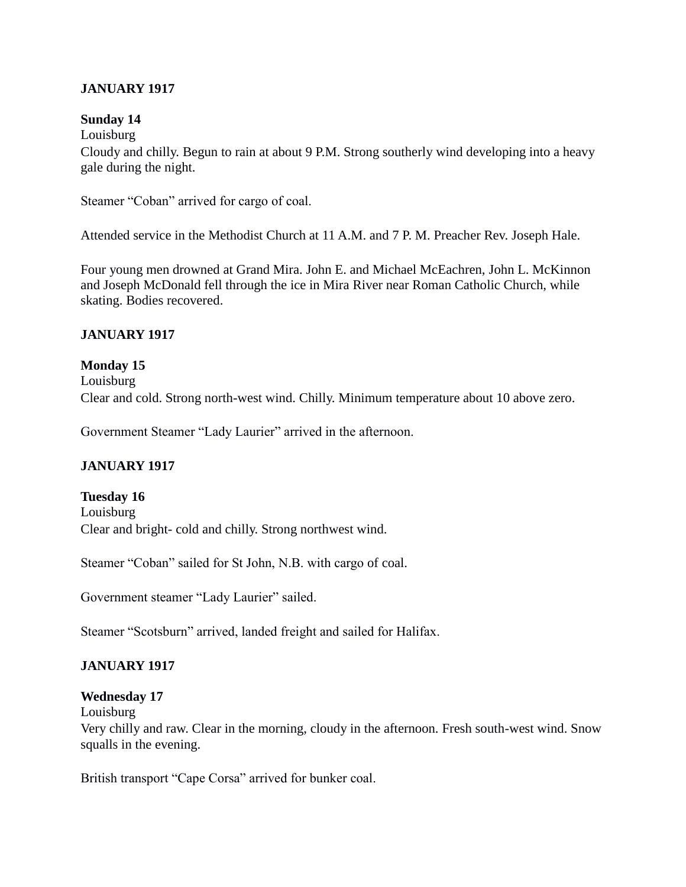**JANUARY 1917**

**Sunday 14**
Louisburg
Cloudy and chilly. Begun to rain at about 9 P.M. Strong southerly wind developing into a heavy gale during the night.

Steamer "Coban" arrived for cargo of coal.

Attended service in the Methodist Church at 11 A.M. and 7 P. M. Preacher Rev. Joseph Hale.

Four young men drowned at Grand Mira. John E. and Michael McEachren, John L. McKinnon and Joseph McDonald fell through the ice in Mira River near Roman Catholic Church, while skating. Bodies recovered.

**JANUARY 1917**

**Monday 15**
Louisburg
Clear and cold. Strong north-west wind. Chilly. Minimum temperature about 10 above zero.

Government Steamer "Lady Laurier" arrived in the afternoon.

**JANUARY 1917**

**Tuesday 16**
Louisburg
Clear and bright- cold and chilly. Strong northwest wind.

Steamer "Coban" sailed for St John, N.B. with cargo of coal.

Government steamer "Lady Laurier" sailed.

Steamer "Scotsburn" arrived, landed freight and sailed for Halifax.

**JANUARY 1917**

**Wednesday 17**
Louisburg
Very chilly and raw. Clear in the morning, cloudy in the afternoon. Fresh south-west wind. Snow squalls in the evening.

British transport "Cape Corsa" arrived for bunker coal.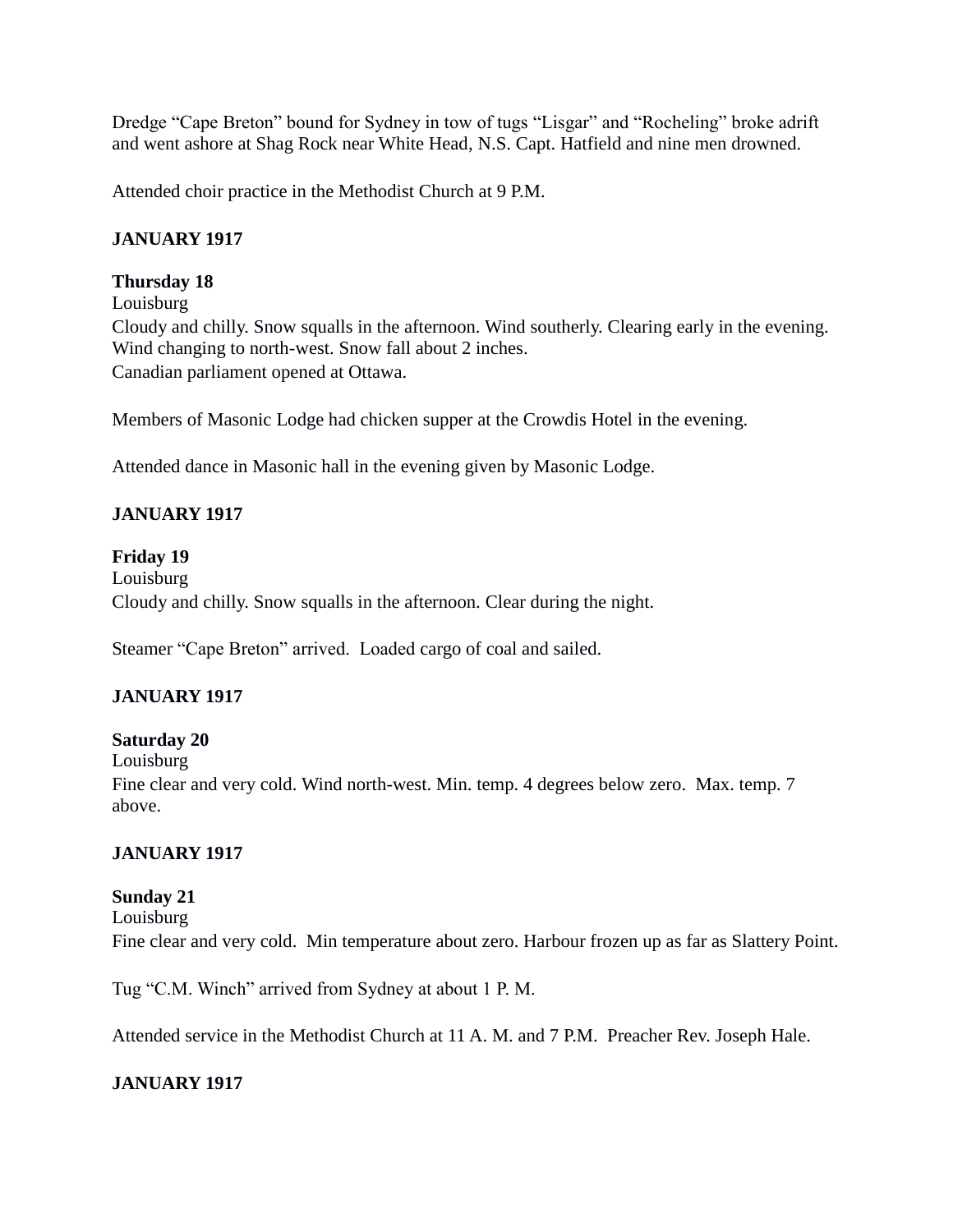Dredge "Cape Breton" bound for Sydney in tow of tugs "Lisgar" and "Rocheling" broke adrift and went ashore at Shag Rock near White Head, N.S. Capt. Hatfield and nine men drowned.

Attended choir practice in the Methodist Church at 9 P.M.

**JANUARY 1917**

**Thursday 18**
Louisburg
Cloudy and chilly. Snow squalls in the afternoon. Wind southerly. Clearing early in the evening. Wind changing to north-west. Snow fall about 2 inches.
Canadian parliament opened at Ottawa.

Members of Masonic Lodge had chicken supper at the Crowdis Hotel in the evening.

Attended dance in Masonic hall in the evening given by Masonic Lodge.

**JANUARY 1917**

**Friday 19**
Louisburg
Cloudy and chilly. Snow squalls in the afternoon. Clear during the night.

Steamer "Cape Breton" arrived. Loaded cargo of coal and sailed.

**JANUARY 1917**

**Saturday 20**
Louisburg
Fine clear and very cold. Wind north-west. Min. temp. 4 degrees below zero. Max. temp. 7 above.

**JANUARY 1917**

**Sunday 21**
Louisburg
Fine clear and very cold. Min temperature about zero. Harbour frozen up as far as Slattery Point.

Tug "C.M. Winch" arrived from Sydney at about 1 P. M.

Attended service in the Methodist Church at 11 A. M. and 7 P.M. Preacher Rev. Joseph Hale.

**JANUARY 1917**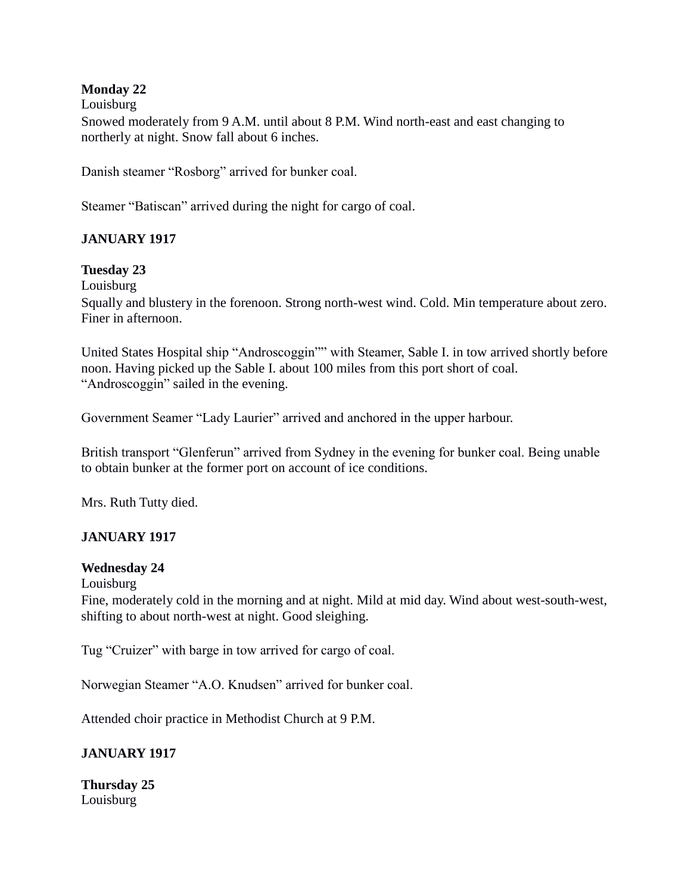**Monday 22**

Louisburg

Snowed moderately from 9 A.M. until about 8 P.M. Wind north-east and east changing to northerly at night. Snow fall about 6 inches.

Danish steamer “Rosborg” arrived for bunker coal.

Steamer “Batiscan” arrived during the night for cargo of coal.

**JANUARY 1917**

**Tuesday 23**

Louisburg

Squally and blustery in the forenoon. Strong north-west wind. Cold. Min temperature about zero. Finer in afternoon.

United States Hospital ship “Androscoggin”” with Steamer, Sable I. in tow arrived shortly before noon. Having picked up the Sable I. about 100 miles from this port short of coal. “Androscoggin” sailed in the evening.

Government Seamer “Lady Laurier” arrived and anchored in the upper harbour.

British transport “Glenferun” arrived from Sydney in the evening for bunker coal. Being unable to obtain bunker at the former port on account of ice conditions.

Mrs. Ruth Tutty died.

**JANUARY 1917**

**Wednesday 24**

Louisburg

Fine, moderately cold in the morning and at night. Mild at mid day. Wind about west-south-west, shifting to about north-west at night. Good sleighing.

Tug “Cruizer” with barge in tow arrived for cargo of coal.

Norwegian Steamer “A.O. Knudsen” arrived for bunker coal.

Attended choir practice in Methodist Church at 9 P.M.

**JANUARY 1917**

**Thursday 25**

Louisburg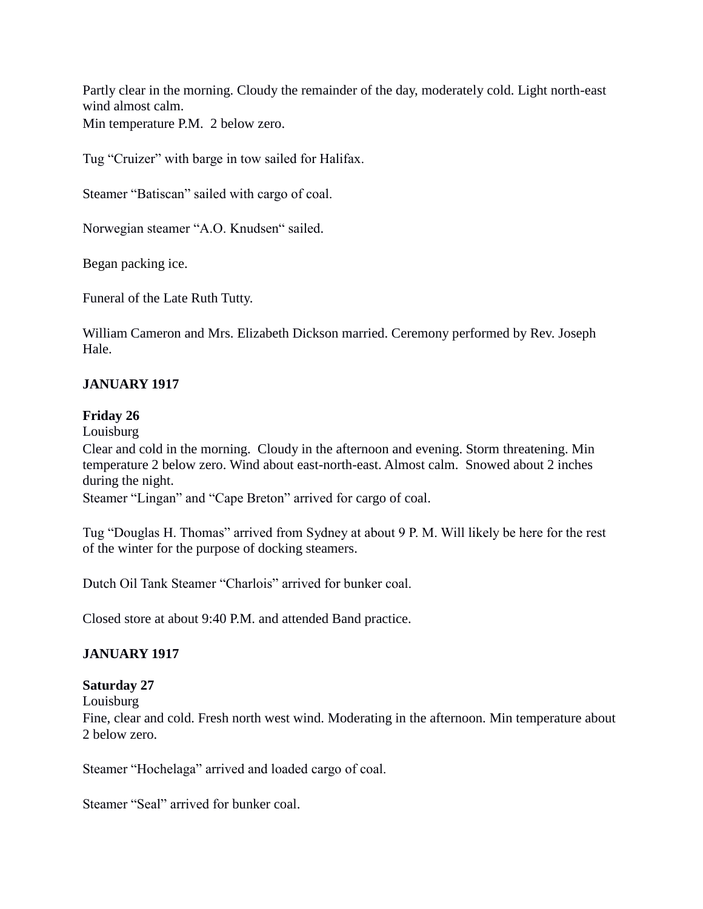Partly clear in the morning. Cloudy the remainder of the day, moderately cold. Light north-east wind almost calm.
Min temperature P.M. 2 below zero.

Tug "Cruizer" with barge in tow sailed for Halifax.

Steamer "Batiscan" sailed with cargo of coal.

Norwegian steamer "A.O. Knudsen" sailed.

Began packing ice.

Funeral of the Late Ruth Tutty.

William Cameron and Mrs. Elizabeth Dickson married. Ceremony performed by Rev. Joseph Hale.

**JANUARY 1917**

**Friday 26**
Louisburg
Clear and cold in the morning. Cloudy in the afternoon and evening. Storm threatening. Min temperature 2 below zero. Wind about east-north-east. Almost calm. Snowed about 2 inches during the night.
Steamer "Lingan" and "Cape Breton" arrived for cargo of coal.

Tug "Douglas H. Thomas" arrived from Sydney at about 9 P. M. Will likely be here for the rest of the winter for the purpose of docking steamers.

Dutch Oil Tank Steamer "Charlois" arrived for bunker coal.

Closed store at about 9:40 P.M. and attended Band practice.

**JANUARY 1917**

**Saturday 27**
Louisburg
Fine, clear and cold. Fresh north west wind. Moderating in the afternoon. Min temperature about 2 below zero.

Steamer "Hochelaga" arrived and loaded cargo of coal.

Steamer "Seal" arrived for bunker coal.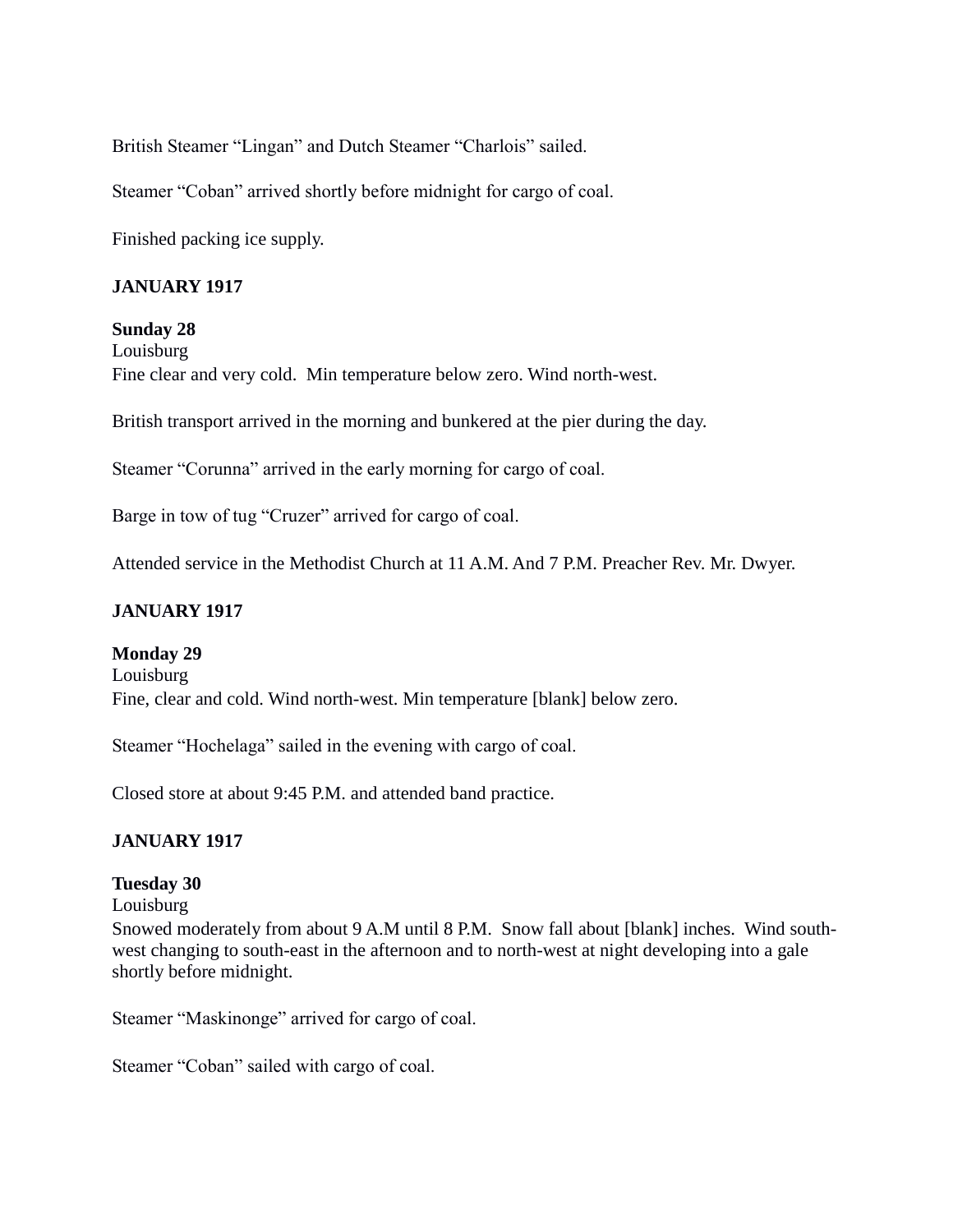British Steamer “Lingan” and Dutch Steamer “Charlois” sailed.

Steamer “Coban” arrived shortly before midnight for cargo of coal.

Finished packing ice supply.

**JANUARY 1917**

**Sunday 28**
Louisburg
Fine clear and very cold. Min temperature below zero. Wind north-west.

British transport arrived in the morning and bunkered at the pier during the day.

Steamer “Corunna” arrived in the early morning for cargo of coal.

Barge in tow of tug “Cruzer” arrived for cargo of coal.

Attended service in the Methodist Church at 11 A.M. And 7 P.M. Preacher Rev. Mr. Dwyer.

**JANUARY 1917**

**Monday 29**
Louisburg
Fine, clear and cold. Wind north-west. Min temperature [blank] below zero.

Steamer “Hochelaga” sailed in the evening with cargo of coal.

Closed store at about 9:45 P.M. and attended band practice.

**JANUARY 1917**

**Tuesday 30**
Louisburg
Snowed moderately from about 9 A.M until 8 P.M. Snow fall about [blank] inches. Wind south-west changing to south-east in the afternoon and to north-west at night developing into a gale shortly before midnight.

Steamer “Maskinonge” arrived for cargo of coal.

Steamer “Coban” sailed with cargo of coal.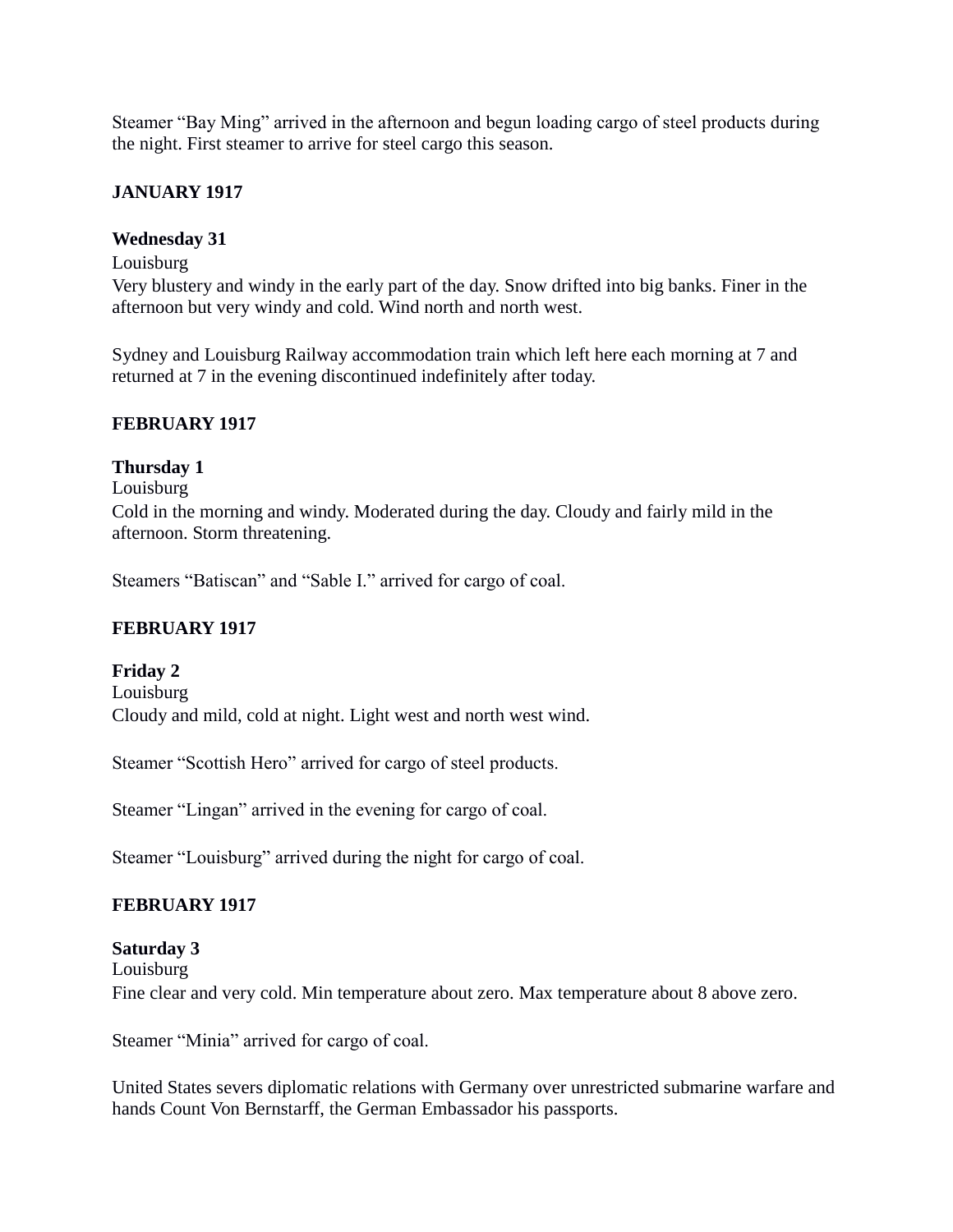Steamer "Bay Ming" arrived in the afternoon and begun loading cargo of steel products during the night. First steamer to arrive for steel cargo this season.

**JANUARY 1917**

**Wednesday 31**

Louisburg

Very blustery and windy in the early part of the day. Snow drifted into big banks. Finer in the afternoon but very windy and cold. Wind north and north west.

Sydney and Louisburg Railway accommodation train which left here each morning at 7 and returned at 7 in the evening discontinued indefinitely after today.

**FEBRUARY 1917**

**Thursday 1**

Louisburg

Cold in the morning and windy. Moderated during the day. Cloudy and fairly mild in the afternoon. Storm threatening.

Steamers "Batiscan" and "Sable I." arrived for cargo of coal.

**FEBRUARY 1917**

**Friday 2**

Louisburg

Cloudy and mild, cold at night. Light west and north west wind.

Steamer "Scottish Hero" arrived for cargo of steel products.

Steamer "Lingan" arrived in the evening for cargo of coal.

Steamer "Louisburg" arrived during the night for cargo of coal.

**FEBRUARY 1917**

**Saturday 3**

Louisburg

Fine clear and very cold. Min temperature about zero. Max temperature about 8 above zero.

Steamer "Minia" arrived for cargo of coal.

United States severs diplomatic relations with Germany over unrestricted submarine warfare and hands Count Von Bernstarff, the German Embassador his passports.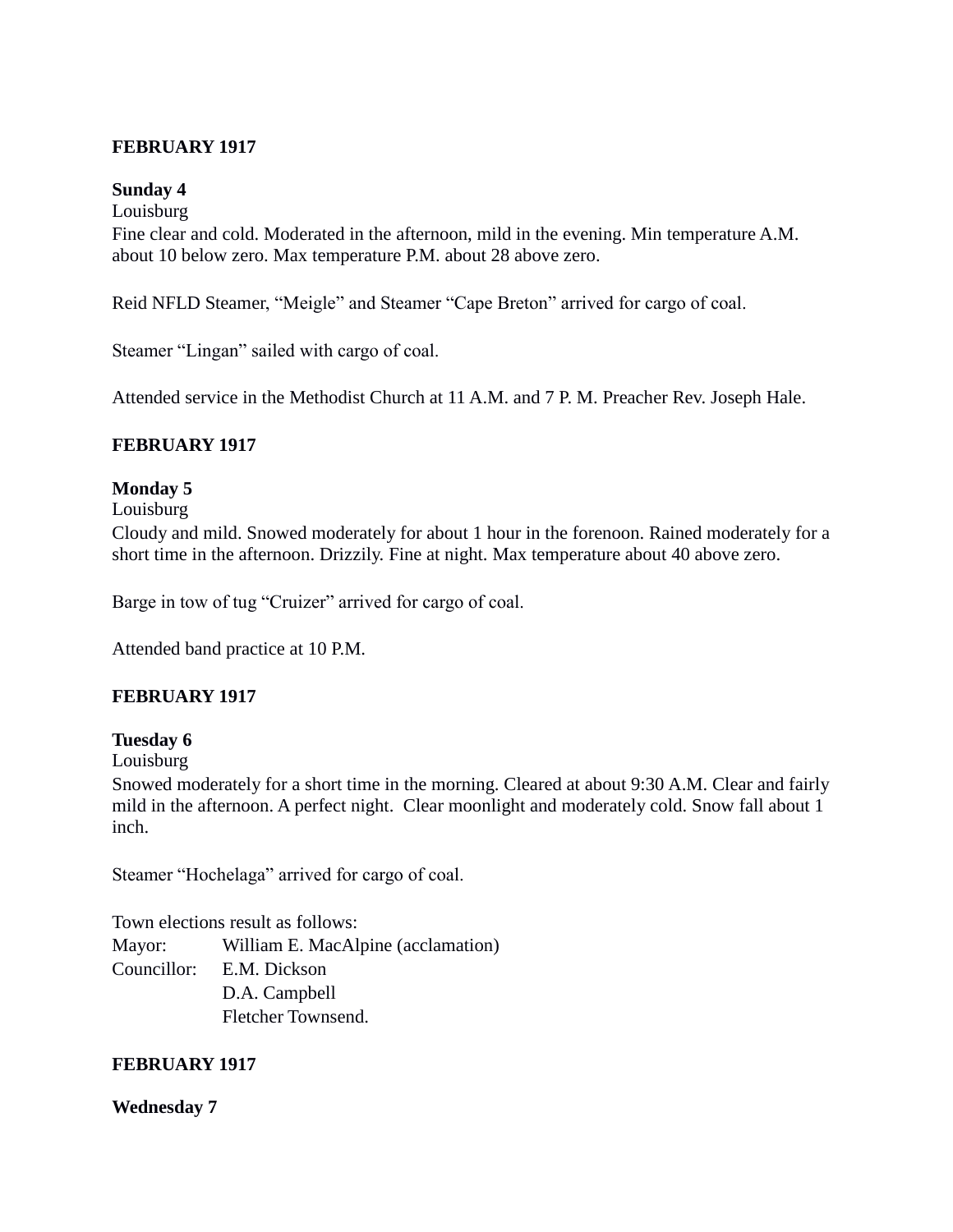**FEBRUARY 1917**

**Sunday 4**

Louisburg

Fine clear and cold. Moderated in the afternoon, mild in the evening. Min temperature A.M. about 10 below zero. Max temperature P.M. about 28 above zero.

Reid NFLD Steamer, "Meigle" and Steamer "Cape Breton" arrived for cargo of coal.

Steamer "Lingan" sailed with cargo of coal.

Attended service in the Methodist Church at 11 A.M. and 7 P. M. Preacher Rev. Joseph Hale.

**FEBRUARY 1917**

**Monday 5**

Louisburg

Cloudy and mild. Snowed moderately for about 1 hour in the forenoon. Rained moderately for a short time in the afternoon. Drizzily. Fine at night. Max temperature about 40 above zero.

Barge in tow of tug "Cruizer" arrived for cargo of coal.

Attended band practice at 10 P.M.

**FEBRUARY 1917**

**Tuesday 6**

Louisburg

Snowed moderately for a short time in the morning. Cleared at about 9:30 A.M. Clear and fairly mild in the afternoon. A perfect night. Clear moonlight and moderately cold. Snow fall about 1 inch.

Steamer "Hochelaga" arrived for cargo of coal.

Town elections result as follows:

Mayor: William E. MacAlpine (acclamation)

Councillor: E.M. Dickson
D.A. Campbell
Fletcher Townsend.

**FEBRUARY 1917**

**Wednesday 7**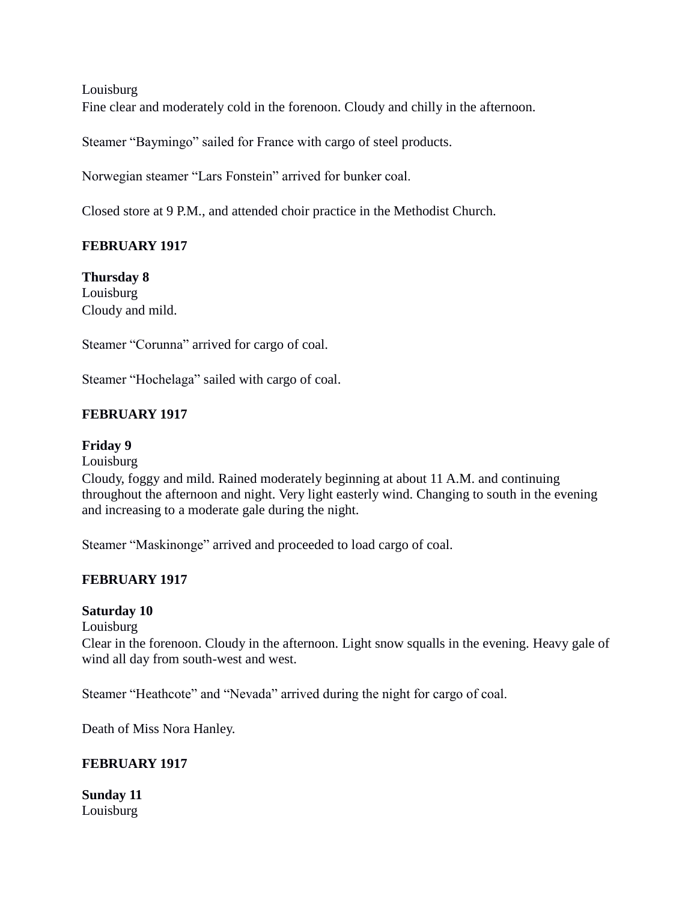Louisburg
Fine clear and moderately cold in the forenoon. Cloudy and chilly in the afternoon.

Steamer "Baymingo" sailed for France with cargo of steel products.

Norwegian steamer "Lars Fonstein" arrived for bunker coal.

Closed store at 9 P.M., and attended choir practice in the Methodist Church.

**FEBRUARY 1917**

**Thursday 8**
Louisburg
Cloudy and mild.

Steamer "Corunna" arrived for cargo of coal.

Steamer "Hochelaga" sailed with cargo of coal.

**FEBRUARY 1917**

**Friday 9**
Louisburg
Cloudy, foggy and mild. Rained moderately beginning at about 11 A.M. and continuing throughout the afternoon and night. Very light easterly wind. Changing to south in the evening and increasing to a moderate gale during the night.

Steamer "Maskinonge" arrived and proceeded to load cargo of coal.

**FEBRUARY 1917**

**Saturday 10**
Louisburg
Clear in the forenoon. Cloudy in the afternoon. Light snow squalls in the evening. Heavy gale of wind all day from south-west and west.

Steamer "Heathcote" and "Nevada" arrived during the night for cargo of coal.

Death of Miss Nora Hanley.

**FEBRUARY 1917**

**Sunday 11**
Louisburg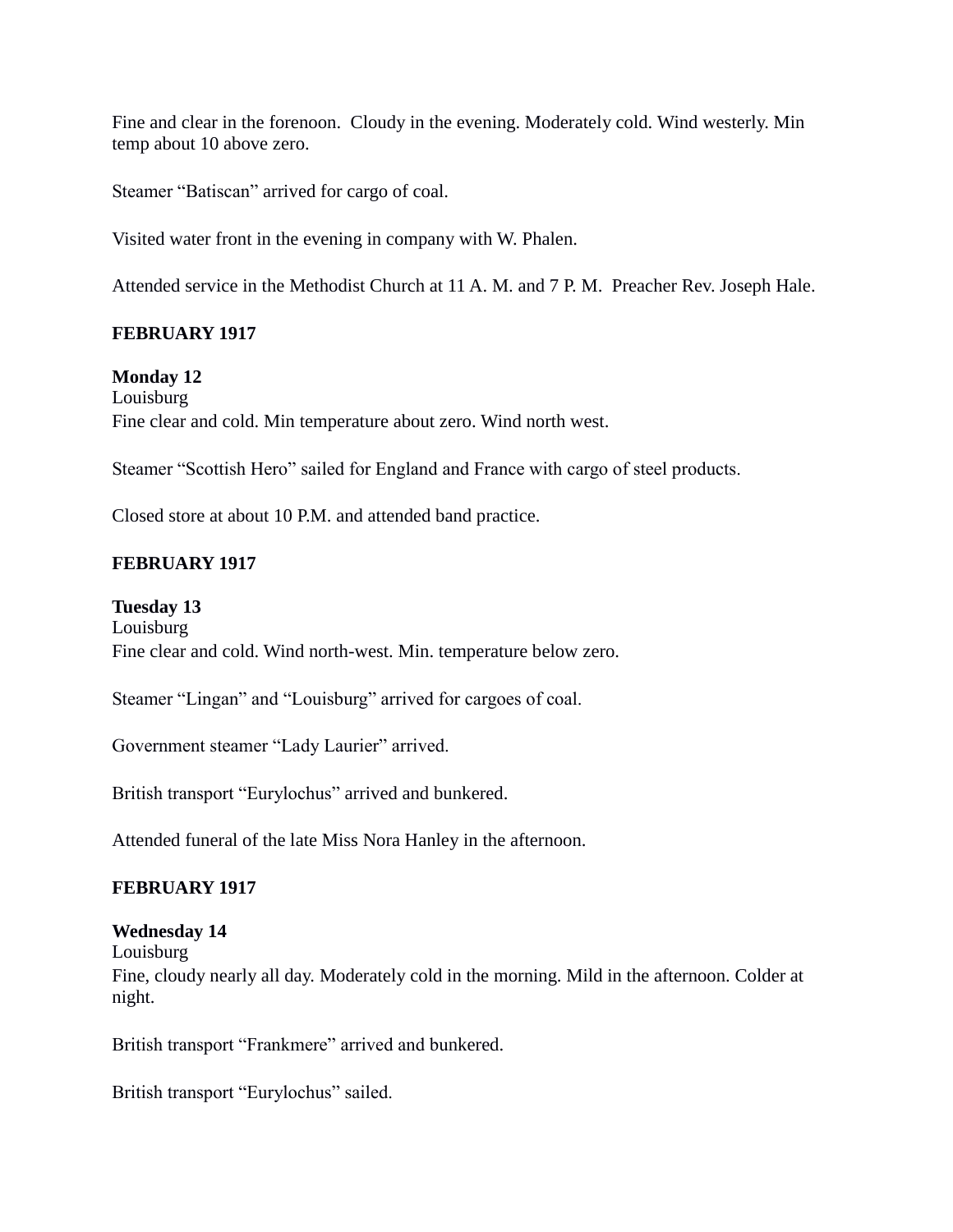Fine and clear in the forenoon.  Cloudy in the evening. Moderately cold. Wind westerly. Min temp about 10 above zero.

Steamer "Batiscan" arrived for cargo of coal.

Visited water front in the evening in company with W. Phalen.

Attended service in the Methodist Church at 11 A. M. and 7 P. M.  Preacher Rev. Joseph Hale.

**FEBRUARY 1917**

**Monday 12**
Louisburg
Fine clear and cold. Min temperature about zero. Wind north west.

Steamer "Scottish Hero" sailed for England and France with cargo of steel products.

Closed store at about 10 P.M. and attended band practice.

**FEBRUARY 1917**

**Tuesday 13**
Louisburg
Fine clear and cold. Wind north-west. Min. temperature below zero.

Steamer "Lingan" and "Louisburg" arrived for cargoes of coal.

Government steamer "Lady Laurier" arrived.

British transport "Eurylochus" arrived and bunkered.

Attended funeral of the late Miss Nora Hanley in the afternoon.

**FEBRUARY 1917**

**Wednesday 14**
Louisburg
Fine, cloudy nearly all day. Moderately cold in the morning. Mild in the afternoon. Colder at night.

British transport "Frankmere" arrived and bunkered.

British transport "Eurylochus" sailed.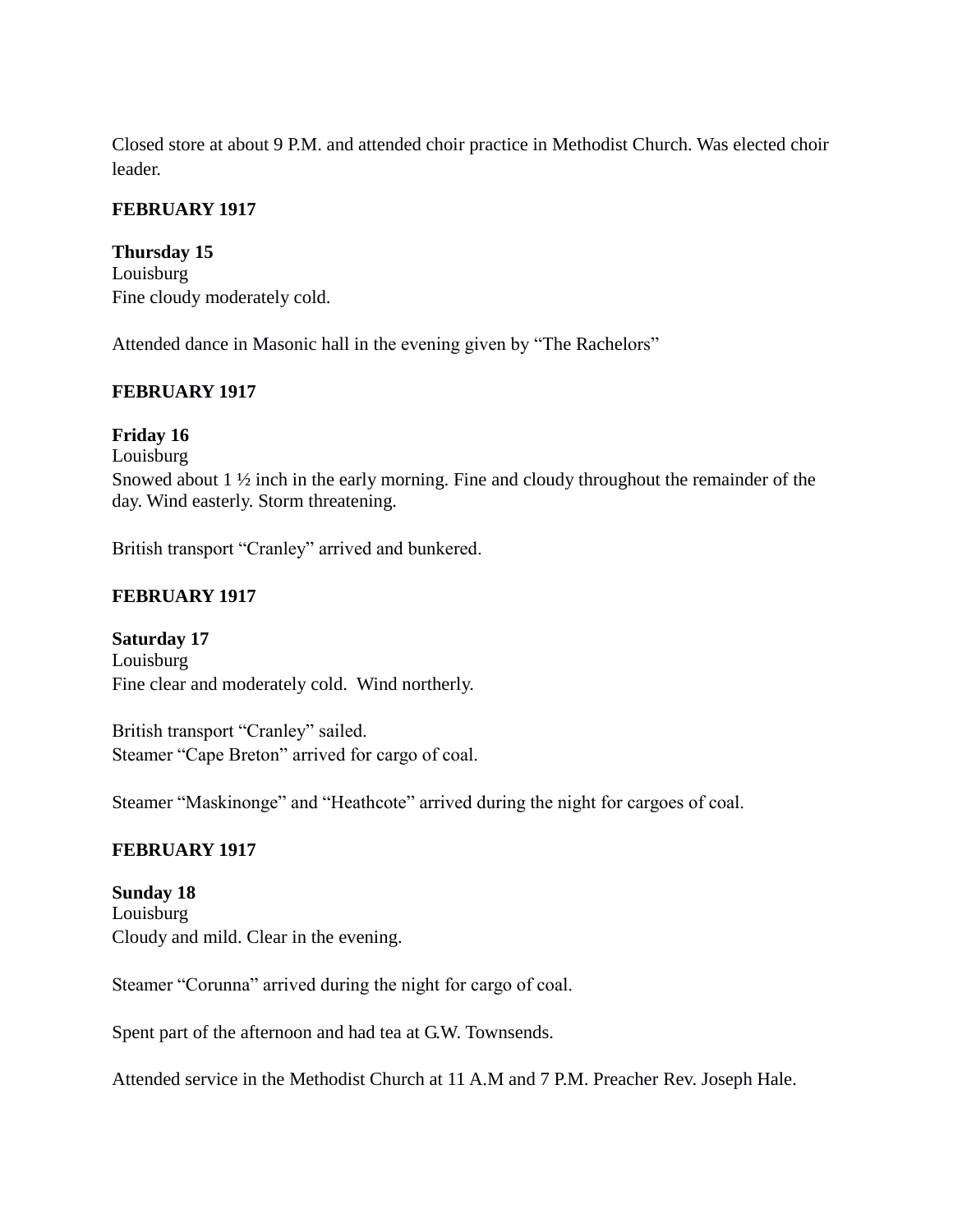Closed store at about 9 P.M. and attended choir practice in Methodist Church. Was elected choir leader.

**FEBRUARY 1917**

**Thursday 15**
Louisburg
Fine cloudy moderately cold.

Attended dance in Masonic hall in the evening given by "The Rachelors"

**FEBRUARY 1917**

**Friday 16**
Louisburg
Snowed about 1 ½ inch in the early morning. Fine and cloudy throughout the remainder of the day. Wind easterly. Storm threatening.

British transport "Cranley" arrived and bunkered.

**FEBRUARY 1917**

**Saturday 17**
Louisburg
Fine clear and moderately cold. Wind northerly.

British transport "Cranley" sailed.
Steamer "Cape Breton" arrived for cargo of coal.

Steamer "Maskinonge" and "Heathcote" arrived during the night for cargoes of coal.

**FEBRUARY 1917**

**Sunday 18**
Louisburg
Cloudy and mild. Clear in the evening.

Steamer "Corunna" arrived during the night for cargo of coal.

Spent part of the afternoon and had tea at G.W. Townsends.

Attended service in the Methodist Church at 11 A.M and 7 P.M. Preacher Rev. Joseph Hale.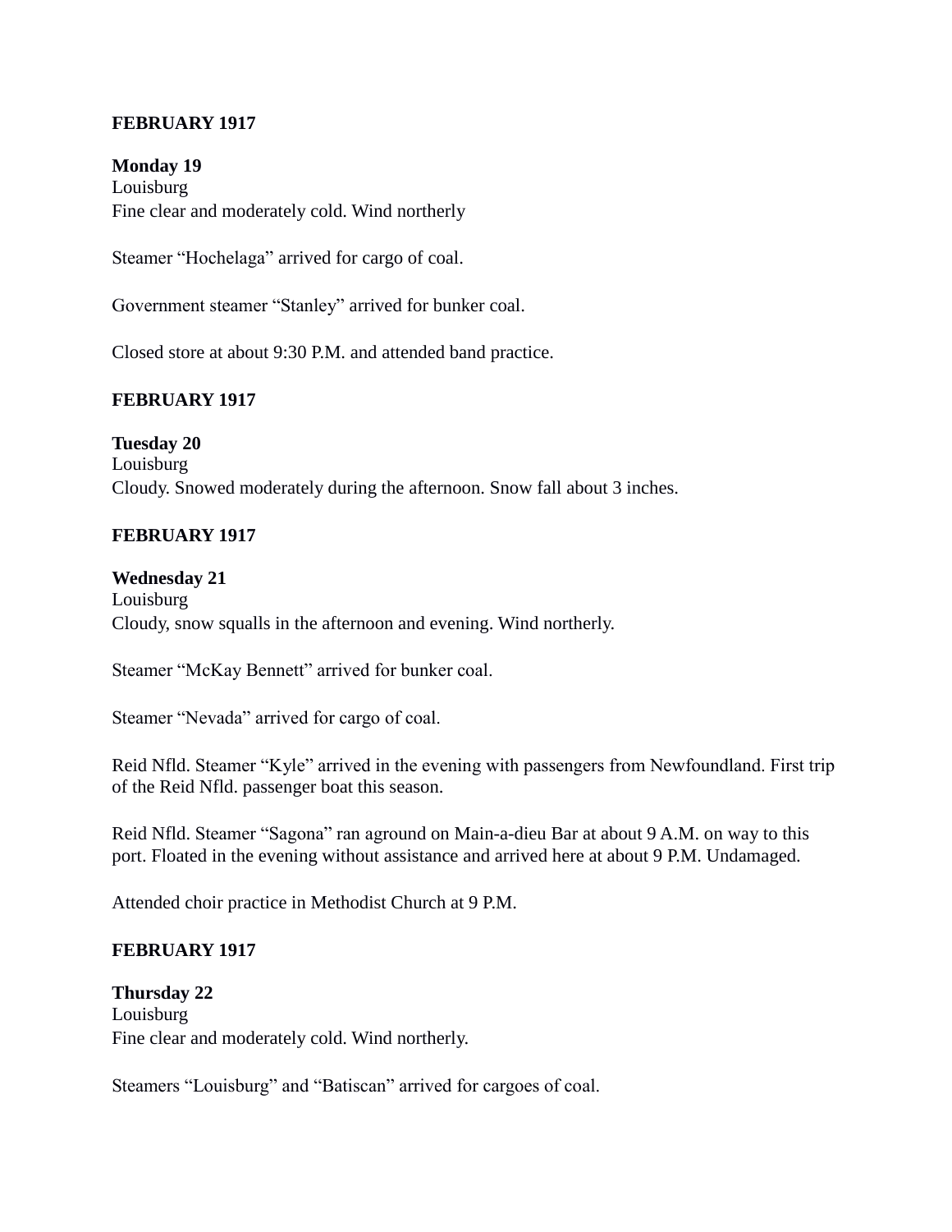**FEBRUARY 1917**

**Monday 19**
Louisburg
Fine clear and moderately cold. Wind northerly

Steamer "Hochelaga" arrived for cargo of coal.

Government steamer "Stanley" arrived for bunker coal.

Closed store at about 9:30 P.M. and attended band practice.

**FEBRUARY 1917**

**Tuesday 20**
Louisburg
Cloudy. Snowed moderately during the afternoon. Snow fall about 3 inches.

**FEBRUARY 1917**

**Wednesday 21**
Louisburg
Cloudy, snow squalls in the afternoon and evening. Wind northerly.

Steamer "McKay Bennett" arrived for bunker coal.

Steamer "Nevada" arrived for cargo of coal.

Reid Nfld. Steamer "Kyle" arrived in the evening with passengers from Newfoundland. First trip of the Reid Nfld. passenger boat this season.

Reid Nfld. Steamer "Sagona" ran aground on Main-a-dieu Bar at about 9 A.M. on way to this port. Floated in the evening without assistance and arrived here at about 9 P.M. Undamaged.

Attended choir practice in Methodist Church at 9 P.M.

**FEBRUARY 1917**

**Thursday 22**
Louisburg
Fine clear and moderately cold. Wind northerly.

Steamers "Louisburg" and "Batiscan" arrived for cargoes of coal.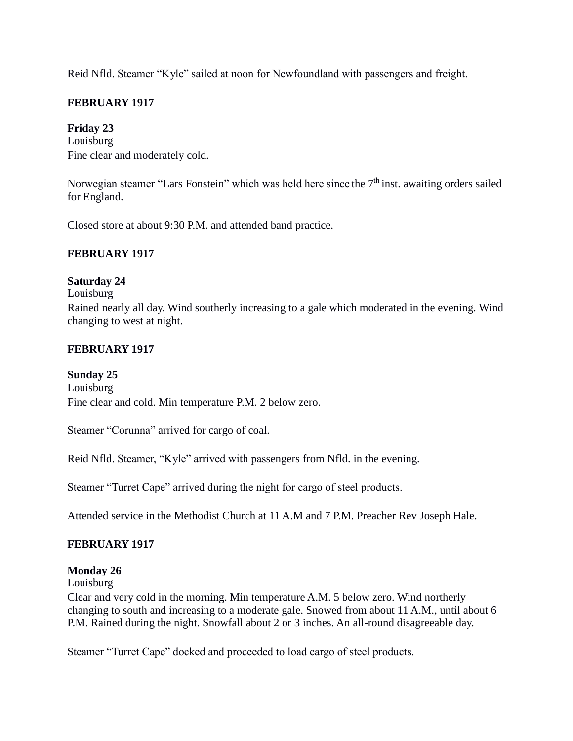Reid Nfld. Steamer “Kyle” sailed at noon for Newfoundland with passengers and freight.

**FEBRUARY 1917**

**Friday 23**
Louisburg
Fine clear and moderately cold.

Norwegian steamer “Lars Fonstein” which was held here since the 7th inst. awaiting orders sailed for England.

Closed store at about 9:30 P.M. and attended band practice.

**FEBRUARY 1917**

**Saturday 24**
Louisburg
Rained nearly all day. Wind southerly increasing to a gale which moderated in the evening. Wind changing to west at night.

**FEBRUARY 1917**

**Sunday 25**
Louisburg
Fine clear and cold. Min temperature P.M. 2 below zero.

Steamer “Corunna” arrived for cargo of coal.

Reid Nfld. Steamer, “Kyle” arrived with passengers from Nfld. in the evening.

Steamer “Turret Cape” arrived during the night for cargo of steel products.

Attended service in the Methodist Church at 11 A.M and 7 P.M. Preacher Rev Joseph Hale.

**FEBRUARY 1917**

**Monday 26**
Louisburg
Clear and very cold in the morning. Min temperature A.M. 5 below zero. Wind northerly changing to south and increasing to a moderate gale. Snowed from about 11 A.M., until about 6 P.M. Rained during the night. Snowfall about 2 or 3 inches. An all-round disagreeable day.

Steamer “Turret Cape” docked and proceeded to load cargo of steel products.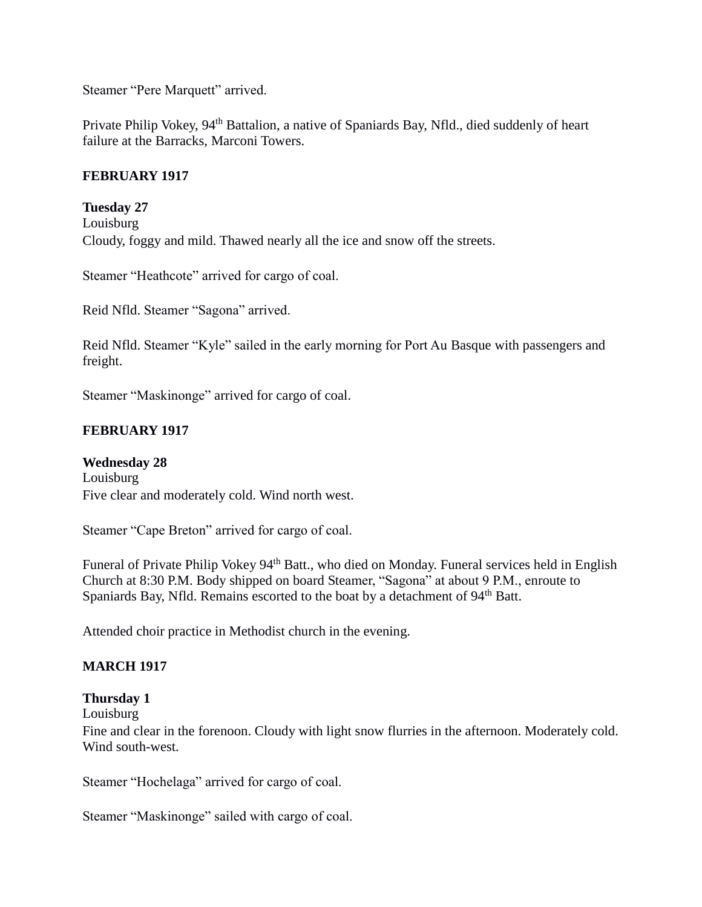Steamer "Pere Marquett" arrived.

Private Philip Vokey, 94th Battalion, a native of Spaniards Bay, Nfld., died suddenly of heart failure at the Barracks, Marconi Towers.

**FEBRUARY 1917**

**Tuesday 27**
Louisburg
Cloudy, foggy and mild. Thawed nearly all the ice and snow off the streets.

Steamer "Heathcote" arrived for cargo of coal.

Reid Nfld. Steamer "Sagona" arrived.

Reid Nfld. Steamer "Kyle" sailed in the early morning for Port Au Basque with passengers and freight.

Steamer "Maskinonge" arrived for cargo of coal.

**FEBRUARY 1917**

**Wednesday 28**
Louisburg
Five clear and moderately cold. Wind north west.

Steamer "Cape Breton" arrived for cargo of coal.

Funeral of Private Philip Vokey 94th Batt., who died on Monday. Funeral services held in English Church at 8:30 P.M. Body shipped on board Steamer, "Sagona" at about 9 P.M., enroute to Spaniards Bay, Nfld. Remains escorted to the boat by a detachment of 94th Batt.

Attended choir practice in Methodist church in the evening.

**MARCH 1917**

**Thursday 1**
Louisburg
Fine and clear in the forenoon. Cloudy with light snow flurries in the afternoon. Moderately cold. Wind south-west.

Steamer "Hochelaga" arrived for cargo of coal.

Steamer "Maskinonge" sailed with cargo of coal.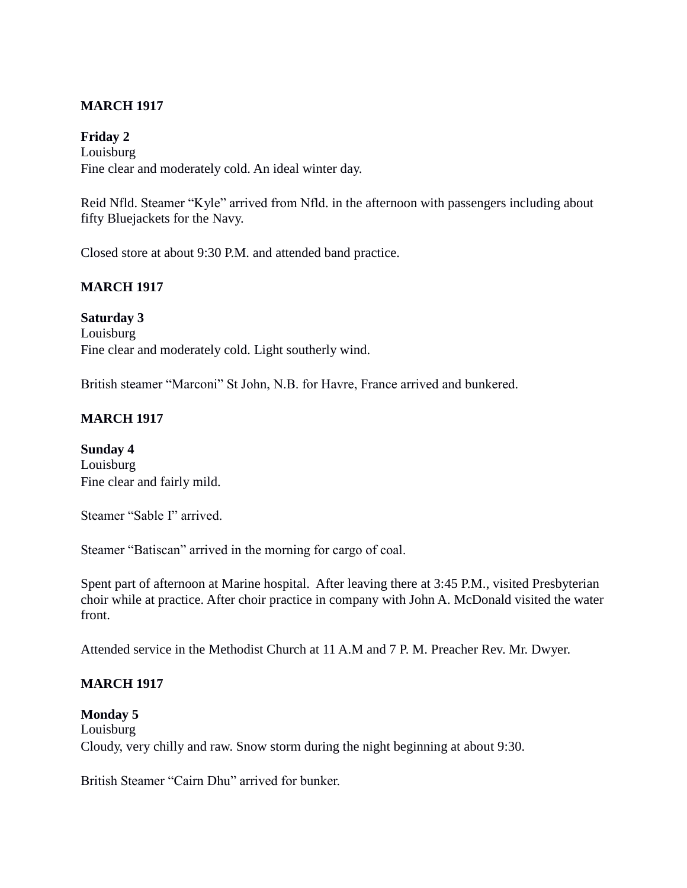**MARCH 1917**

**Friday 2**
Louisburg
Fine clear and moderately cold. An ideal winter day.

Reid Nfld. Steamer "Kyle" arrived from Nfld. in the afternoon with passengers including about fifty Bluejackets for the Navy.

Closed store at about 9:30 P.M. and attended band practice.

**MARCH 1917**

**Saturday 3**
Louisburg
Fine clear and moderately cold. Light southerly wind.

British steamer "Marconi" St John, N.B. for Havre, France arrived and bunkered.

**MARCH 1917**

**Sunday 4**
Louisburg
Fine clear and fairly mild.

Steamer "Sable I" arrived.

Steamer "Batiscan" arrived in the morning for cargo of coal.

Spent part of afternoon at Marine hospital. After leaving there at 3:45 P.M., visited Presbyterian choir while at practice. After choir practice in company with John A. McDonald visited the water front.

Attended service in the Methodist Church at 11 A.M and 7 P. M. Preacher Rev. Mr. Dwyer.

**MARCH 1917**

**Monday 5**
Louisburg
Cloudy, very chilly and raw. Snow storm during the night beginning at about 9:30.

British Steamer "Cairn Dhu" arrived for bunker.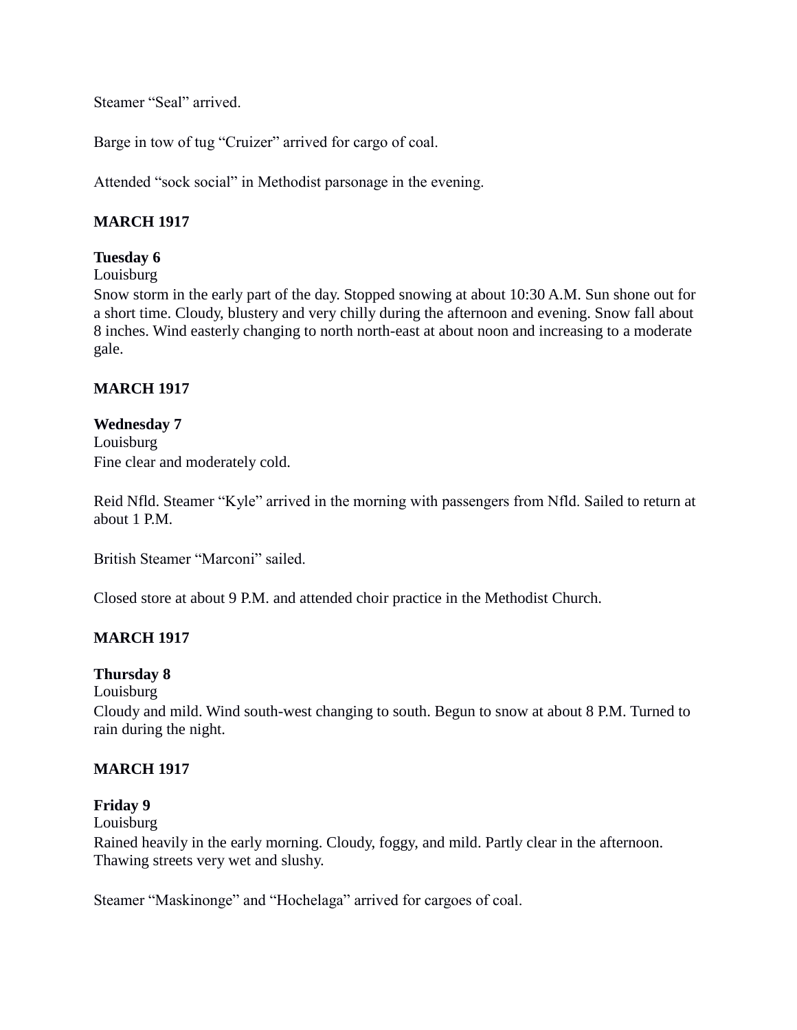Steamer "Seal" arrived.

Barge in tow of tug "Cruizer" arrived for cargo of coal.

Attended "sock social" in Methodist parsonage in the evening.

**MARCH 1917**

**Tuesday 6**
Louisburg
Snow storm in the early part of the day. Stopped snowing at about 10:30 A.M. Sun shone out for a short time. Cloudy, blustery and very chilly during the afternoon and evening. Snow fall about 8 inches. Wind easterly changing to north north-east at about noon and increasing to a moderate gale.

**MARCH 1917**

**Wednesday 7**
Louisburg
Fine clear and moderately cold.

Reid Nfld. Steamer "Kyle" arrived in the morning with passengers from Nfld. Sailed to return at about 1 P.M.

British Steamer "Marconi" sailed.

Closed store at about 9 P.M. and attended choir practice in the Methodist Church.

**MARCH 1917**

**Thursday 8**
Louisburg
Cloudy and mild. Wind south-west changing to south. Begun to snow at about 8 P.M. Turned to rain during the night.

**MARCH 1917**

**Friday 9**
Louisburg
Rained heavily in the early morning. Cloudy, foggy, and mild. Partly clear in the afternoon. Thawing streets very wet and slushy.

Steamer "Maskinonge" and "Hochelaga" arrived for cargoes of coal.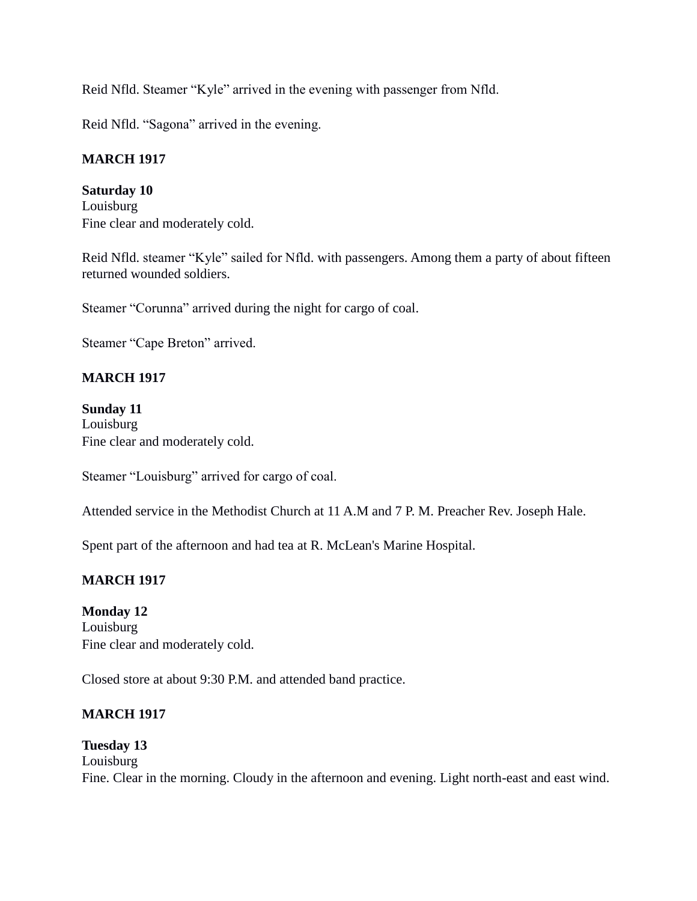Reid Nfld. Steamer “Kyle” arrived in the evening with passenger from Nfld.

Reid Nfld. “Sagona” arrived in the evening.

**MARCH 1917**

**Saturday 10**
Louisburg
Fine clear and moderately cold.

Reid Nfld. steamer “Kyle” sailed for Nfld. with passengers. Among them a party of about fifteen returned wounded soldiers.

Steamer “Corunna” arrived during the night for cargo of coal.

Steamer “Cape Breton” arrived.

**MARCH 1917**

**Sunday 11**
Louisburg
Fine clear and moderately cold.

Steamer “Louisburg” arrived for cargo of coal.

Attended service in the Methodist Church at 11 A.M and 7 P. M. Preacher Rev. Joseph Hale.

Spent part of the afternoon and had tea at R. McLean's Marine Hospital.

**MARCH 1917**

**Monday 12**
Louisburg
Fine clear and moderately cold.

Closed store at about 9:30 P.M. and attended band practice.

**MARCH 1917**

**Tuesday 13**
Louisburg
Fine. Clear in the morning. Cloudy in the afternoon and evening. Light north-east and east wind.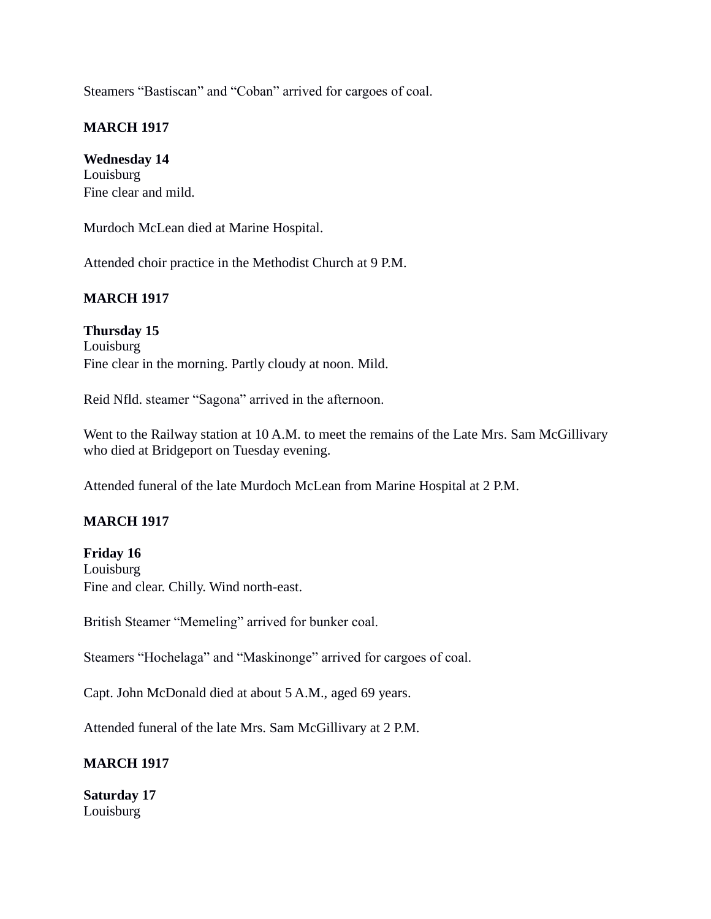Steamers “Bastiscan” and “Coban” arrived for cargoes of coal.

**MARCH 1917**

**Wednesday 14**
Louisburg
Fine clear and mild.

Murdoch McLean died at Marine Hospital.

Attended choir practice in the Methodist Church at 9 P.M.

**MARCH 1917**

**Thursday 15**
Louisburg
Fine clear in the morning. Partly cloudy at noon. Mild.

Reid Nfld. steamer “Sagona” arrived in the afternoon.

Went to the Railway station at 10 A.M. to meet the remains of the Late Mrs. Sam McGillivary who died at Bridgeport on Tuesday evening.

Attended funeral of the late Murdoch McLean from Marine Hospital at 2 P.M.

**MARCH 1917**

**Friday 16**
Louisburg
Fine and clear. Chilly. Wind north-east.

British Steamer “Memeling” arrived for bunker coal.

Steamers “Hochelaga” and “Maskinonge” arrived for cargoes of coal.

Capt. John McDonald died at about 5 A.M., aged 69 years.

Attended funeral of the late Mrs. Sam McGillivary at 2 P.M.

**MARCH 1917**

**Saturday 17**
Louisburg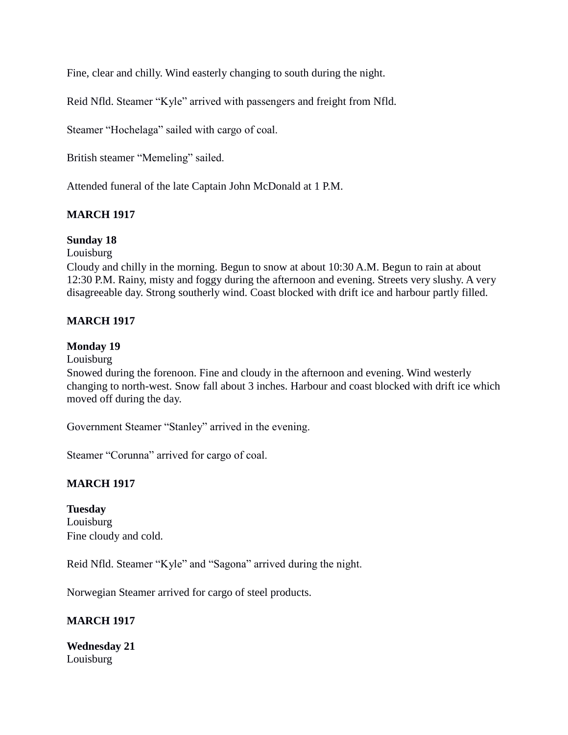Fine, clear and chilly. Wind easterly changing to south during the night.

Reid Nfld. Steamer "Kyle" arrived with passengers and freight from Nfld.

Steamer "Hochelaga" sailed with cargo of coal.

British steamer "Memeling" sailed.

Attended funeral of the late Captain John McDonald at 1 P.M.

**MARCH 1917**

**Sunday 18**
Louisburg
Cloudy and chilly in the morning. Begun to snow at about 10:30 A.M. Begun to rain at about 12:30 P.M. Rainy, misty and foggy during the afternoon and evening. Streets very slushy. A very disagreeable day. Strong southerly wind. Coast blocked with drift ice and harbour partly filled.

**MARCH 1917**

**Monday 19**
Louisburg
Snowed during the forenoon. Fine and cloudy in the afternoon and evening. Wind westerly changing to north-west. Snow fall about 3 inches. Harbour and coast blocked with drift ice which moved off during the day.

Government Steamer "Stanley" arrived in the evening.

Steamer "Corunna" arrived for cargo of coal.

**MARCH 1917**

**Tuesday**
Louisburg
Fine cloudy and cold.

Reid Nfld. Steamer "Kyle" and "Sagona" arrived during the night.

Norwegian Steamer arrived for cargo of steel products.

**MARCH 1917**

**Wednesday 21**
Louisburg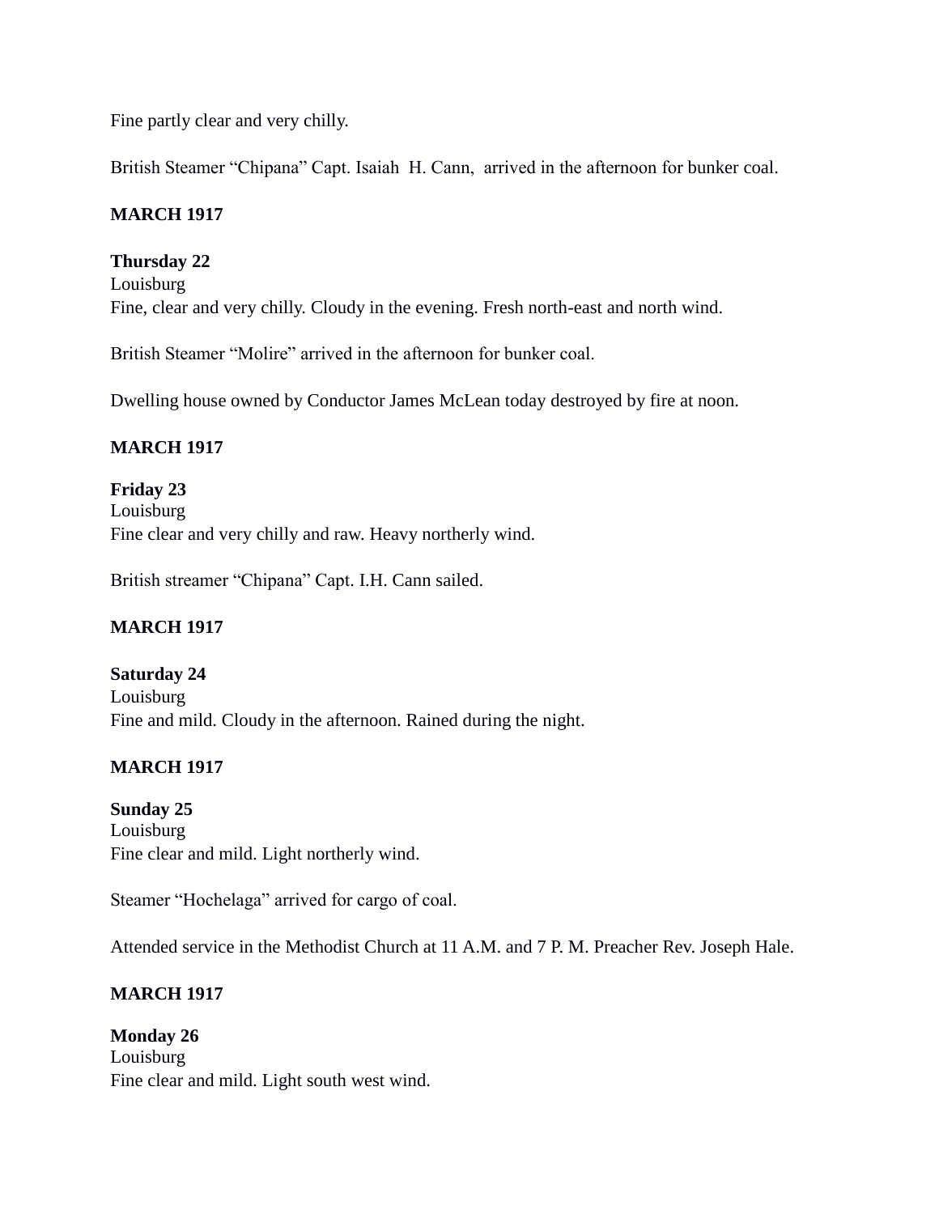Fine partly clear and very chilly.

British Steamer "Chipana" Capt. Isaiah H. Cann, arrived in the afternoon for bunker coal.

**MARCH 1917**

**Thursday 22**
Louisburg
Fine, clear and very chilly. Cloudy in the evening. Fresh north-east and north wind.

British Steamer "Molire" arrived in the afternoon for bunker coal.

Dwelling house owned by Conductor James McLean today destroyed by fire at noon.

**MARCH 1917**

**Friday 23**
Louisburg
Fine clear and very chilly and raw. Heavy northerly wind.

British streamer "Chipana" Capt. I.H. Cann sailed.

**MARCH 1917**

**Saturday 24**
Louisburg
Fine and mild. Cloudy in the afternoon. Rained during the night.

**MARCH 1917**

**Sunday 25**
Louisburg
Fine clear and mild. Light northerly wind.

Steamer "Hochelaga" arrived for cargo of coal.

Attended service in the Methodist Church at 11 A.M. and 7 P. M. Preacher Rev. Joseph Hale.

**MARCH 1917**

**Monday 26**
Louisburg
Fine clear and mild. Light south west wind.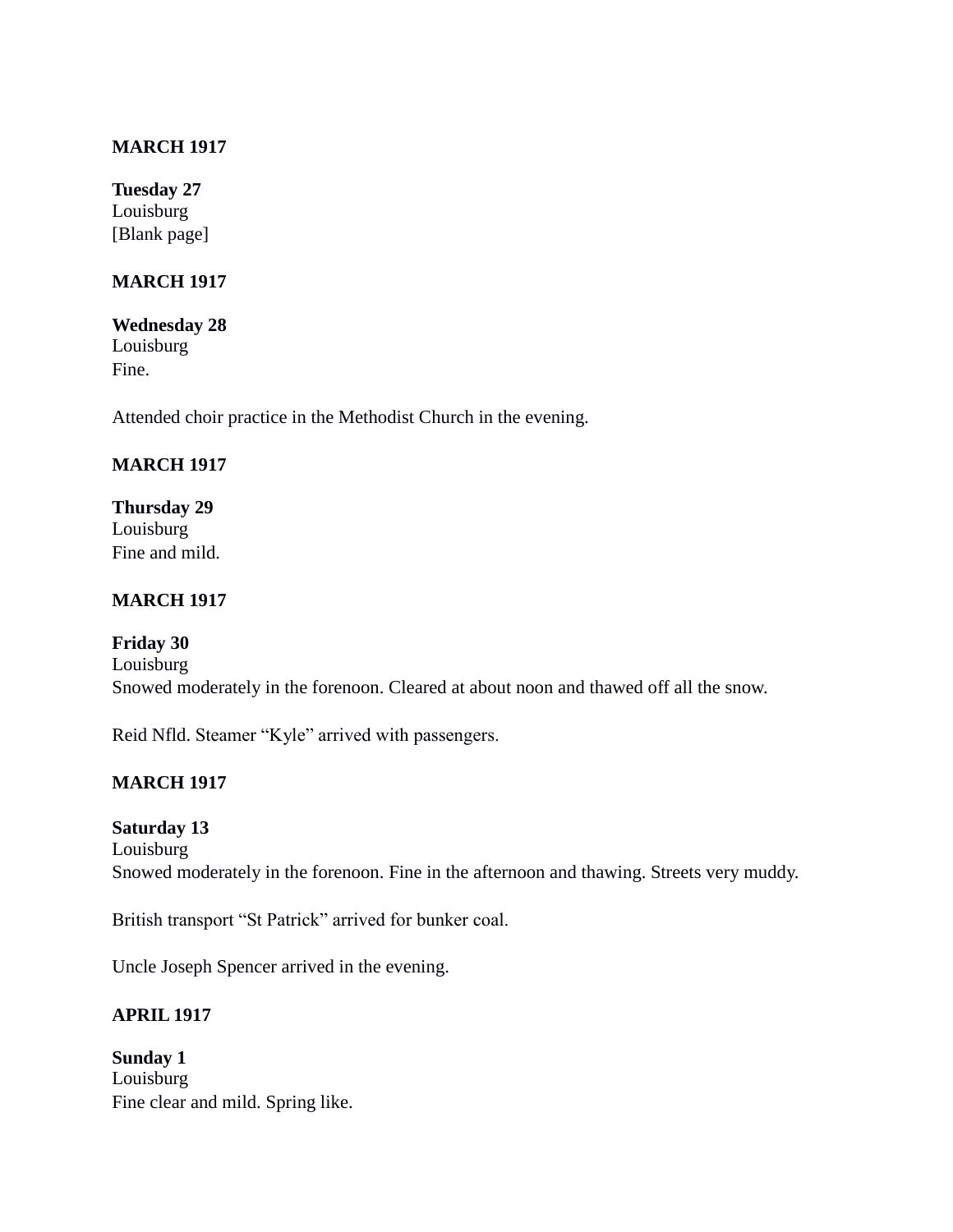**MARCH 1917**

**Tuesday 27**
Louisburg
[Blank page]

**MARCH 1917**

**Wednesday 28**
Louisburg
Fine.

Attended choir practice in the Methodist Church in the evening.

**MARCH 1917**

**Thursday 29**
Louisburg
Fine and mild.

**MARCH 1917**

**Friday 30**
Louisburg
Snowed moderately in the forenoon. Cleared at about noon and thawed off all the snow.

Reid Nfld. Steamer "Kyle" arrived with passengers.

**MARCH 1917**

**Saturday 13**
Louisburg
Snowed moderately in the forenoon. Fine in the afternoon and thawing. Streets very muddy.

British transport "St Patrick" arrived for bunker coal.

Uncle Joseph Spencer arrived in the evening.

**APRIL 1917**

**Sunday 1**
Louisburg
Fine clear and mild. Spring like.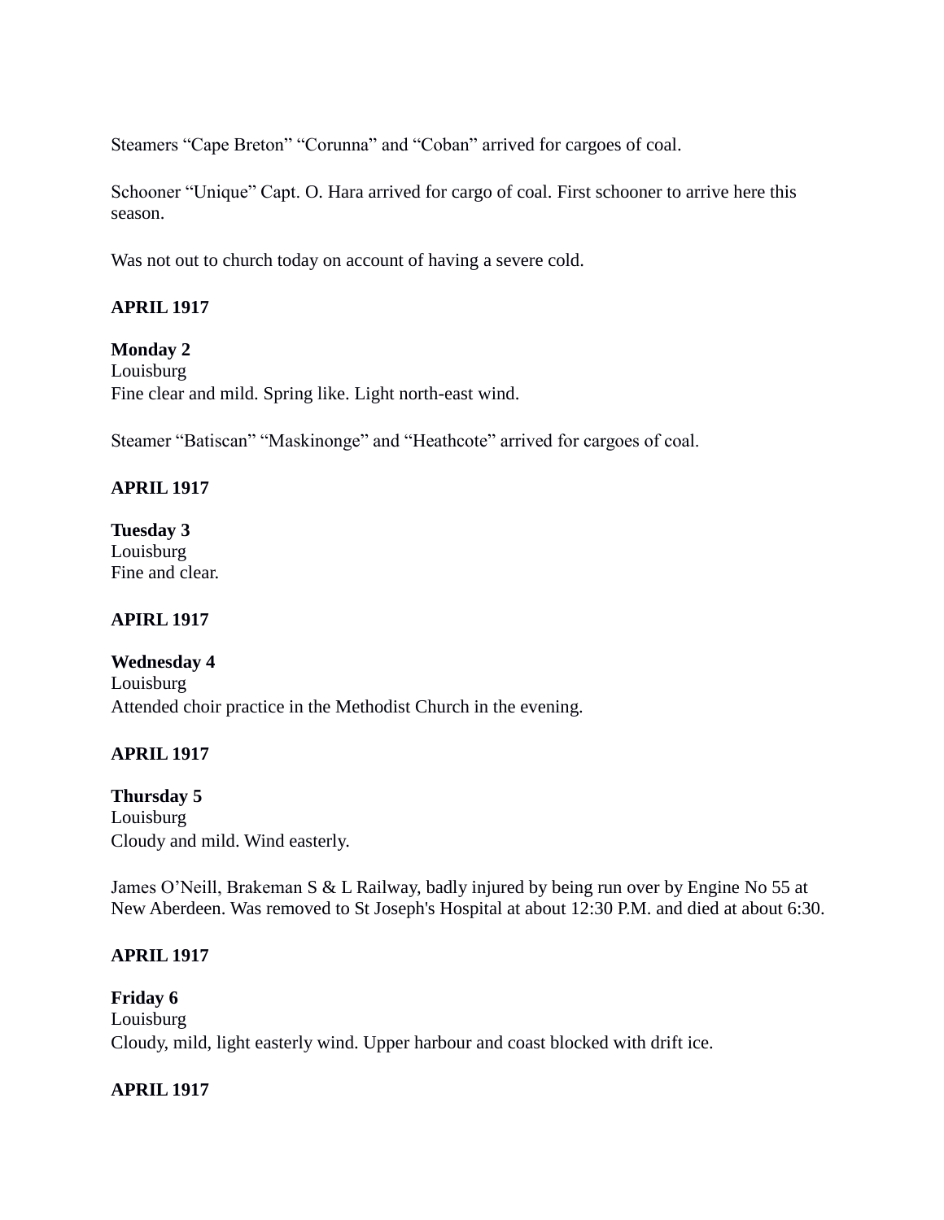Steamers “Cape Breton” “Corunna” and “Coban” arrived for cargoes of coal.

Schooner “Unique” Capt. O. Hara arrived for cargo of coal. First schooner to arrive here this season.

Was not out to church today on account of having a severe cold.

**APRIL 1917**

**Monday 2**
Louisburg
Fine clear and mild. Spring like. Light north-east wind.

Steamer “Batiscan” “Maskinonge” and “Heathcote” arrived for cargoes of coal.

**APRIL 1917**

**Tuesday 3**
Louisburg
Fine and clear.

**APIRL 1917**

**Wednesday 4**
Louisburg
Attended choir practice in the Methodist Church in the evening.

**APRIL 1917**

**Thursday 5**
Louisburg
Cloudy and mild. Wind easterly.

James O’Neill, Brakeman S & L Railway, badly injured by being run over by Engine No 55 at New Aberdeen. Was removed to St Joseph's Hospital at about 12:30 P.M. and died at about 6:30.

**APRIL 1917**

**Friday 6**
Louisburg
Cloudy, mild, light easterly wind. Upper harbour and coast blocked with drift ice.

**APRIL 1917**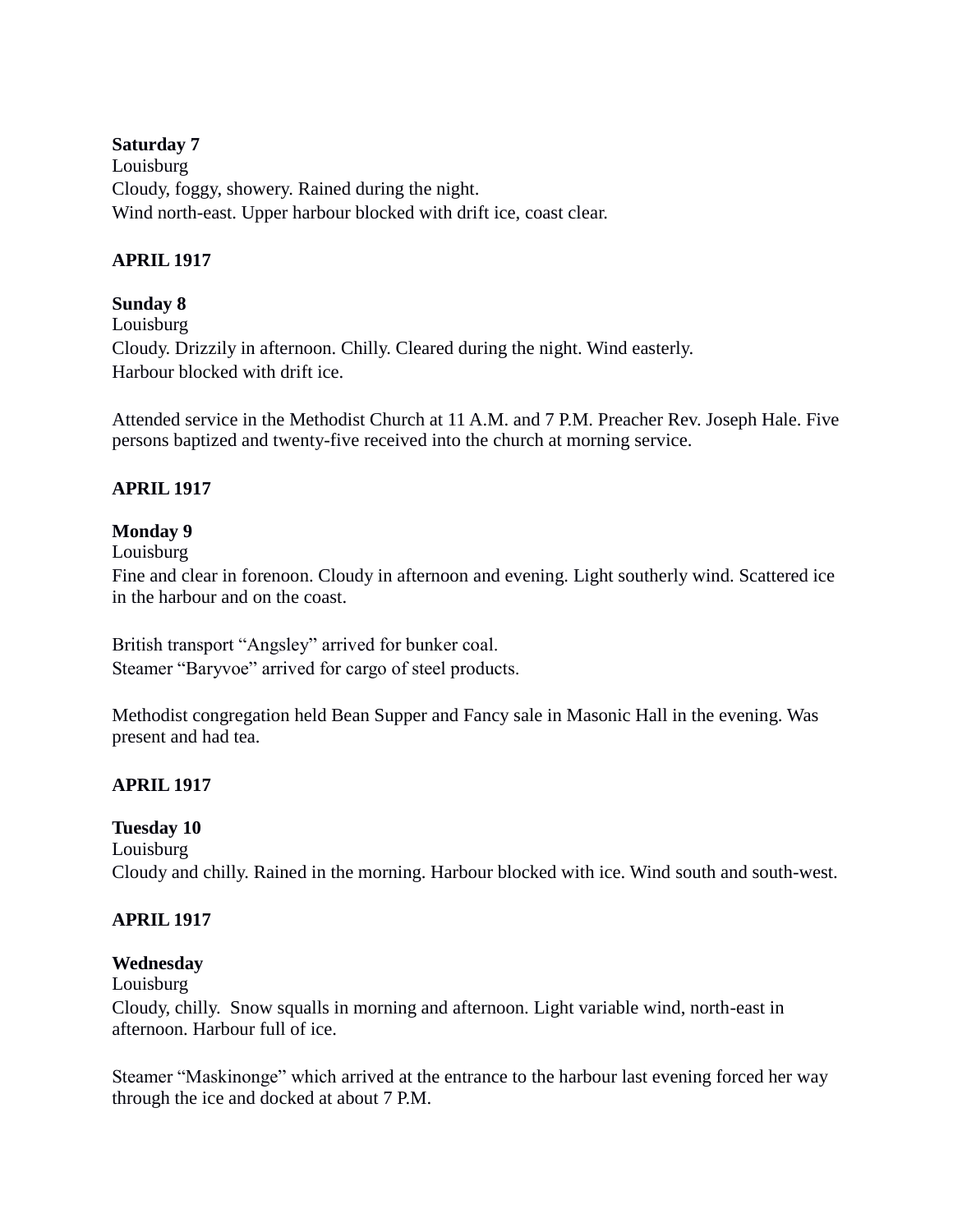**Saturday 7**
Louisburg
Cloudy, foggy, showery. Rained during the night.
Wind north-east. Upper harbour blocked with drift ice, coast clear.

**APRIL 1917**

**Sunday 8**
Louisburg
Cloudy. Drizzily in afternoon. Chilly. Cleared during the night. Wind easterly.
Harbour blocked with drift ice.

Attended service in the Methodist Church at 11 A.M. and 7 P.M. Preacher Rev. Joseph Hale. Five persons baptized and twenty-five received into the church at morning service.

**APRIL 1917**

**Monday 9**
Louisburg
Fine and clear in forenoon. Cloudy in afternoon and evening. Light southerly wind. Scattered ice in the harbour and on the coast.

British transport "Angsley" arrived for bunker coal.
Steamer "Baryvoe" arrived for cargo of steel products.

Methodist congregation held Bean Supper and Fancy sale in Masonic Hall in the evening. Was present and had tea.

**APRIL 1917**

**Tuesday 10**
Louisburg
Cloudy and chilly. Rained in the morning. Harbour blocked with ice. Wind south and south-west.

**APRIL 1917**

**Wednesday**
Louisburg
Cloudy, chilly. Snow squalls in morning and afternoon. Light variable wind, north-east in afternoon. Harbour full of ice.

Steamer "Maskinonge" which arrived at the entrance to the harbour last evening forced her way through the ice and docked at about 7 P.M.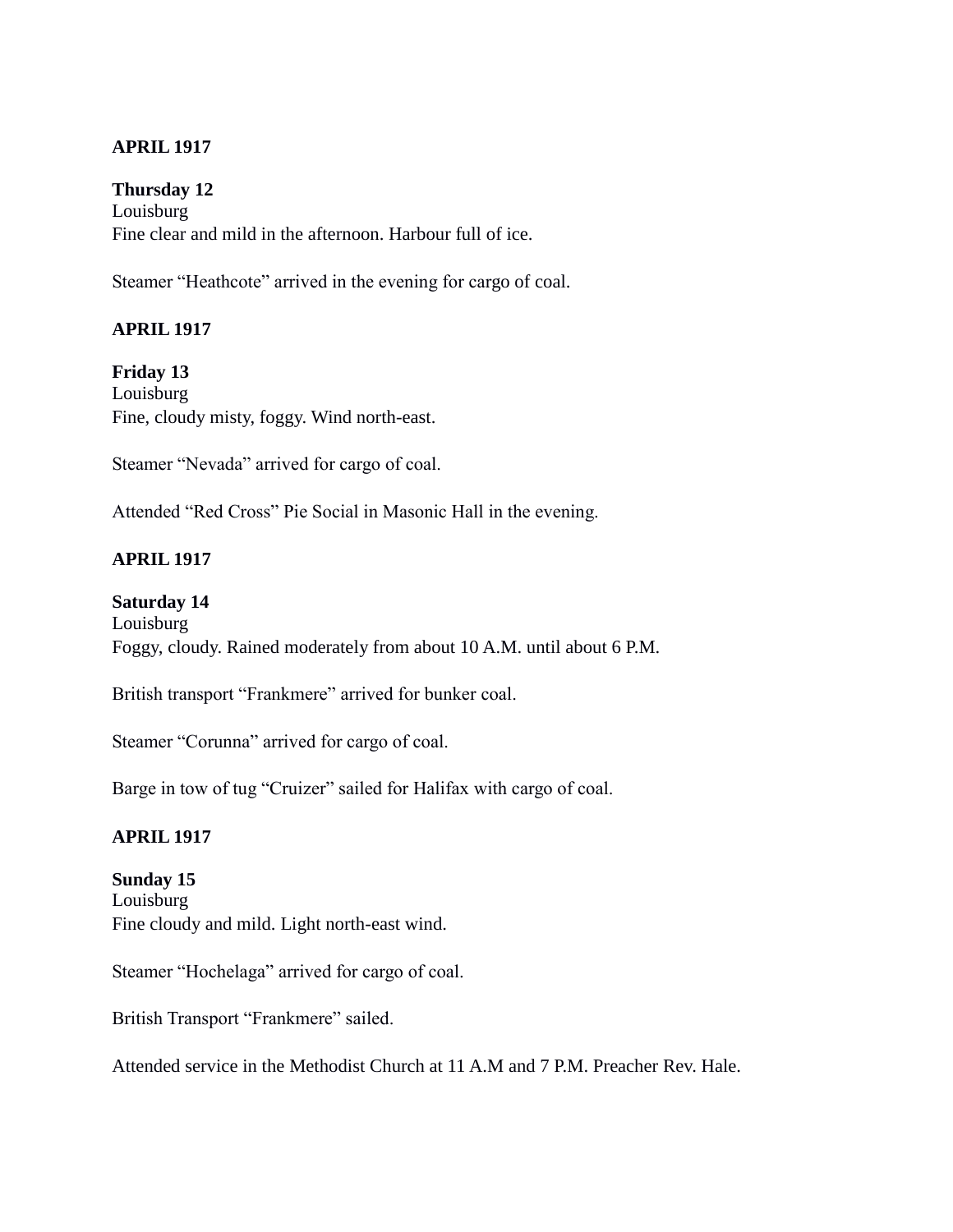**APRIL 1917**

**Thursday 12**
Louisburg
Fine clear and mild in the afternoon. Harbour full of ice.

Steamer "Heathcote" arrived in the evening for cargo of coal.

**APRIL 1917**

**Friday 13**
Louisburg
Fine, cloudy misty, foggy. Wind north-east.

Steamer "Nevada" arrived for cargo of coal.

Attended "Red Cross" Pie Social in Masonic Hall in the evening.

**APRIL 1917**

**Saturday 14**
Louisburg
Foggy, cloudy. Rained moderately from about 10 A.M. until about 6 P.M.

British transport "Frankmere" arrived for bunker coal.

Steamer "Corunna" arrived for cargo of coal.

Barge in tow of tug "Cruizer" sailed for Halifax with cargo of coal.

**APRIL 1917**

**Sunday 15**
Louisburg
Fine cloudy and mild. Light north-east wind.

Steamer "Hochelaga" arrived for cargo of coal.

British Transport "Frankmere" sailed.

Attended service in the Methodist Church at 11 A.M and 7 P.M. Preacher Rev. Hale.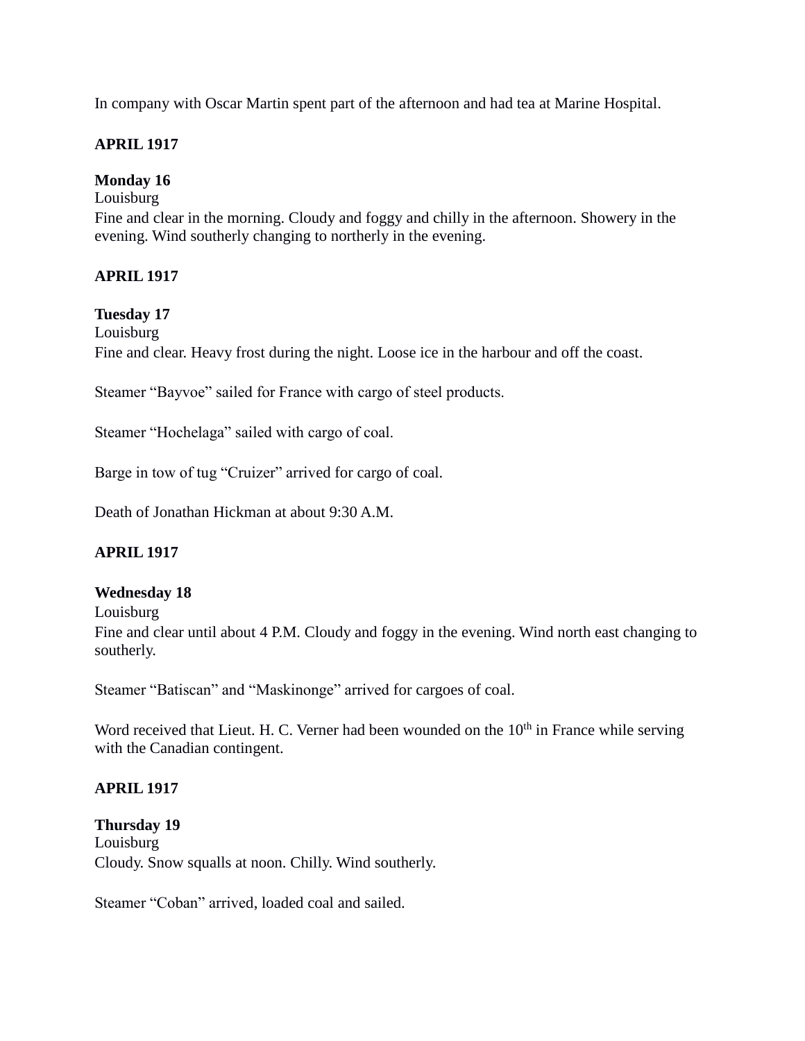In company with Oscar Martin spent part of the afternoon and had tea at Marine Hospital.

**APRIL 1917**

**Monday 16**
Louisburg
Fine and clear in the morning. Cloudy and foggy and chilly in the afternoon. Showery in the evening. Wind southerly changing to northerly in the evening.

**APRIL 1917**

**Tuesday 17**
Louisburg
Fine and clear. Heavy frost during the night. Loose ice in the harbour and off the coast.

Steamer "Bayvoe" sailed for France with cargo of steel products.

Steamer "Hochelaga" sailed with cargo of coal.

Barge in tow of tug "Cruizer" arrived for cargo of coal.

Death of Jonathan Hickman at about 9:30 A.M.

**APRIL 1917**

**Wednesday 18**
Louisburg
Fine and clear until about 4 P.M. Cloudy and foggy in the evening. Wind north east changing to southerly.

Steamer "Batiscan" and "Maskinonge" arrived for cargoes of coal.

Word received that Lieut. H. C. Verner had been wounded on the 10th in France while serving with the Canadian contingent.

**APRIL 1917**

**Thursday 19**
Louisburg
Cloudy. Snow squalls at noon. Chilly. Wind southerly.

Steamer "Coban" arrived, loaded coal and sailed.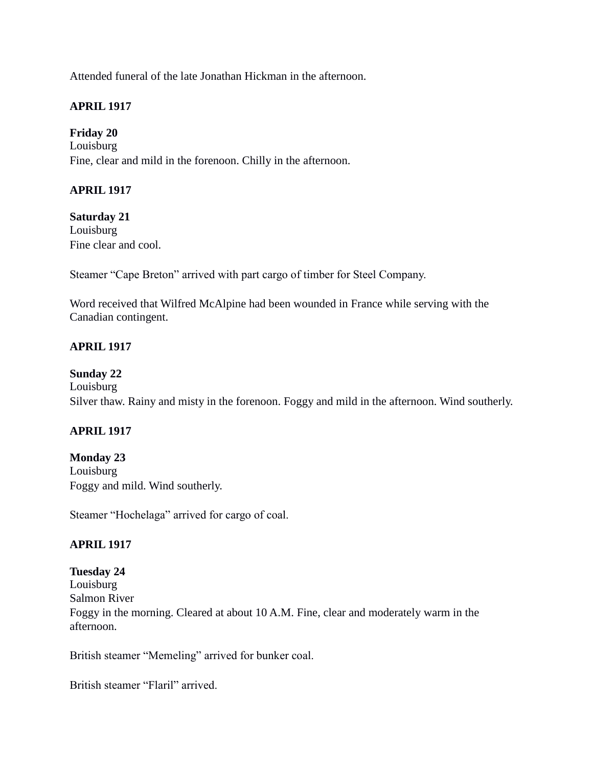Attended funeral of the late Jonathan Hickman in the afternoon.

**APRIL 1917**

**Friday 20**
Louisburg
Fine, clear and mild in the forenoon. Chilly in the afternoon.

**APRIL 1917**

**Saturday 21**
Louisburg
Fine clear and cool.

Steamer "Cape Breton" arrived with part cargo of timber for Steel Company.

Word received that Wilfred McAlpine had been wounded in France while serving with the Canadian contingent.

**APRIL 1917**

**Sunday 22**
Louisburg
Silver thaw. Rainy and misty in the forenoon. Foggy and mild in the afternoon. Wind southerly.

**APRIL 1917**

**Monday 23**
Louisburg
Foggy and mild. Wind southerly.

Steamer "Hochelaga" arrived for cargo of coal.

**APRIL 1917**

**Tuesday 24**
Louisburg
Salmon River
Foggy in the morning. Cleared at about 10 A.M. Fine, clear and moderately warm in the afternoon.

British steamer "Memeling" arrived for bunker coal.

British steamer "Flaril" arrived.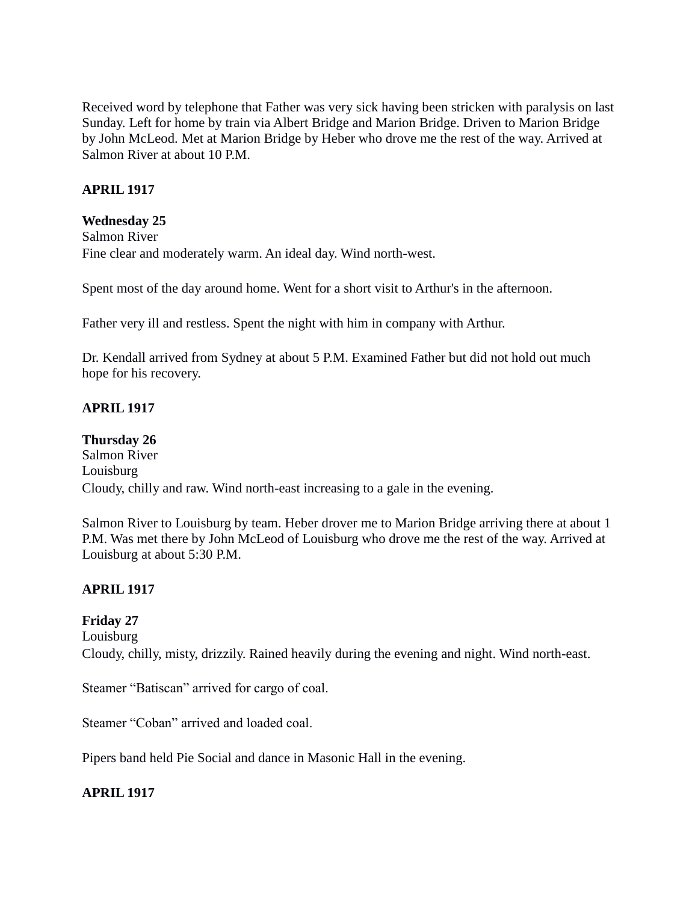Received word by telephone that Father was very sick having been stricken with paralysis on last Sunday. Left for home by train via Albert Bridge and Marion Bridge. Driven to Marion Bridge by John McLeod. Met at Marion Bridge by Heber who drove me the rest of the way. Arrived at Salmon River at about 10 P.M.

**APRIL 1917**

**Wednesday 25**
Salmon River
Fine clear and moderately warm. An ideal day. Wind north-west.

Spent most of the day around home. Went for a short visit to Arthur's in the afternoon.

Father very ill and restless. Spent the night with him in company with Arthur.

Dr. Kendall arrived from Sydney at about 5 P.M. Examined Father but did not hold out much hope for his recovery.

**APRIL 1917**

**Thursday 26**
Salmon River
Louisburg
Cloudy, chilly and raw. Wind north-east increasing to a gale in the evening.

Salmon River to Louisburg by team. Heber drover me to Marion Bridge arriving there at about 1 P.M. Was met there by John McLeod of Louisburg who drove me the rest of the way. Arrived at Louisburg at about 5:30 P.M.

**APRIL 1917**

**Friday 27**
Louisburg
Cloudy, chilly, misty, drizzily. Rained heavily during the evening and night. Wind north-east.

Steamer "Batiscan" arrived for cargo of coal.

Steamer "Coban" arrived and loaded coal.

Pipers band held Pie Social and dance in Masonic Hall in the evening.

**APRIL 1917**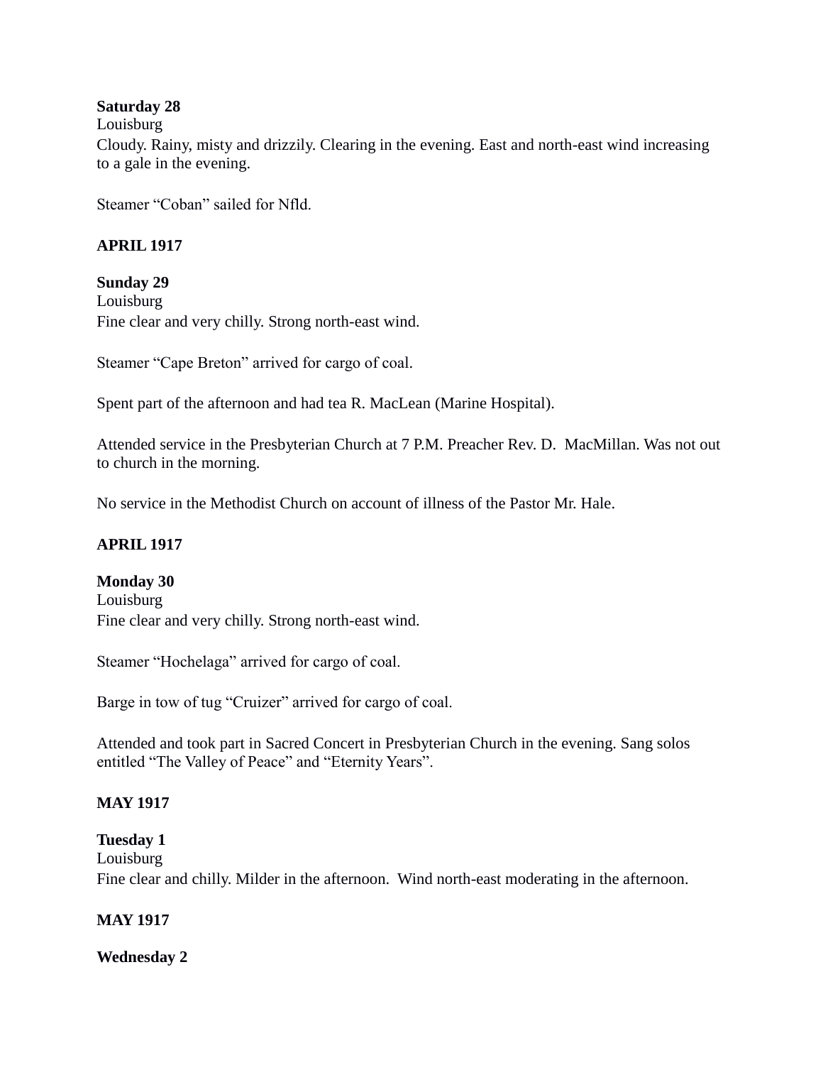**Saturday 28**
Louisburg
Cloudy. Rainy, misty and drizzily. Clearing in the evening. East and north-east wind increasing to a gale in the evening.

Steamer “Coban” sailed for Nfld.

**APRIL 1917**

**Sunday 29**
Louisburg
Fine clear and very chilly. Strong north-east wind.

Steamer “Cape Breton” arrived for cargo of coal.

Spent part of the afternoon and had tea R. MacLean (Marine Hospital).

Attended service in the Presbyterian Church at 7 P.M. Preacher Rev. D. MacMillan. Was not out to church in the morning.

No service in the Methodist Church on account of illness of the Pastor Mr. Hale.

**APRIL 1917**

**Monday 30**
Louisburg
Fine clear and very chilly. Strong north-east wind.

Steamer “Hochelaga” arrived for cargo of coal.

Barge in tow of tug “Cruizer” arrived for cargo of coal.

Attended and took part in Sacred Concert in Presbyterian Church in the evening. Sang solos entitled “The Valley of Peace” and “Eternity Years”.

**MAY 1917**

**Tuesday 1**
Louisburg
Fine clear and chilly. Milder in the afternoon. Wind north-east moderating in the afternoon.

**MAY 1917**

**Wednesday 2**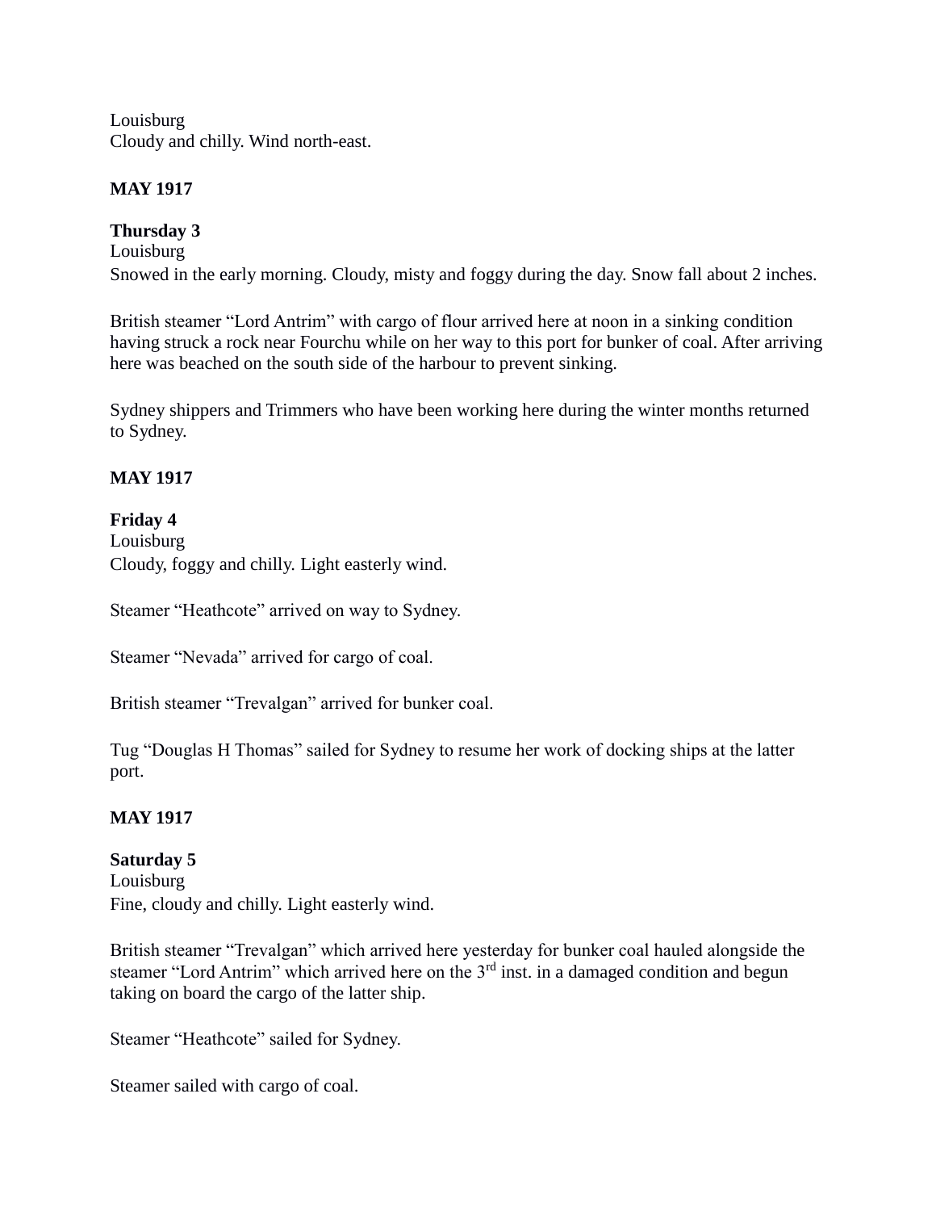Louisburg
Cloudy and chilly. Wind north-east.

**MAY 1917**

**Thursday 3**
Louisburg
Snowed in the early morning. Cloudy, misty and foggy during the day. Snow fall about 2 inches.

British steamer "Lord Antrim" with cargo of flour arrived here at noon in a sinking condition having struck a rock near Fourchu while on her way to this port for bunker of coal. After arriving here was beached on the south side of the harbour to prevent sinking.

Sydney shippers and Trimmers who have been working here during the winter months returned to Sydney.

**MAY 1917**

**Friday 4**
Louisburg
Cloudy, foggy and chilly. Light easterly wind.

Steamer "Heathcote" arrived on way to Sydney.

Steamer "Nevada" arrived for cargo of coal.

British steamer "Trevalgan" arrived for bunker coal.

Tug "Douglas H Thomas" sailed for Sydney to resume her work of docking ships at the latter port.

**MAY 1917**

**Saturday 5**
Louisburg
Fine, cloudy and chilly. Light easterly wind.

British steamer "Trevalgan" which arrived here yesterday for bunker coal hauled alongside the steamer "Lord Antrim" which arrived here on the 3rd inst. in a damaged condition and begun taking on board the cargo of the latter ship.

Steamer "Heathcote" sailed for Sydney.

Steamer sailed with cargo of coal.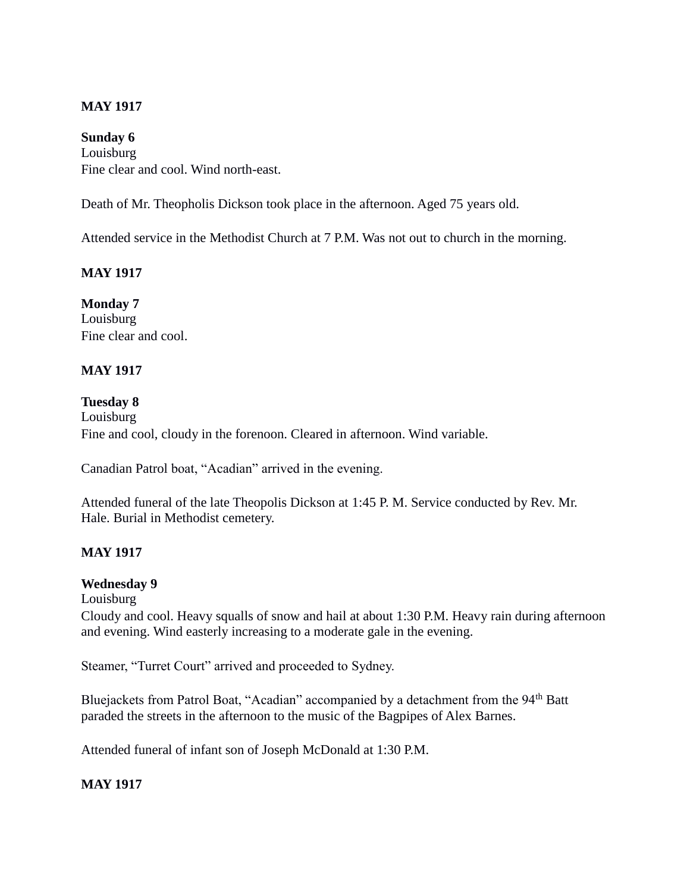**MAY 1917**

**Sunday 6**
Louisburg
Fine clear and cool. Wind north-east.

Death of Mr. Theopholis Dickson took place in the afternoon. Aged 75 years old.

Attended service in the Methodist Church at 7 P.M. Was not out to church in the morning.

**MAY 1917**

**Monday 7**
Louisburg
Fine clear and cool.

**MAY 1917**

**Tuesday 8**
Louisburg
Fine and cool, cloudy in the forenoon. Cleared in afternoon. Wind variable.

Canadian Patrol boat, "Acadian" arrived in the evening.

Attended funeral of the late Theopolis Dickson at 1:45 P. M. Service conducted by Rev. Mr. Hale. Burial in Methodist cemetery.

**MAY 1917**

**Wednesday 9**
Louisburg
Cloudy and cool. Heavy squalls of snow and hail at about 1:30 P.M. Heavy rain during afternoon and evening. Wind easterly increasing to a moderate gale in the evening.

Steamer, "Turret Court" arrived and proceeded to Sydney.

Bluejackets from Patrol Boat, "Acadian" accompanied by a detachment from the 94th Batt paraded the streets in the afternoon to the music of the Bagpipes of Alex Barnes.

Attended funeral of infant son of Joseph McDonald at 1:30 P.M.

**MAY 1917**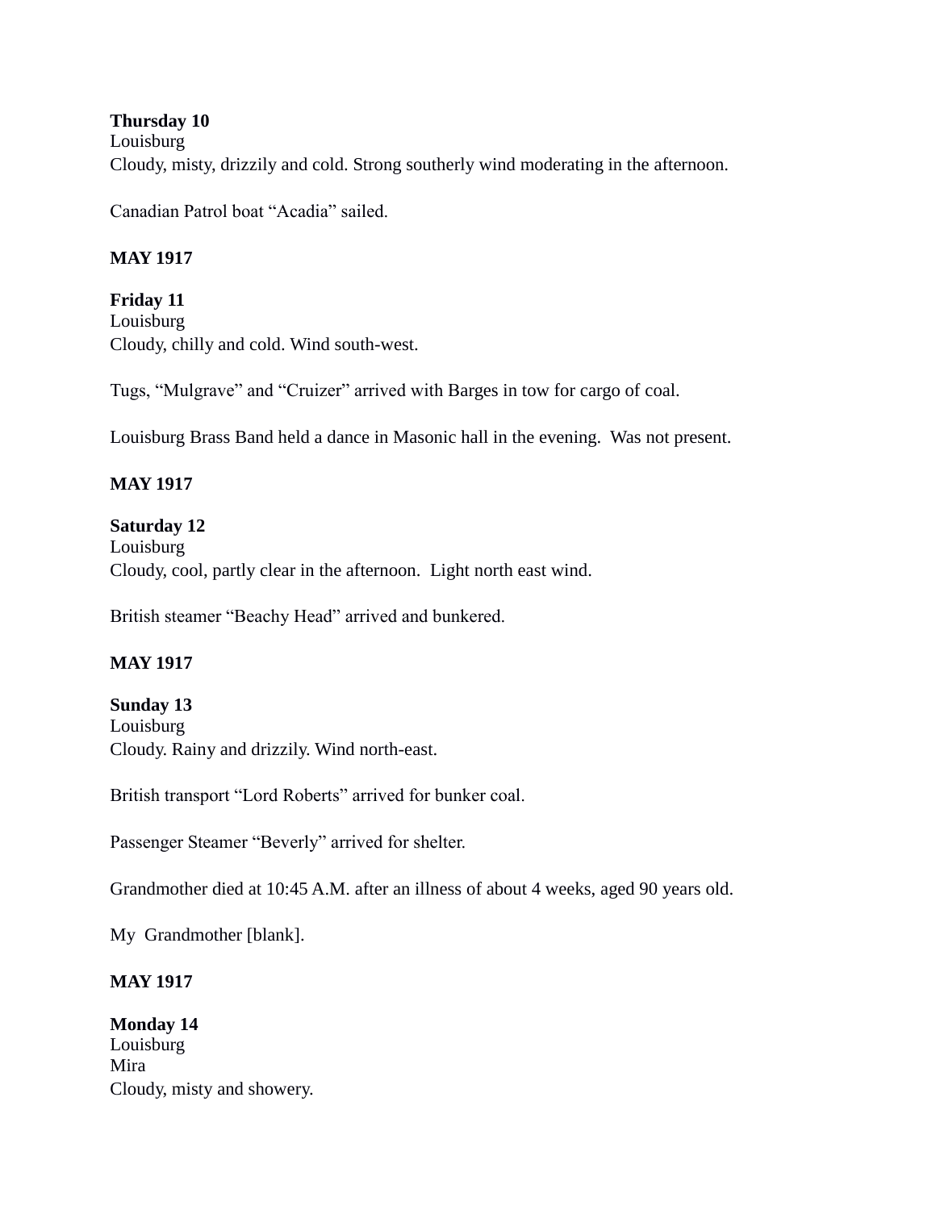**Thursday 10**
Louisburg
Cloudy, misty, drizzily and cold. Strong southerly wind moderating in the afternoon.

Canadian Patrol boat "Acadia" sailed.

**MAY 1917**

**Friday 11**
Louisburg
Cloudy, chilly and cold. Wind south-west.

Tugs, "Mulgrave" and "Cruizer" arrived with Barges in tow for cargo of coal.

Louisburg Brass Band held a dance in Masonic hall in the evening. Was not present.

**MAY 1917**

**Saturday 12**
Louisburg
Cloudy, cool, partly clear in the afternoon. Light north east wind.

British steamer "Beachy Head" arrived and bunkered.

**MAY 1917**

**Sunday 13**
Louisburg
Cloudy. Rainy and drizzily. Wind north-east.

British transport "Lord Roberts" arrived for bunker coal.

Passenger Steamer "Beverly" arrived for shelter.

Grandmother died at 10:45 A.M. after an illness of about 4 weeks, aged 90 years old.

My Grandmother [blank].

**MAY 1917**

**Monday 14**
Louisburg
Mira
Cloudy, misty and showery.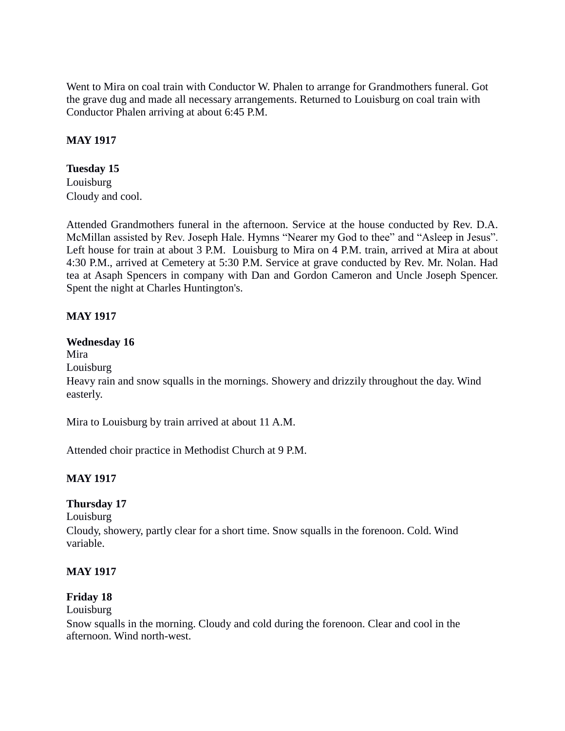Went to Mira on coal train with Conductor W. Phalen to arrange for Grandmothers funeral. Got the grave dug and made all necessary arrangements. Returned to Louisburg on coal train with Conductor Phalen arriving at about 6:45 P.M.

**MAY 1917**

**Tuesday 15**
Louisburg
Cloudy and cool.

Attended Grandmothers funeral in the afternoon. Service at the house conducted by Rev. D.A. McMillan assisted by Rev. Joseph Hale. Hymns “Nearer my God to thee” and “Asleep in Jesus”. Left house for train at about 3 P.M. Louisburg to Mira on 4 P.M. train, arrived at Mira at about 4:30 P.M., arrived at Cemetery at 5:30 P.M. Service at grave conducted by Rev. Mr. Nolan. Had tea at Asaph Spencers in company with Dan and Gordon Cameron and Uncle Joseph Spencer. Spent the night at Charles Huntington's.

**MAY 1917**

**Wednesday 16**
Mira
Louisburg
Heavy rain and snow squalls in the mornings. Showery and drizzily throughout the day. Wind easterly.

Mira to Louisburg by train arrived at about 11 A.M.

Attended choir practice in Methodist Church at 9 P.M.

**MAY 1917**

**Thursday 17**
Louisburg
Cloudy, showery, partly clear for a short time. Snow squalls in the forenoon. Cold. Wind variable.

**MAY 1917**

**Friday 18**
Louisburg
Snow squalls in the morning. Cloudy and cold during the forenoon. Clear and cool in the afternoon. Wind north-west.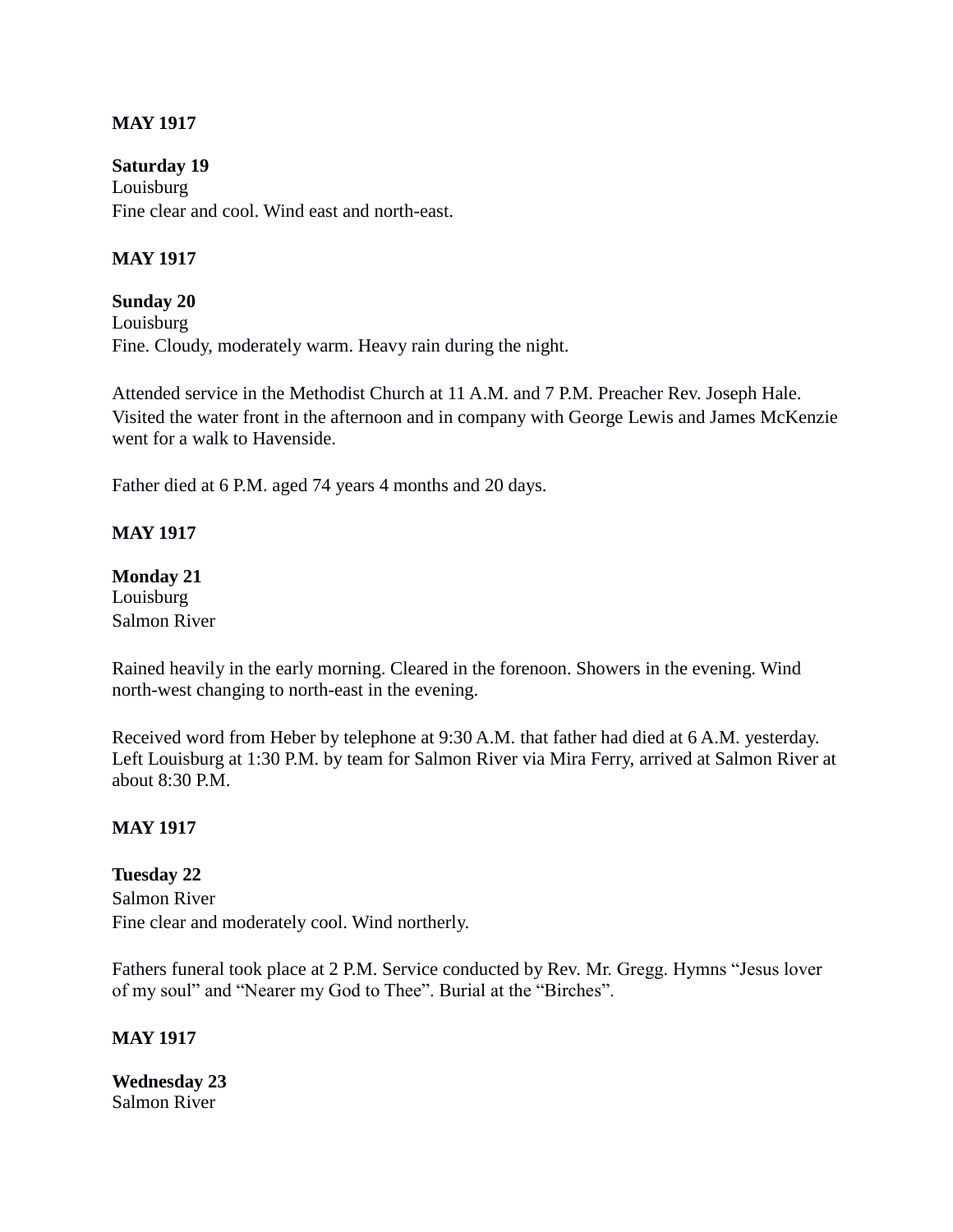**MAY 1917**

**Saturday 19**
Louisburg
Fine clear and cool. Wind east and north-east.

**MAY 1917**

**Sunday 20**
Louisburg
Fine. Cloudy, moderately warm. Heavy rain during the night.

Attended service in the Methodist Church at 11 A.M. and 7 P.M. Preacher Rev. Joseph Hale. Visited the water front in the afternoon and in company with George Lewis and James McKenzie went for a walk to Havenside.

Father died at 6 P.M. aged 74 years 4 months and 20 days.

**MAY 1917**

**Monday 21**
Louisburg
Salmon River

Rained heavily in the early morning. Cleared in the forenoon. Showers in the evening. Wind north-west changing to north-east in the evening.

Received word from Heber by telephone at 9:30 A.M. that father had died at 6 A.M. yesterday. Left Louisburg at 1:30 P.M. by team for Salmon River via Mira Ferry, arrived at Salmon River at about 8:30 P.M.

**MAY 1917**

**Tuesday 22**
Salmon River
Fine clear and moderately cool. Wind northerly.

Fathers funeral took place at 2 P.M. Service conducted by Rev. Mr. Gregg. Hymns "Jesus lover of my soul" and "Nearer my God to Thee". Burial at the "Birches".

**MAY 1917**

**Wednesday 23**
Salmon River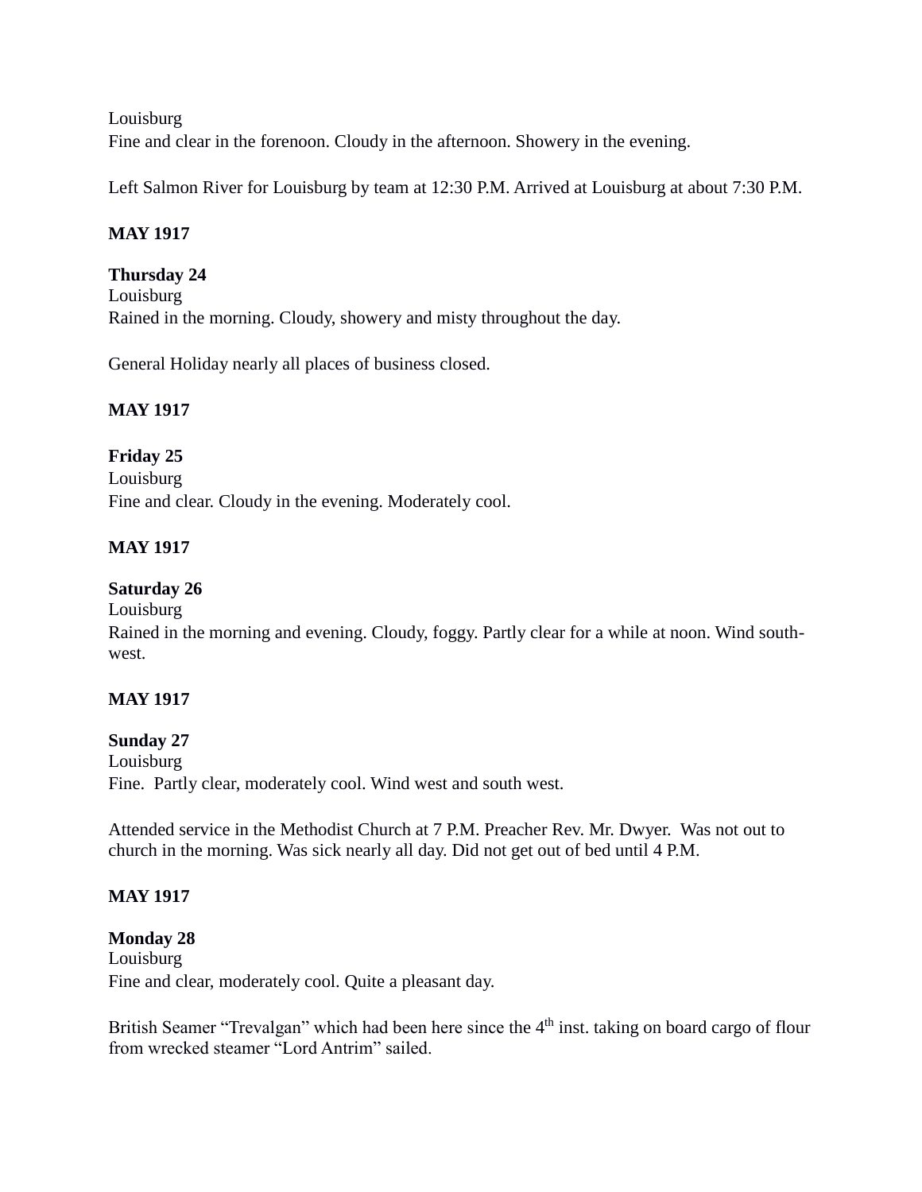Louisburg
Fine and clear in the forenoon. Cloudy in the afternoon. Showery in the evening.

Left Salmon River for Louisburg by team at 12:30 P.M. Arrived at Louisburg at about 7:30 P.M.

**MAY 1917**

**Thursday 24**
Louisburg
Rained in the morning. Cloudy, showery and misty throughout the day.

General Holiday nearly all places of business closed.

**MAY 1917**

**Friday 25**
Louisburg
Fine and clear. Cloudy in the evening. Moderately cool.

**MAY 1917**

**Saturday 26**
Louisburg
Rained in the morning and evening. Cloudy, foggy. Partly clear for a while at noon. Wind south-west.

**MAY 1917**

**Sunday 27**
Louisburg
Fine. Partly clear, moderately cool. Wind west and south west.

Attended service in the Methodist Church at 7 P.M. Preacher Rev. Mr. Dwyer. Was not out to church in the morning. Was sick nearly all day. Did not get out of bed until 4 P.M.

**MAY 1917**

**Monday 28**
Louisburg
Fine and clear, moderately cool. Quite a pleasant day.

British Seamer "Trevalgan" which had been here since the 4th inst. taking on board cargo of flour from wrecked steamer "Lord Antrim" sailed.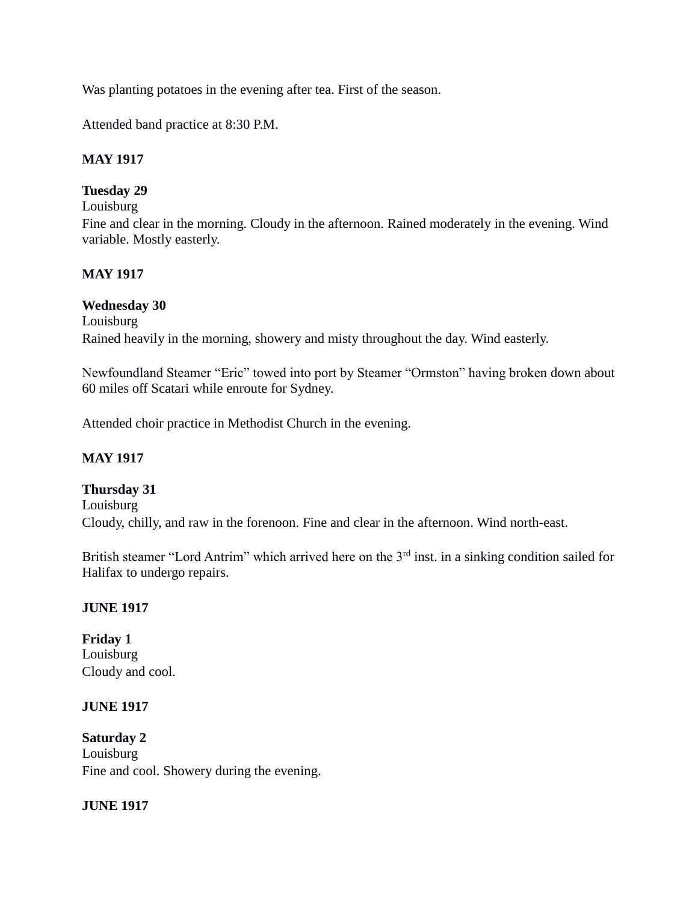Was planting potatoes in the evening after tea. First of the season.

Attended band practice at 8:30 P.M.

**MAY 1917**

**Tuesday 29**
Louisburg
Fine and clear in the morning. Cloudy in the afternoon. Rained moderately in the evening. Wind variable. Mostly easterly.

**MAY 1917**

**Wednesday 30**
Louisburg
Rained heavily in the morning, showery and misty throughout the day. Wind easterly.

Newfoundland Steamer "Eric" towed into port by Steamer "Ormston" having broken down about 60 miles off Scatari while enroute for Sydney.

Attended choir practice in Methodist Church in the evening.

**MAY 1917**

**Thursday 31**
Louisburg
Cloudy, chilly, and raw in the forenoon. Fine and clear in the afternoon. Wind north-east.

British steamer "Lord Antrim" which arrived here on the 3rd inst. in a sinking condition sailed for Halifax to undergo repairs.

**JUNE 1917**

**Friday 1**
Louisburg
Cloudy and cool.

**JUNE 1917**

**Saturday 2**
Louisburg
Fine and cool. Showery during the evening.

**JUNE 1917**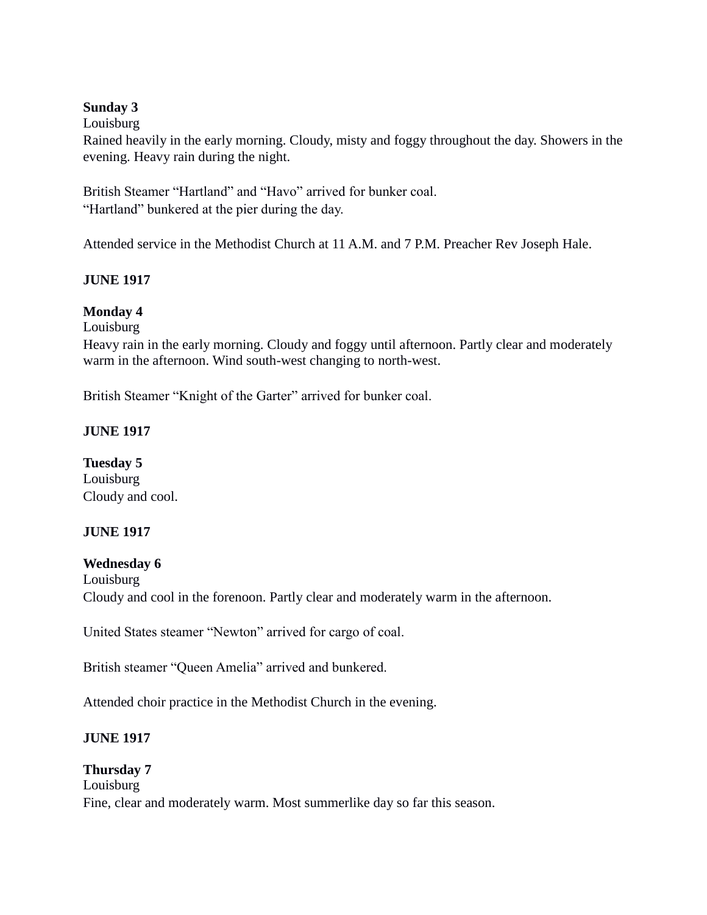**Sunday 3**
Louisburg
Rained heavily in the early morning. Cloudy, misty and foggy throughout the day. Showers in the evening. Heavy rain during the night.

British Steamer “Hartland” and “Havo” arrived for bunker coal.
“Hartland” bunkered at the pier during the day.

Attended service in the Methodist Church at 11 A.M. and 7 P.M. Preacher Rev Joseph Hale.

**JUNE 1917**

**Monday 4**
Louisburg
Heavy rain in the early morning. Cloudy and foggy until afternoon. Partly clear and moderately warm in the afternoon. Wind south-west changing to north-west.

British Steamer “Knight of the Garter” arrived for bunker coal.

**JUNE 1917**

**Tuesday 5**
Louisburg
Cloudy and cool.

**JUNE 1917**

**Wednesday 6**
Louisburg
Cloudy and cool in the forenoon. Partly clear and moderately warm in the afternoon.

United States steamer “Newton” arrived for cargo of coal.

British steamer “Queen Amelia” arrived and bunkered.

Attended choir practice in the Methodist Church in the evening.

**JUNE 1917**

**Thursday 7**
Louisburg
Fine, clear and moderately warm. Most summerlike day so far this season.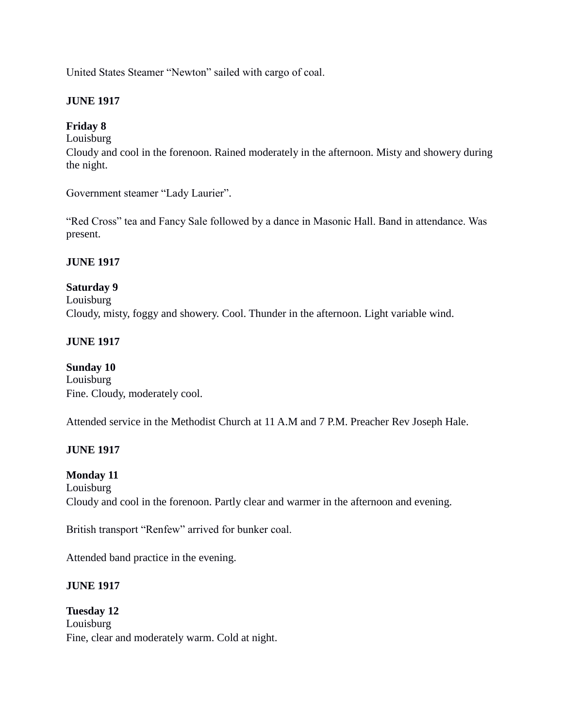United States Steamer "Newton" sailed with cargo of coal.

**JUNE 1917**

**Friday 8**
Louisburg
Cloudy and cool in the forenoon. Rained moderately in the afternoon. Misty and showery during the night.

Government steamer "Lady Laurier".

"Red Cross" tea and Fancy Sale followed by a dance in Masonic Hall. Band in attendance. Was present.

**JUNE 1917**

**Saturday 9**
Louisburg
Cloudy, misty, foggy and showery. Cool. Thunder in the afternoon. Light variable wind.

**JUNE 1917**

**Sunday 10**
Louisburg
Fine. Cloudy, moderately cool.

Attended service in the Methodist Church at 11 A.M and 7 P.M. Preacher Rev Joseph Hale.

**JUNE 1917**

**Monday 11**
Louisburg
Cloudy and cool in the forenoon. Partly clear and warmer in the afternoon and evening.

British transport "Renfew" arrived for bunker coal.

Attended band practice in the evening.

**JUNE 1917**

**Tuesday 12**
Louisburg
Fine, clear and moderately warm. Cold at night.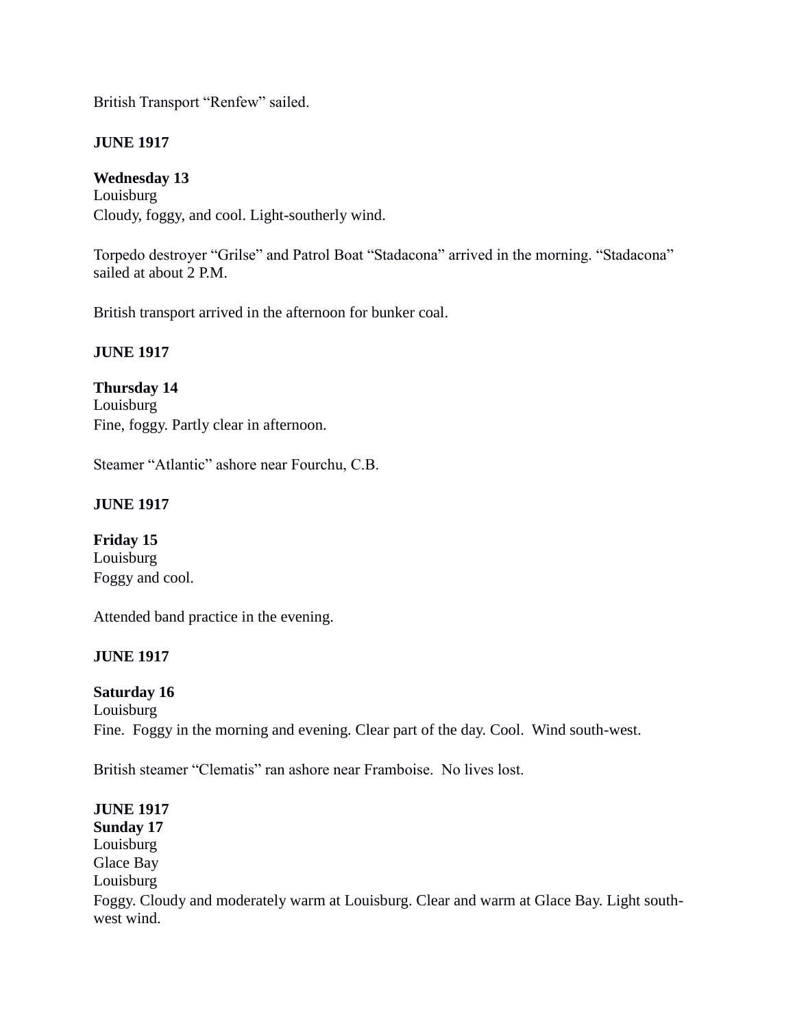British Transport “Renfew” sailed.

**JUNE 1917**

**Wednesday 13**
Louisburg
Cloudy, foggy, and cool. Light-southerly wind.

Torpedo destroyer “Grilse” and Patrol Boat “Stadacona” arrived in the morning. “Stadacona” sailed at about 2 P.M.

British transport arrived in the afternoon for bunker coal.

**JUNE 1917**

**Thursday 14**
Louisburg
Fine, foggy. Partly clear in afternoon.

Steamer “Atlantic” ashore near Fourchu, C.B.

**JUNE 1917**

**Friday 15**
Louisburg
Foggy and cool.

Attended band practice in the evening.

**JUNE 1917**

**Saturday 16**
Louisburg
Fine. Foggy in the morning and evening. Clear part of the day. Cool. Wind south-west.

British steamer “Clematis” ran ashore near Framboise. No lives lost.

**JUNE 1917**
**Sunday 17**
Louisburg
Glace Bay
Louisburg
Foggy. Cloudy and moderately warm at Louisburg. Clear and warm at Glace Bay. Light south-west wind.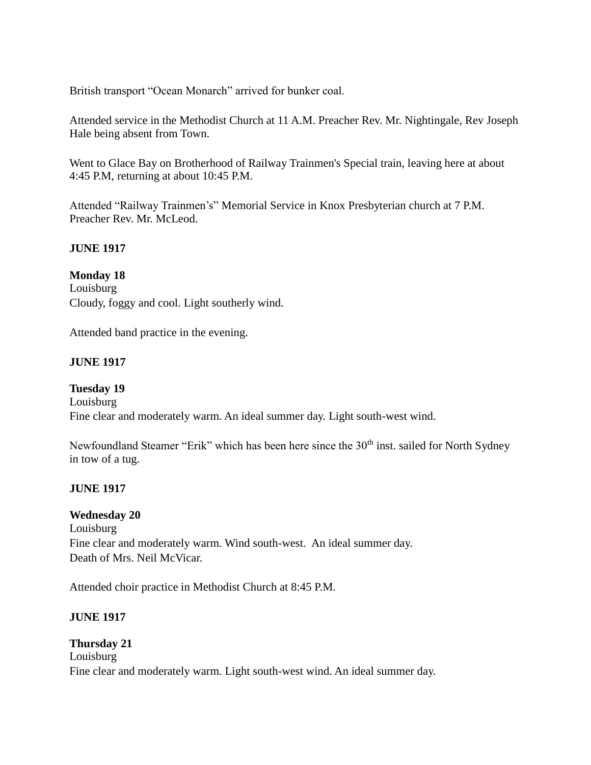British transport “Ocean Monarch” arrived for bunker coal.

Attended service in the Methodist Church at 11 A.M. Preacher Rev. Mr. Nightingale, Rev Joseph Hale being absent from Town.

Went to Glace Bay on Brotherhood of Railway Trainmen's Special train, leaving here at about 4:45 P.M, returning at about 10:45 P.M.

Attended “Railway Trainmen’s” Memorial Service in Knox Presbyterian church at 7 P.M. Preacher Rev. Mr. McLeod.

**JUNE 1917**

**Monday 18**
Louisburg
Cloudy, foggy and cool. Light southerly wind.

Attended band practice in the evening.

**JUNE 1917**

**Tuesday 19**
Louisburg
Fine clear and moderately warm. An ideal summer day. Light south-west wind.

Newfoundland Steamer “Erik” which has been here since the 30th inst. sailed for North Sydney in tow of a tug.

**JUNE 1917**

**Wednesday 20**
Louisburg
Fine clear and moderately warm. Wind south-west. An ideal summer day.
Death of Mrs. Neil McVicar.

Attended choir practice in Methodist Church at 8:45 P.M.

**JUNE 1917**

**Thursday 21**
Louisburg
Fine clear and moderately warm. Light south-west wind. An ideal summer day.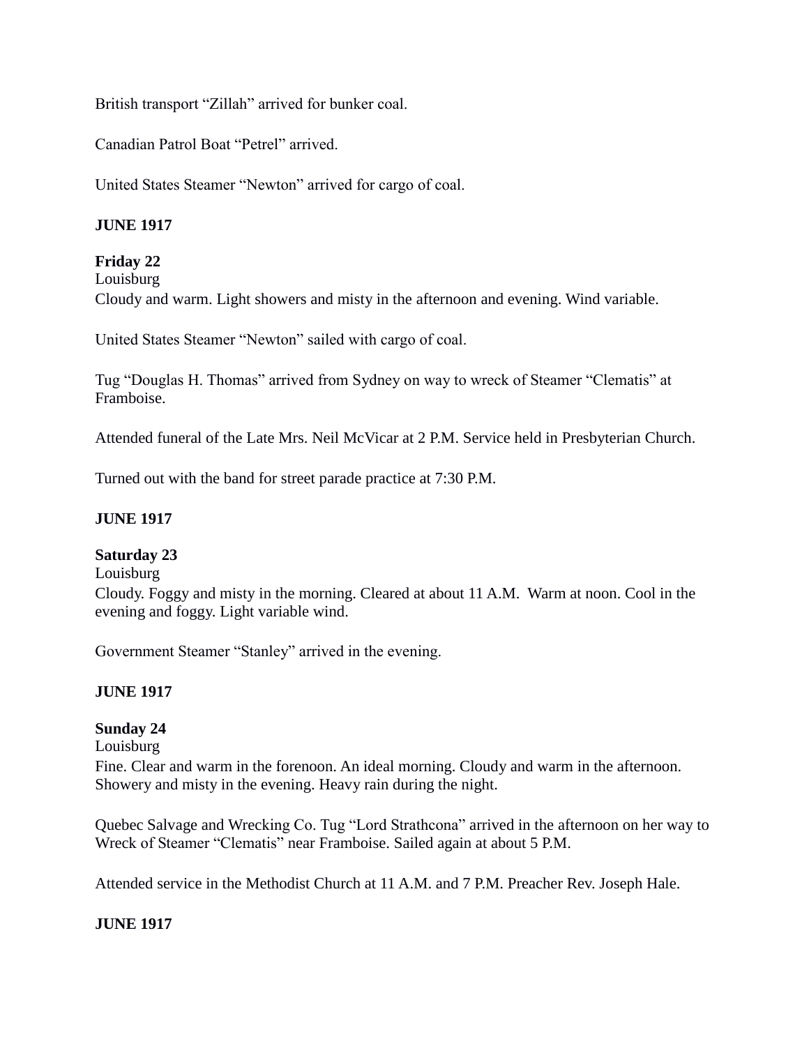British transport "Zillah" arrived for bunker coal.

Canadian Patrol Boat "Petrel" arrived.

United States Steamer "Newton" arrived for cargo of coal.

**JUNE 1917**

**Friday 22**
Louisburg
Cloudy and warm. Light showers and misty in the afternoon and evening. Wind variable.

United States Steamer "Newton" sailed with cargo of coal.

Tug "Douglas H. Thomas" arrived from Sydney on way to wreck of Steamer "Clematis" at Framboise.

Attended funeral of the Late Mrs. Neil McVicar at 2 P.M. Service held in Presbyterian Church.

Turned out with the band for street parade practice at 7:30 P.M.

**JUNE 1917**

**Saturday 23**
Louisburg
Cloudy. Foggy and misty in the morning. Cleared at about 11 A.M. Warm at noon. Cool in the evening and foggy. Light variable wind.

Government Steamer "Stanley" arrived in the evening.

**JUNE 1917**

**Sunday 24**
Louisburg
Fine. Clear and warm in the forenoon. An ideal morning. Cloudy and warm in the afternoon. Showery and misty in the evening. Heavy rain during the night.

Quebec Salvage and Wrecking Co. Tug "Lord Strathcona" arrived in the afternoon on her way to Wreck of Steamer "Clematis" near Framboise. Sailed again at about 5 P.M.

Attended service in the Methodist Church at 11 A.M. and 7 P.M. Preacher Rev. Joseph Hale.

**JUNE 1917**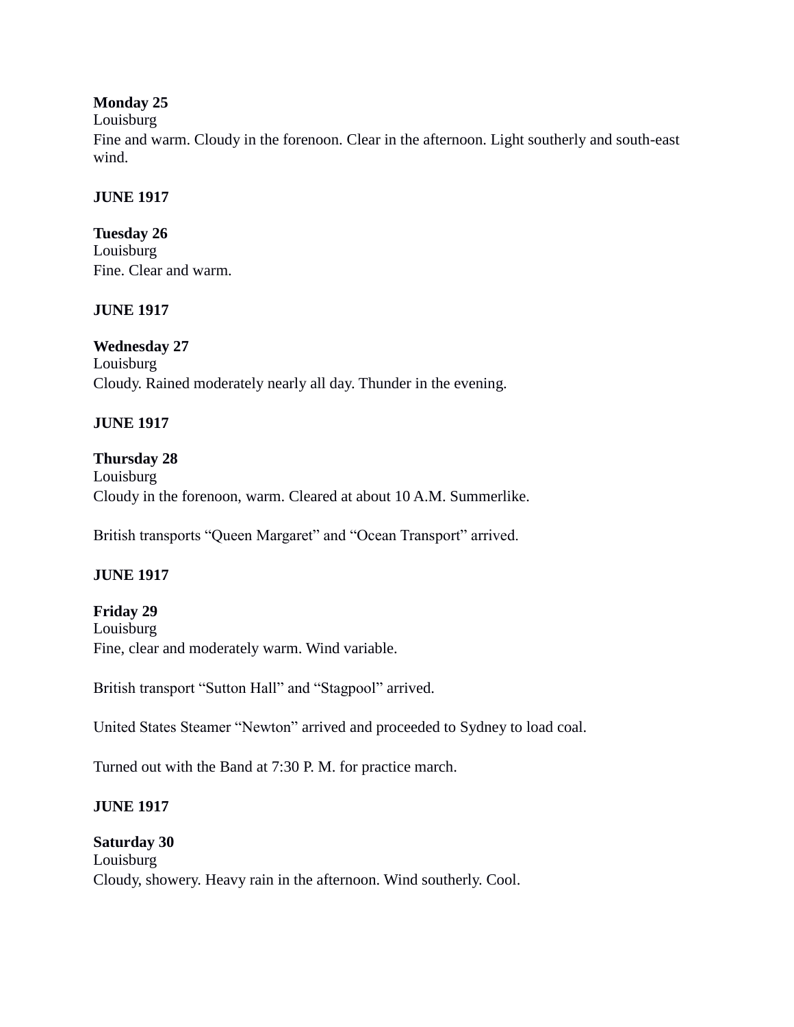**Monday 25**
Louisburg
Fine and warm. Cloudy in the forenoon. Clear in the afternoon. Light southerly and south-east wind.

**JUNE 1917**

**Tuesday 26**
Louisburg
Fine. Clear and warm.

**JUNE 1917**

**Wednesday 27**
Louisburg
Cloudy. Rained moderately nearly all day. Thunder in the evening.

**JUNE 1917**

**Thursday 28**
Louisburg
Cloudy in the forenoon, warm. Cleared at about 10 A.M. Summerlike.

British transports "Queen Margaret" and "Ocean Transport" arrived.

**JUNE 1917**

**Friday 29**
Louisburg
Fine, clear and moderately warm. Wind variable.

British transport "Sutton Hall" and "Stagpool" arrived.

United States Steamer "Newton" arrived and proceeded to Sydney to load coal.

Turned out with the Band at 7:30 P. M. for practice march.

**JUNE 1917**

**Saturday 30**
Louisburg
Cloudy, showery. Heavy rain in the afternoon. Wind southerly. Cool.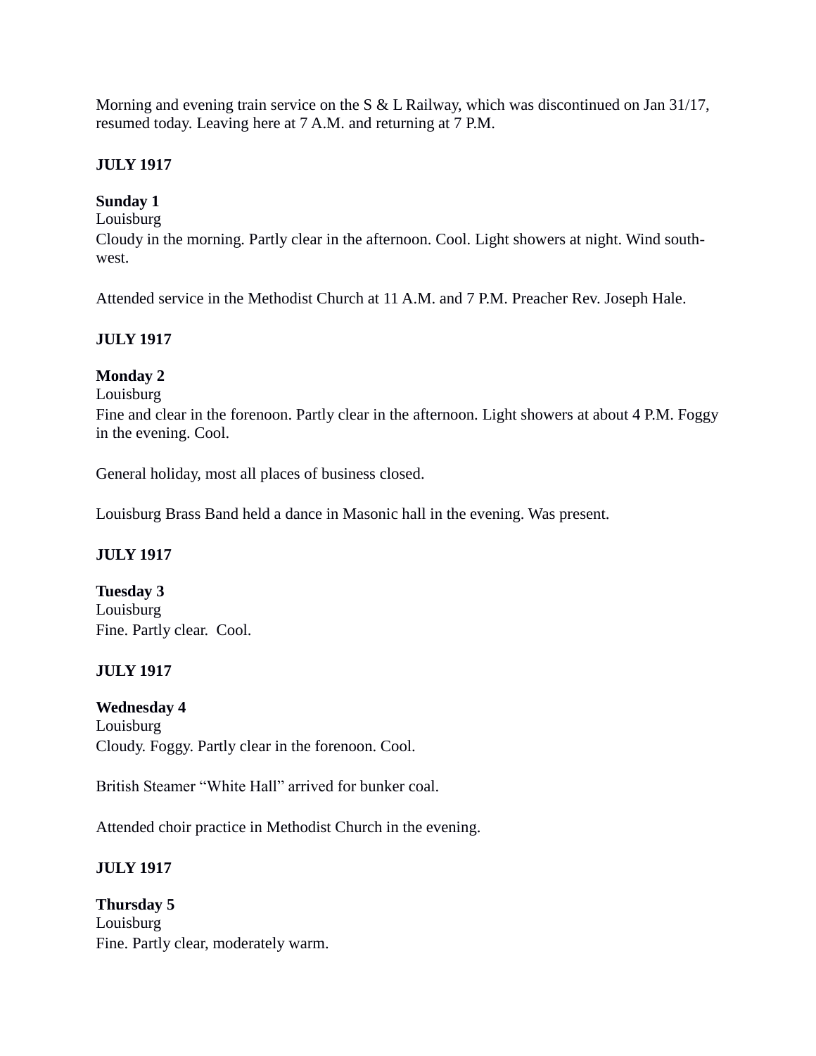Morning and evening train service on the S & L Railway, which was discontinued on Jan 31/17, resumed today. Leaving here at 7 A.M. and returning at 7 P.M.

**JULY 1917**

**Sunday 1**
Louisburg
Cloudy in the morning. Partly clear in the afternoon. Cool. Light showers at night. Wind south-west.

Attended service in the Methodist Church at 11 A.M. and 7 P.M. Preacher Rev. Joseph Hale.

**JULY 1917**

**Monday 2**
Louisburg
Fine and clear in the forenoon. Partly clear in the afternoon. Light showers at about 4 P.M. Foggy in the evening. Cool.

General holiday, most all places of business closed.

Louisburg Brass Band held a dance in Masonic hall in the evening. Was present.

**JULY 1917**

**Tuesday 3**
Louisburg
Fine. Partly clear. Cool.

**JULY 1917**

**Wednesday 4**
Louisburg
Cloudy. Foggy. Partly clear in the forenoon. Cool.

British Steamer "White Hall" arrived for bunker coal.

Attended choir practice in Methodist Church in the evening.

**JULY 1917**

**Thursday 5**
Louisburg
Fine. Partly clear, moderately warm.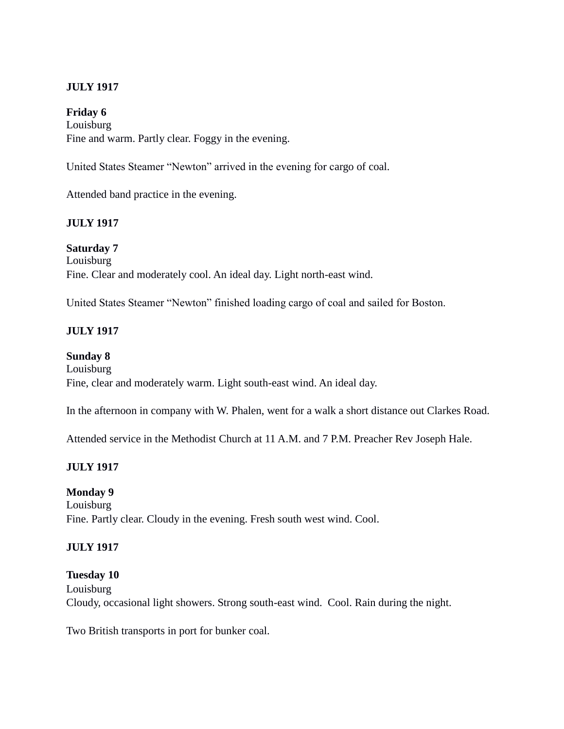**JULY 1917**

**Friday 6**
Louisburg
Fine and warm. Partly clear. Foggy in the evening.

United States Steamer "Newton" arrived in the evening for cargo of coal.

Attended band practice in the evening.

**JULY 1917**

**Saturday 7**
Louisburg
Fine. Clear and moderately cool. An ideal day. Light north-east wind.

United States Steamer "Newton" finished loading cargo of coal and sailed for Boston.

**JULY 1917**

**Sunday 8**
Louisburg
Fine, clear and moderately warm. Light south-east wind. An ideal day.

In the afternoon in company with W. Phalen, went for a walk a short distance out Clarkes Road.

Attended service in the Methodist Church at 11 A.M. and 7 P.M. Preacher Rev Joseph Hale.

**JULY 1917**

**Monday 9**
Louisburg
Fine. Partly clear. Cloudy in the evening. Fresh south west wind. Cool.

**JULY 1917**

**Tuesday 10**
Louisburg
Cloudy, occasional light showers. Strong south-east wind. Cool. Rain during the night.

Two British transports in port for bunker coal.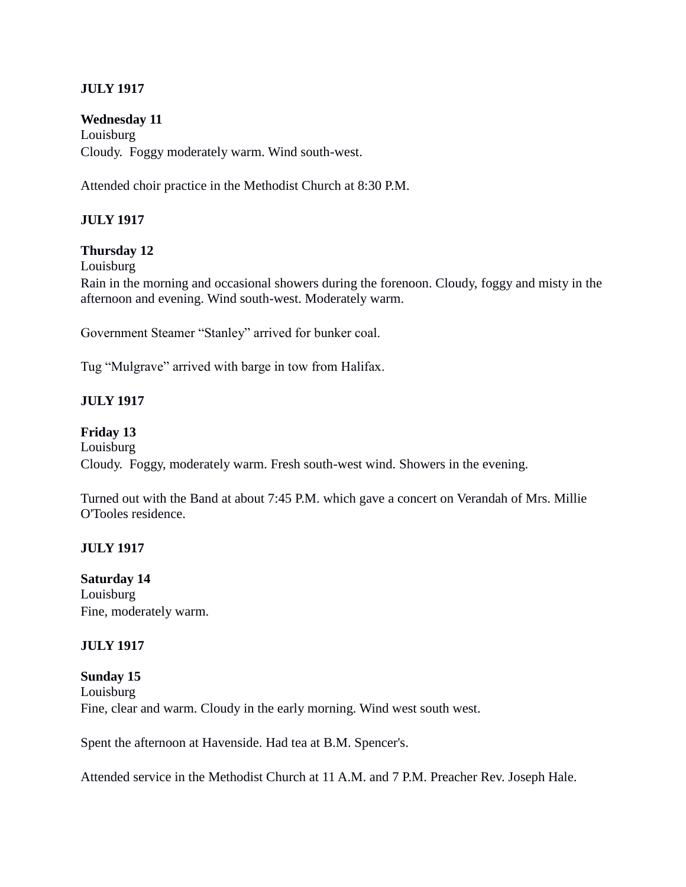**JULY 1917**

**Wednesday 11**
Louisburg
Cloudy. Foggy moderately warm. Wind south-west.

Attended choir practice in the Methodist Church at 8:30 P.M.

**JULY 1917**

**Thursday 12**
Louisburg
Rain in the morning and occasional showers during the forenoon. Cloudy, foggy and misty in the afternoon and evening. Wind south-west. Moderately warm.

Government Steamer "Stanley" arrived for bunker coal.

Tug "Mulgrave" arrived with barge in tow from Halifax.

**JULY 1917**

**Friday 13**
Louisburg
Cloudy. Foggy, moderately warm. Fresh south-west wind. Showers in the evening.

Turned out with the Band at about 7:45 P.M. which gave a concert on Verandah of Mrs. Millie O'Tooles residence.

**JULY 1917**

**Saturday 14**
Louisburg
Fine, moderately warm.

**JULY 1917**

**Sunday 15**
Louisburg
Fine, clear and warm. Cloudy in the early morning. Wind west south west.

Spent the afternoon at Havenside. Had tea at B.M. Spencer's.

Attended service in the Methodist Church at 11 A.M. and 7 P.M. Preacher Rev. Joseph Hale.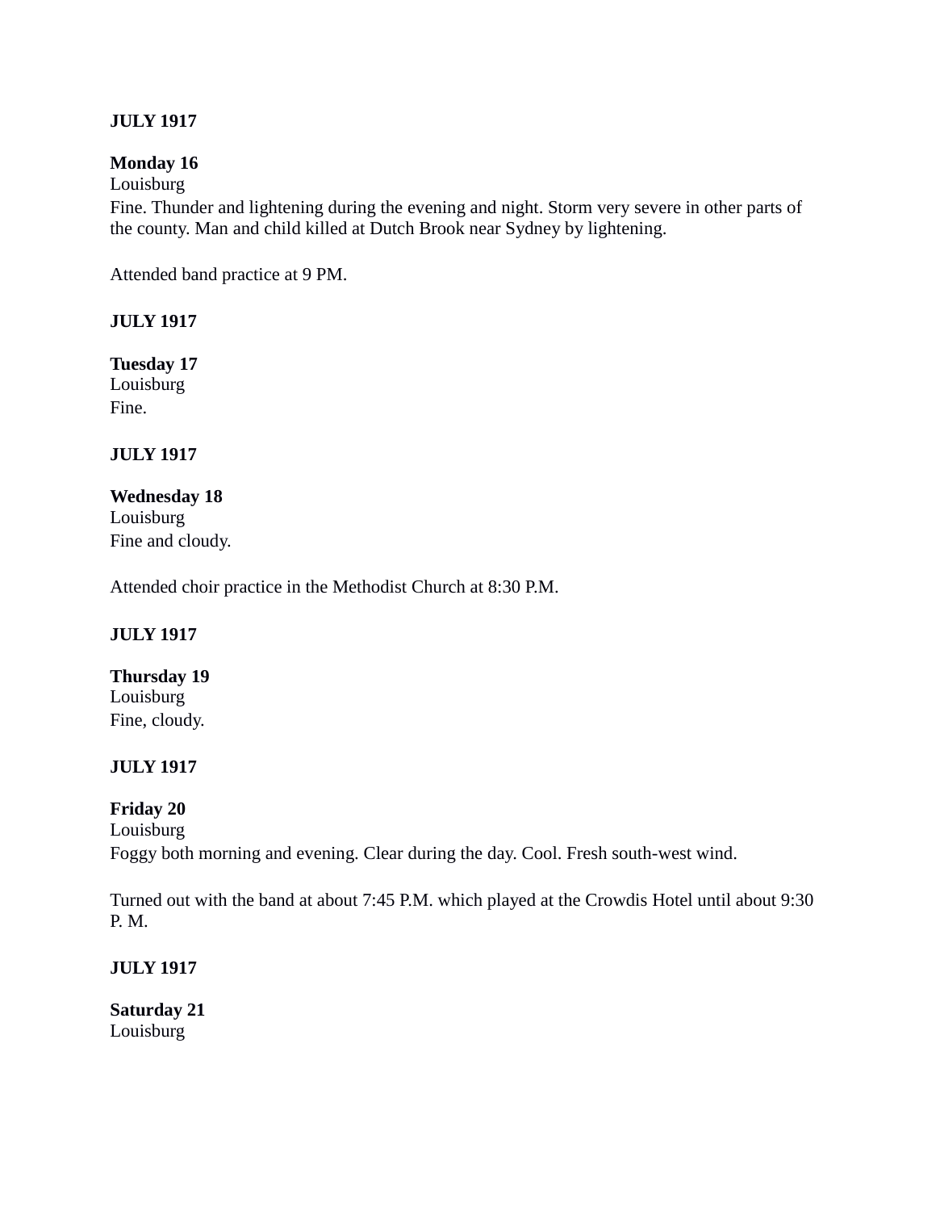**JULY 1917**

**Monday 16**
Louisburg
Fine. Thunder and lightening during the evening and night. Storm very severe in other parts of the county. Man and child killed at Dutch Brook near Sydney by lightening.

Attended band practice at 9 PM.

**JULY 1917**

**Tuesday 17**
Louisburg
Fine.

**JULY 1917**

**Wednesday 18**
Louisburg
Fine and cloudy.

Attended choir practice in the Methodist Church at 8:30 P.M.

**JULY 1917**

**Thursday 19**
Louisburg
Fine, cloudy.

**JULY 1917**

**Friday 20**
Louisburg
Foggy both morning and evening. Clear during the day. Cool. Fresh south-west wind.

Turned out with the band at about 7:45 P.M. which played at the Crowdis Hotel until about 9:30 P. M.

**JULY 1917**

**Saturday 21**
Louisburg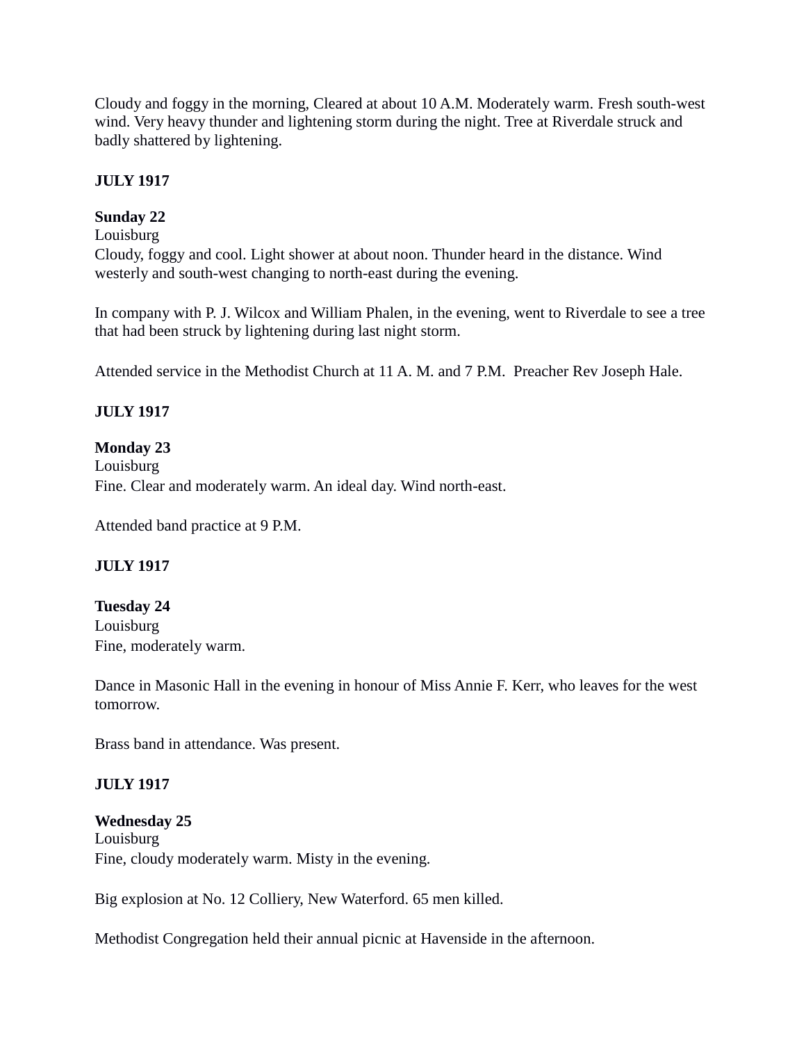Cloudy and foggy in the morning, Cleared at about 10 A.M. Moderately warm. Fresh south-west wind. Very heavy thunder and lightening storm during the night. Tree at Riverdale struck and badly shattered by lightening.

**JULY 1917**

**Sunday 22**
Louisburg
Cloudy, foggy and cool. Light shower at about noon. Thunder heard in the distance. Wind westerly and south-west changing to north-east during the evening.

In company with P. J. Wilcox and William Phalen, in the evening, went to Riverdale to see a tree that had been struck by lightening during last night storm.

Attended service in the Methodist Church at 11 A. M. and 7 P.M.  Preacher Rev Joseph Hale.

**JULY 1917**

**Monday 23**
Louisburg
Fine. Clear and moderately warm. An ideal day. Wind north-east.

Attended band practice at 9 P.M.

**JULY 1917**

**Tuesday 24**
Louisburg
Fine, moderately warm.

Dance in Masonic Hall in the evening in honour of Miss Annie F. Kerr, who leaves for the west tomorrow.

Brass band in attendance. Was present.

**JULY 1917**

**Wednesday 25**
Louisburg
Fine, cloudy moderately warm. Misty in the evening.

Big explosion at No. 12 Colliery, New Waterford. 65 men killed.

Methodist Congregation held their annual picnic at Havenside in the afternoon.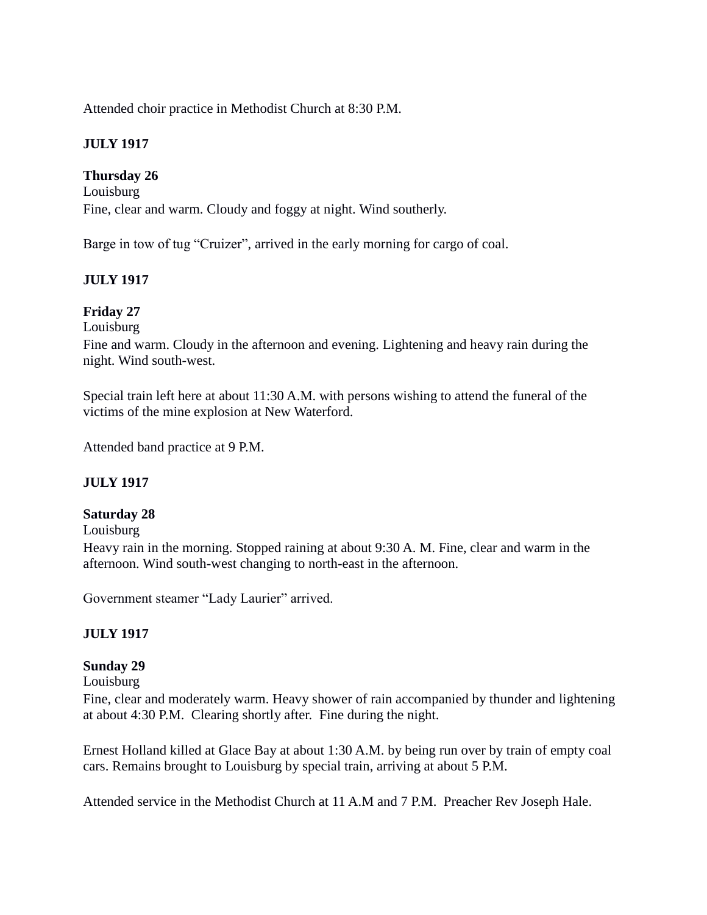Attended choir practice in Methodist Church at 8:30 P.M.

**JULY 1917**

**Thursday 26**
Louisburg
Fine, clear and warm. Cloudy and foggy at night. Wind southerly.

Barge in tow of tug "Cruizer", arrived in the early morning for cargo of coal.

**JULY 1917**

**Friday 27**
Louisburg
Fine and warm. Cloudy in the afternoon and evening. Lightening and heavy rain during the night. Wind south-west.

Special train left here at about 11:30 A.M. with persons wishing to attend the funeral of the victims of the mine explosion at New Waterford.

Attended band practice at 9 P.M.

**JULY 1917**

**Saturday 28**
Louisburg
Heavy rain in the morning. Stopped raining at about 9:30 A. M. Fine, clear and warm in the afternoon. Wind south-west changing to north-east in the afternoon.

Government steamer "Lady Laurier" arrived.

**JULY 1917**

**Sunday 29**
Louisburg
Fine, clear and moderately warm. Heavy shower of rain accompanied by thunder and lightening at about 4:30 P.M. Clearing shortly after. Fine during the night.

Ernest Holland killed at Glace Bay at about 1:30 A.M. by being run over by train of empty coal cars. Remains brought to Louisburg by special train, arriving at about 5 P.M.

Attended service in the Methodist Church at 11 A.M and 7 P.M. Preacher Rev Joseph Hale.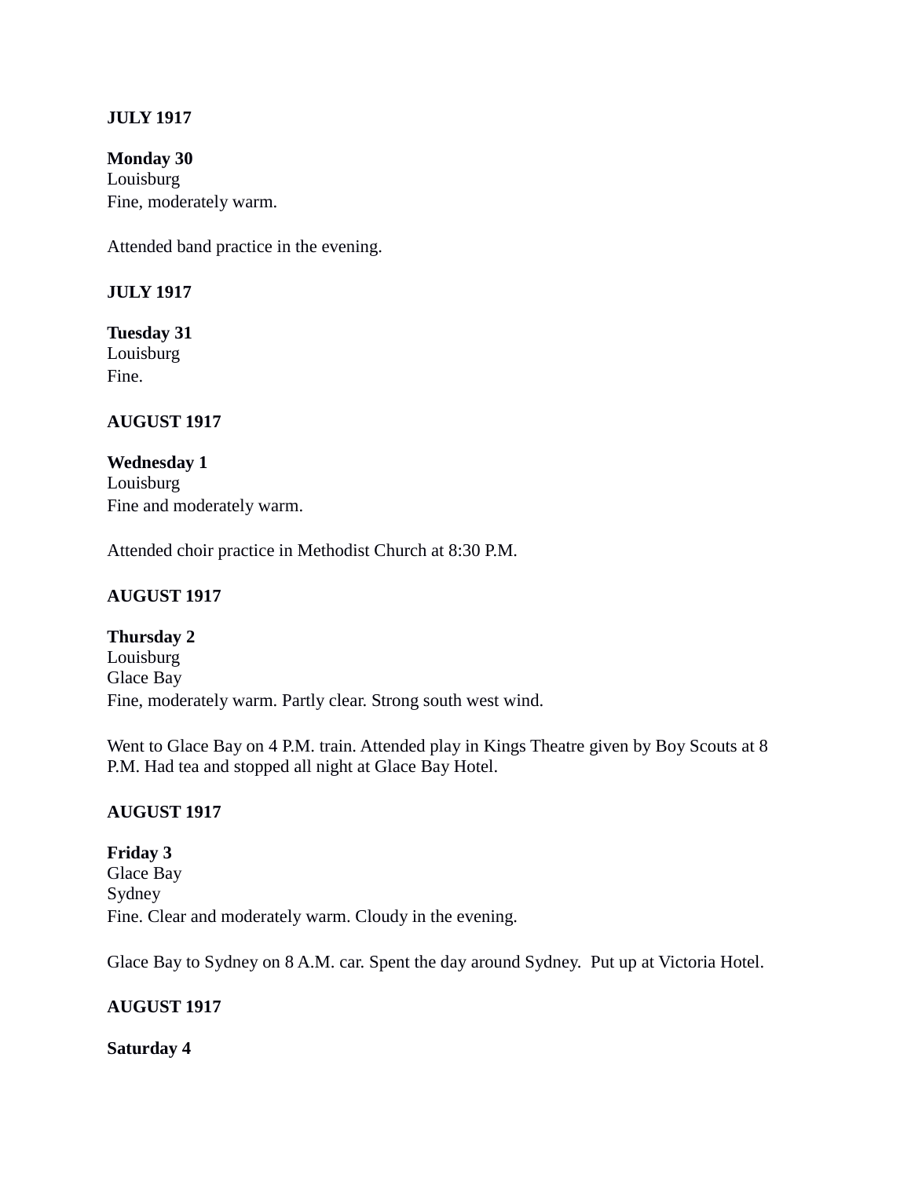**JULY 1917**

**Monday 30**
Louisburg
Fine, moderately warm.

Attended band practice in the evening.

**JULY 1917**

**Tuesday 31**
Louisburg
Fine.

**AUGUST 1917**

**Wednesday 1**
Louisburg
Fine and moderately warm.

Attended choir practice in Methodist Church at 8:30 P.M.

**AUGUST 1917**

**Thursday 2**
Louisburg
Glace Bay
Fine, moderately warm. Partly clear. Strong south west wind.

Went to Glace Bay on 4 P.M. train. Attended play in Kings Theatre given by Boy Scouts at 8 P.M. Had tea and stopped all night at Glace Bay Hotel.

**AUGUST 1917**

**Friday 3**
Glace Bay
Sydney
Fine. Clear and moderately warm. Cloudy in the evening.

Glace Bay to Sydney on 8 A.M. car. Spent the day around Sydney. Put up at Victoria Hotel.

**AUGUST 1917**

**Saturday 4**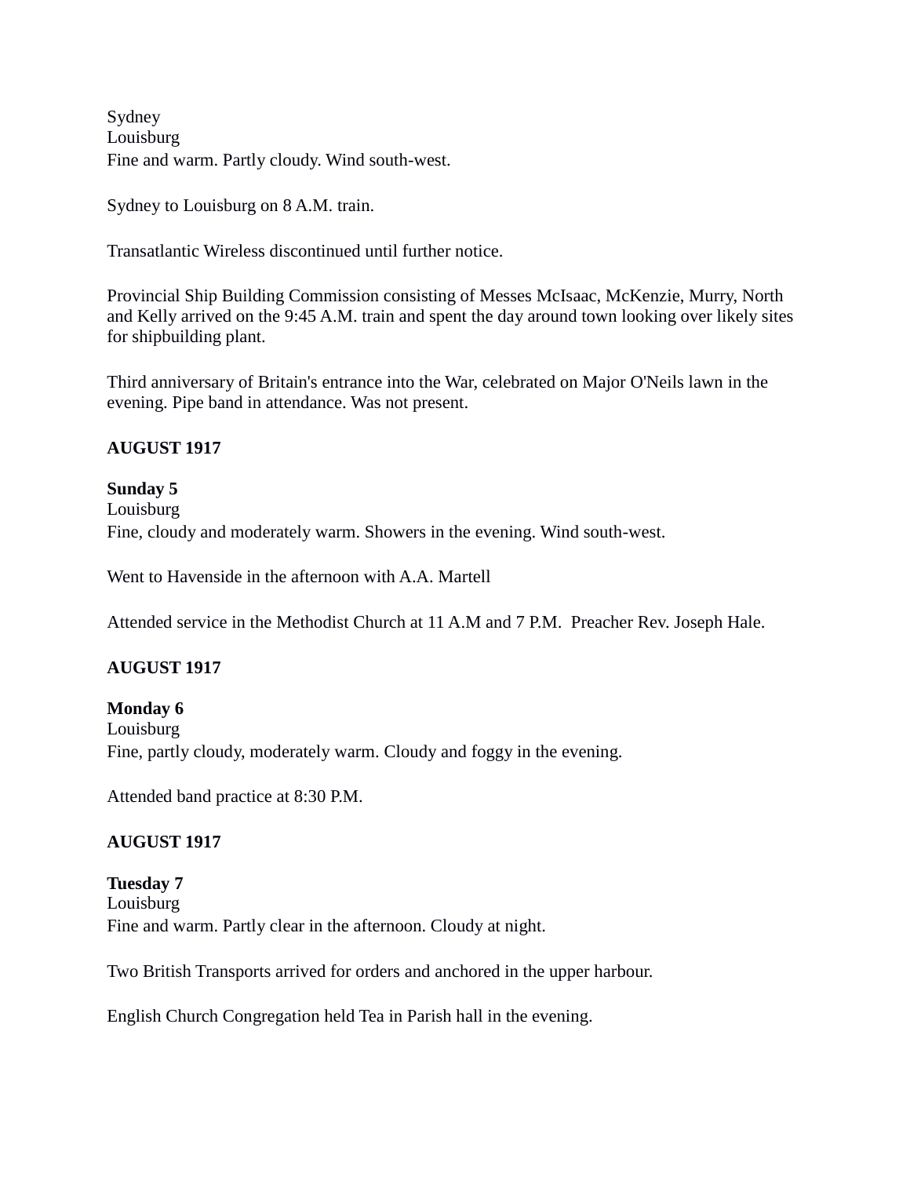Sydney
Louisburg
Fine and warm. Partly cloudy. Wind south-west.

Sydney to Louisburg on 8 A.M. train.

Transatlantic Wireless discontinued until further notice.

Provincial Ship Building Commission consisting of Messes McIsaac, McKenzie, Murry, North and Kelly arrived on the 9:45 A.M. train and spent the day around town looking over likely sites for shipbuilding plant.

Third anniversary of Britain's entrance into the War, celebrated on Major O'Neils lawn in the evening. Pipe band in attendance. Was not present.

**AUGUST 1917**

**Sunday 5**
Louisburg
Fine, cloudy and moderately warm. Showers in the evening. Wind south-west.

Went to Havenside in the afternoon with A.A. Martell

Attended service in the Methodist Church at 11 A.M and 7 P.M. Preacher Rev. Joseph Hale.

**AUGUST 1917**

**Monday 6**
Louisburg
Fine, partly cloudy, moderately warm. Cloudy and foggy in the evening.

Attended band practice at 8:30 P.M.

**AUGUST 1917**

**Tuesday 7**
Louisburg
Fine and warm. Partly clear in the afternoon. Cloudy at night.

Two British Transports arrived for orders and anchored in the upper harbour.

English Church Congregation held Tea in Parish hall in the evening.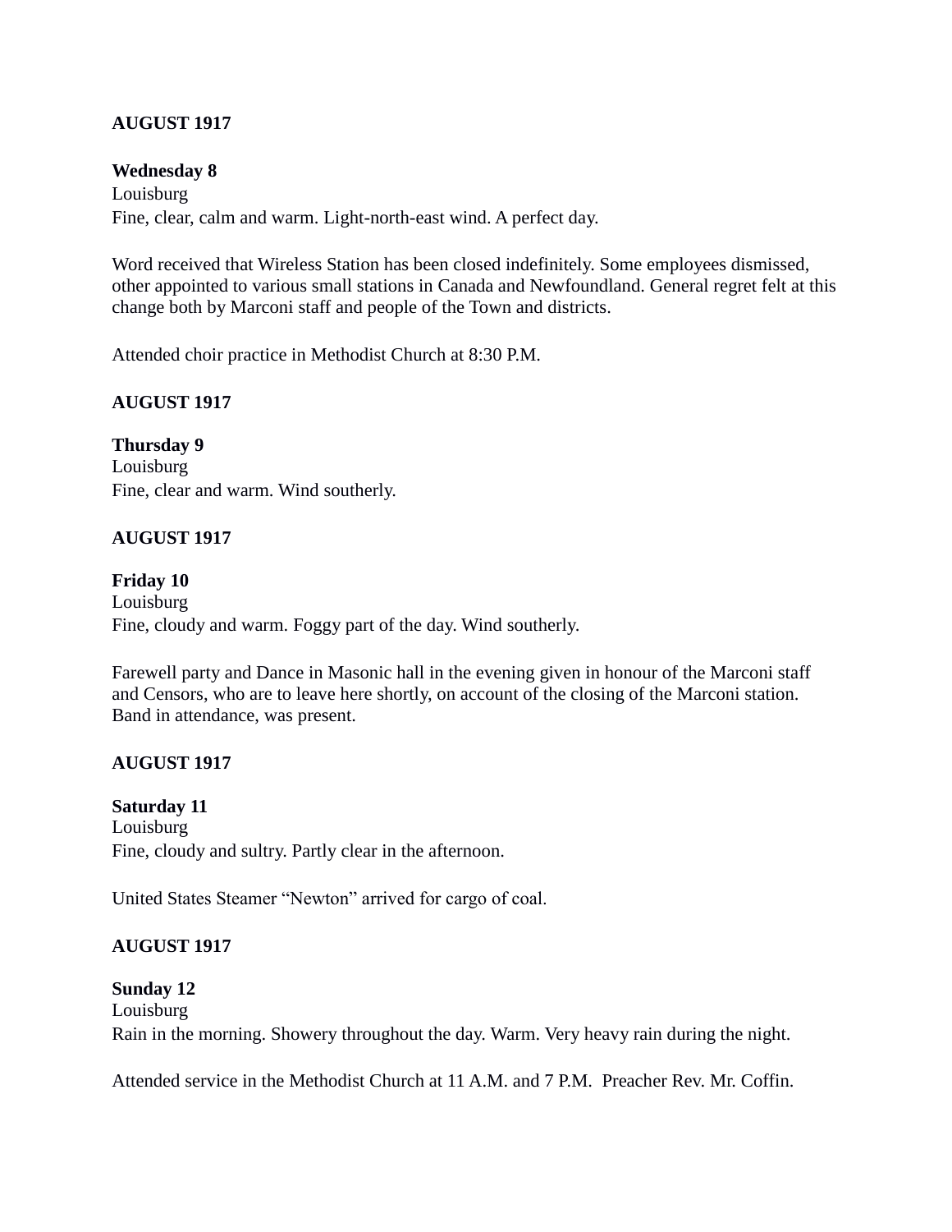**AUGUST 1917**

**Wednesday 8**
Louisburg
Fine, clear, calm and warm. Light-north-east wind. A perfect day.

Word received that Wireless Station has been closed indefinitely. Some employees dismissed, other appointed to various small stations in Canada and Newfoundland. General regret felt at this change both by Marconi staff and people of the Town and districts.

Attended choir practice in Methodist Church at 8:30 P.M.

**AUGUST 1917**

**Thursday 9**
Louisburg
Fine, clear and warm. Wind southerly.

**AUGUST 1917**

**Friday 10**
Louisburg
Fine, cloudy and warm. Foggy part of the day. Wind southerly.

Farewell party and Dance in Masonic hall in the evening given in honour of the Marconi staff and Censors, who are to leave here shortly, on account of the closing of the Marconi station. Band in attendance, was present.

**AUGUST 1917**

**Saturday 11**
Louisburg
Fine, cloudy and sultry. Partly clear in the afternoon.

United States Steamer "Newton" arrived for cargo of coal.

**AUGUST 1917**

**Sunday 12**
Louisburg
Rain in the morning. Showery throughout the day. Warm. Very heavy rain during the night.

Attended service in the Methodist Church at 11 A.M. and 7 P.M. Preacher Rev. Mr. Coffin.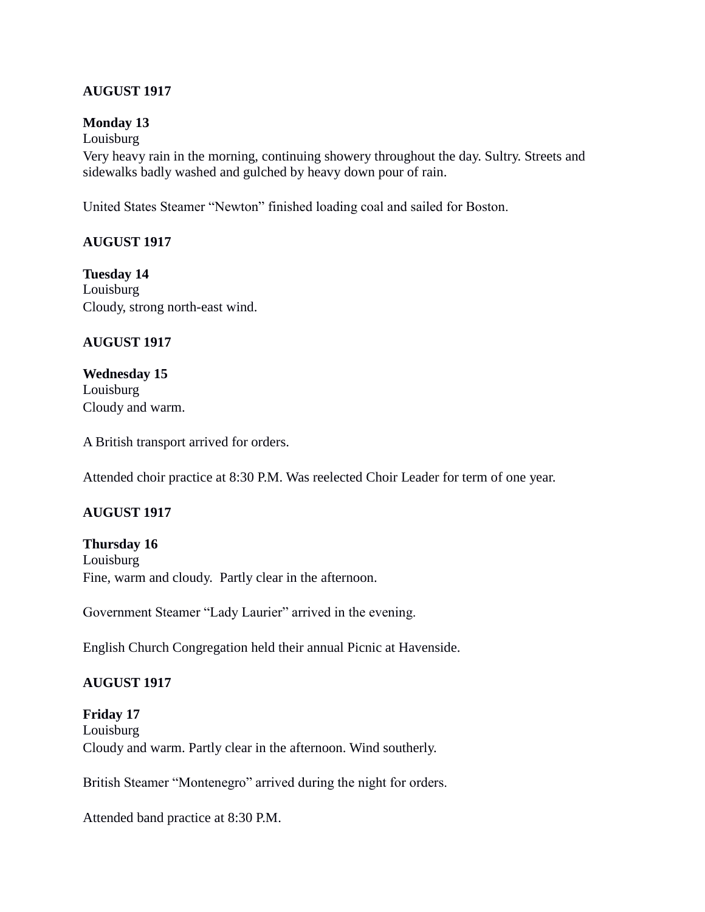**AUGUST 1917**

**Monday 13**
Louisburg
Very heavy rain in the morning, continuing showery throughout the day. Sultry. Streets and sidewalks badly washed and gulched by heavy down pour of rain.

United States Steamer "Newton" finished loading coal and sailed for Boston.

**AUGUST 1917**

**Tuesday 14**
Louisburg
Cloudy, strong north-east wind.

**AUGUST 1917**

**Wednesday 15**
Louisburg
Cloudy and warm.

A British transport arrived for orders.

Attended choir practice at 8:30 P.M. Was reelected Choir Leader for term of one year.

**AUGUST 1917**

**Thursday 16**
Louisburg
Fine, warm and cloudy. Partly clear in the afternoon.

Government Steamer "Lady Laurier" arrived in the evening.

English Church Congregation held their annual Picnic at Havenside.

**AUGUST 1917**

**Friday 17**
Louisburg
Cloudy and warm. Partly clear in the afternoon. Wind southerly.

British Steamer "Montenegro" arrived during the night for orders.

Attended band practice at 8:30 P.M.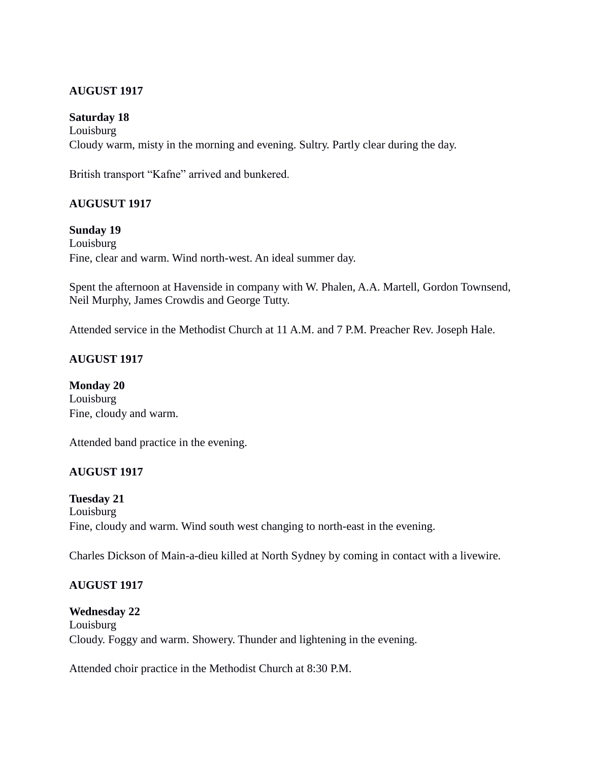**AUGUST 1917**

**Saturday 18**
Louisburg
Cloudy warm, misty in the morning and evening. Sultry. Partly clear during the day.

British transport "Kafne" arrived and bunkered.

**AUGUSUT 1917**

**Sunday 19**
Louisburg
Fine, clear and warm. Wind north-west. An ideal summer day.

Spent the afternoon at Havenside in company with W. Phalen, A.A. Martell, Gordon Townsend, Neil Murphy, James Crowdis and George Tutty.

Attended service in the Methodist Church at 11 A.M. and 7 P.M. Preacher Rev. Joseph Hale.

**AUGUST 1917**

**Monday 20**
Louisburg
Fine, cloudy and warm.

Attended band practice in the evening.

**AUGUST 1917**

**Tuesday 21**
Louisburg
Fine, cloudy and warm. Wind south west changing to north-east in the evening.

Charles Dickson of Main-a-dieu killed at North Sydney by coming in contact with a livewire.

**AUGUST 1917**

**Wednesday 22**
Louisburg
Cloudy. Foggy and warm. Showery. Thunder and lightening in the evening.

Attended choir practice in the Methodist Church at 8:30 P.M.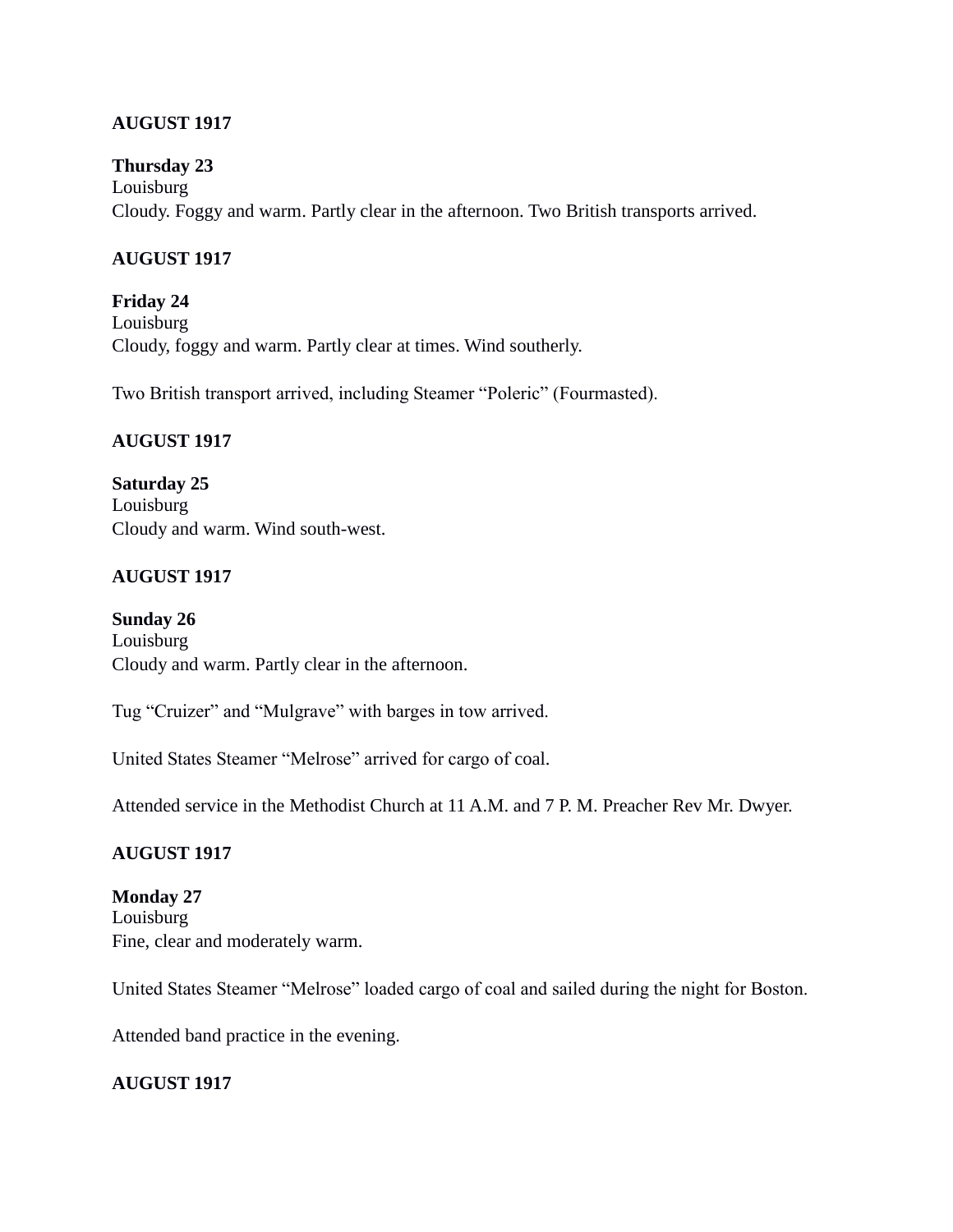**AUGUST 1917**

**Thursday 23**
Louisburg
Cloudy. Foggy and warm. Partly clear in the afternoon. Two British transports arrived.

**AUGUST 1917**

**Friday 24**
Louisburg
Cloudy, foggy and warm. Partly clear at times. Wind southerly.

Two British transport arrived, including Steamer "Poleric" (Fourmasted).

**AUGUST 1917**

**Saturday 25**
Louisburg
Cloudy and warm. Wind south-west.

**AUGUST 1917**

**Sunday 26**
Louisburg
Cloudy and warm. Partly clear in the afternoon.

Tug "Cruizer" and "Mulgrave" with barges in tow arrived.

United States Steamer "Melrose" arrived for cargo of coal.

Attended service in the Methodist Church at 11 A.M. and 7 P. M. Preacher Rev Mr. Dwyer.

**AUGUST 1917**

**Monday 27**
Louisburg
Fine, clear and moderately warm.

United States Steamer "Melrose" loaded cargo of coal and sailed during the night for Boston.

Attended band practice in the evening.

**AUGUST 1917**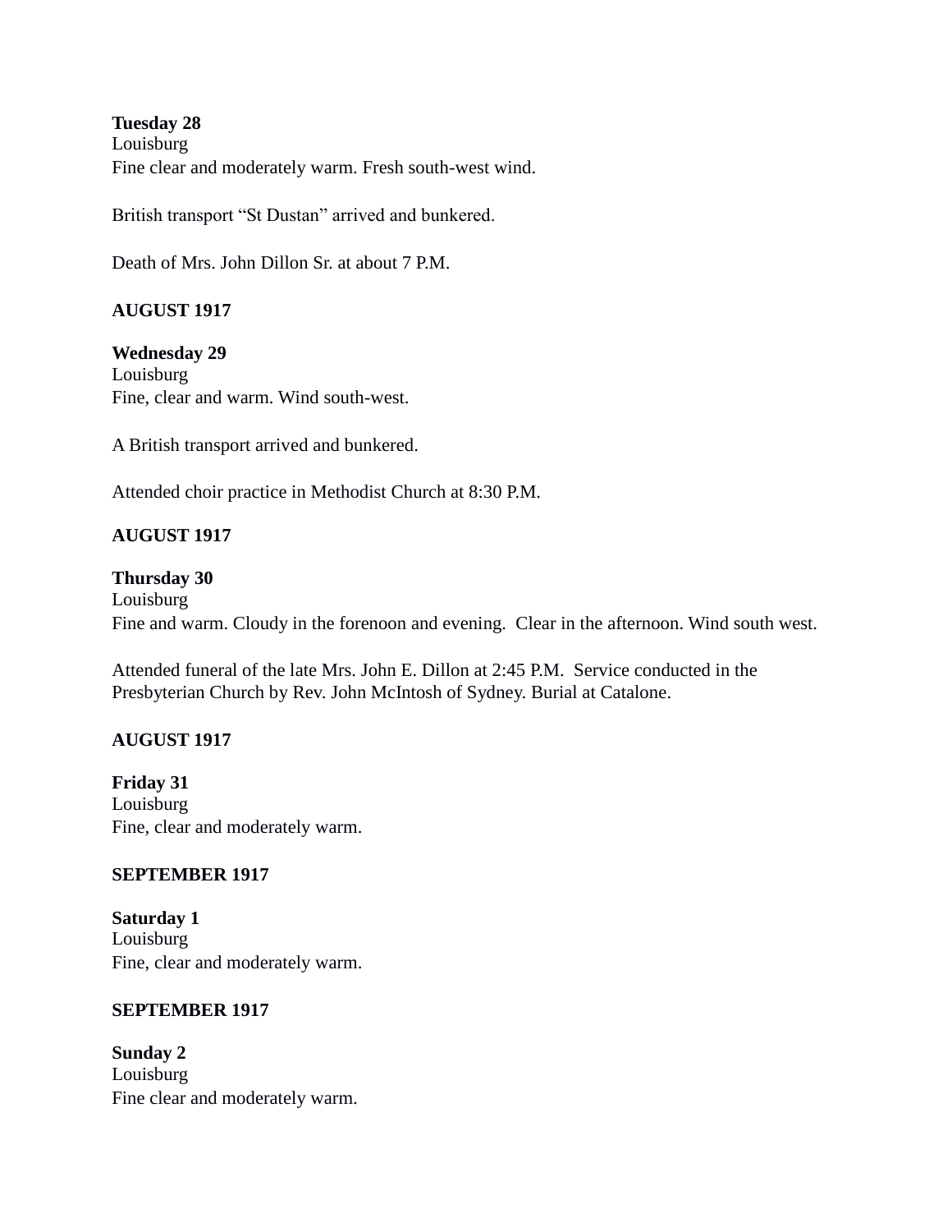**Tuesday 28**
Louisburg
Fine clear and moderately warm. Fresh south-west wind.

British transport "St Dustan" arrived and bunkered.

Death of Mrs. John Dillon Sr. at about 7 P.M.

**AUGUST 1917**

**Wednesday 29**
Louisburg
Fine, clear and warm. Wind south-west.

A British transport arrived and bunkered.

Attended choir practice in Methodist Church at 8:30 P.M.

**AUGUST 1917**

**Thursday 30**
Louisburg
Fine and warm. Cloudy in the forenoon and evening. Clear in the afternoon. Wind south west.

Attended funeral of the late Mrs. John E. Dillon at 2:45 P.M. Service conducted in the Presbyterian Church by Rev. John McIntosh of Sydney. Burial at Catalone.

**AUGUST 1917**

**Friday 31**
Louisburg
Fine, clear and moderately warm.

**SEPTEMBER 1917**

**Saturday 1**
Louisburg
Fine, clear and moderately warm.

**SEPTEMBER 1917**

**Sunday 2**
Louisburg
Fine clear and moderately warm.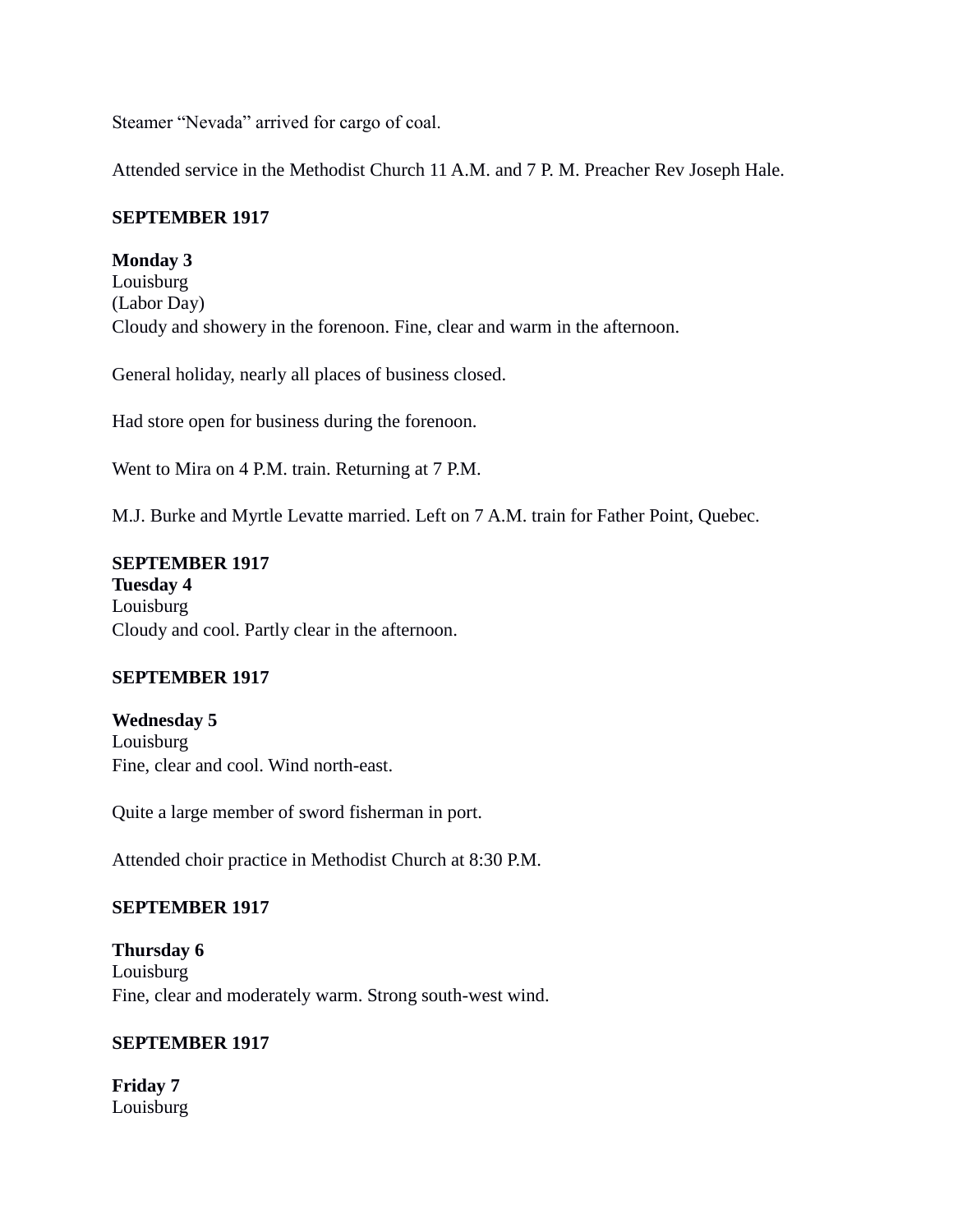Steamer “Nevada” arrived for cargo of coal.

Attended service in the Methodist Church 11 A.M. and 7 P. M. Preacher Rev Joseph Hale.

**SEPTEMBER 1917**

**Monday 3**
Louisburg
(Labor Day)
Cloudy and showery in the forenoon. Fine, clear and warm in the afternoon.

General holiday, nearly all places of business closed.

Had store open for business during the forenoon.

Went to Mira on 4 P.M. train. Returning at 7 P.M.

M.J. Burke and Myrtle Levatte married. Left on 7 A.M. train for Father Point, Quebec.

**SEPTEMBER 1917**
**Tuesday 4**
Louisburg
Cloudy and cool. Partly clear in the afternoon.

**SEPTEMBER 1917**

**Wednesday 5**
Louisburg
Fine, clear and cool. Wind north-east.

Quite a large member of sword fisherman in port.

Attended choir practice in Methodist Church at 8:30 P.M.

**SEPTEMBER 1917**

**Thursday 6**
Louisburg
Fine, clear and moderately warm. Strong south-west wind.

**SEPTEMBER 1917**

**Friday 7**
Louisburg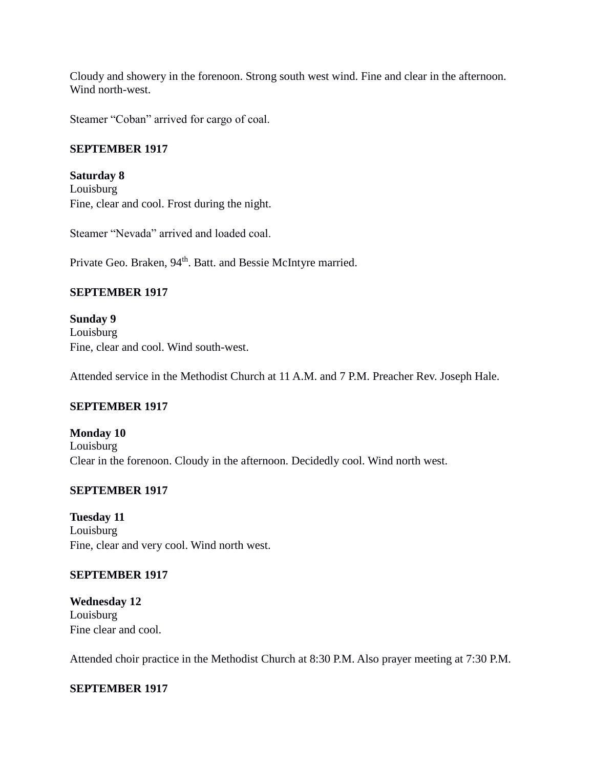Cloudy and showery in the forenoon. Strong south west wind. Fine and clear in the afternoon. Wind north-west.

Steamer "Coban" arrived for cargo of coal.

**SEPTEMBER 1917**

**Saturday 8**
Louisburg
Fine, clear and cool. Frost during the night.

Steamer "Nevada" arrived and loaded coal.

Private Geo. Braken, 94th. Batt. and Bessie McIntyre married.

**SEPTEMBER 1917**

**Sunday 9**
Louisburg
Fine, clear and cool. Wind south-west.

Attended service in the Methodist Church at 11 A.M. and 7 P.M. Preacher Rev. Joseph Hale.

**SEPTEMBER 1917**

**Monday 10**
Louisburg
Clear in the forenoon. Cloudy in the afternoon. Decidedly cool. Wind north west.

**SEPTEMBER 1917**

**Tuesday 11**
Louisburg
Fine, clear and very cool. Wind north west.

**SEPTEMBER 1917**

**Wednesday 12**
Louisburg
Fine clear and cool.

Attended choir practice in the Methodist Church at 8:30 P.M. Also prayer meeting at 7:30 P.M.

**SEPTEMBER 1917**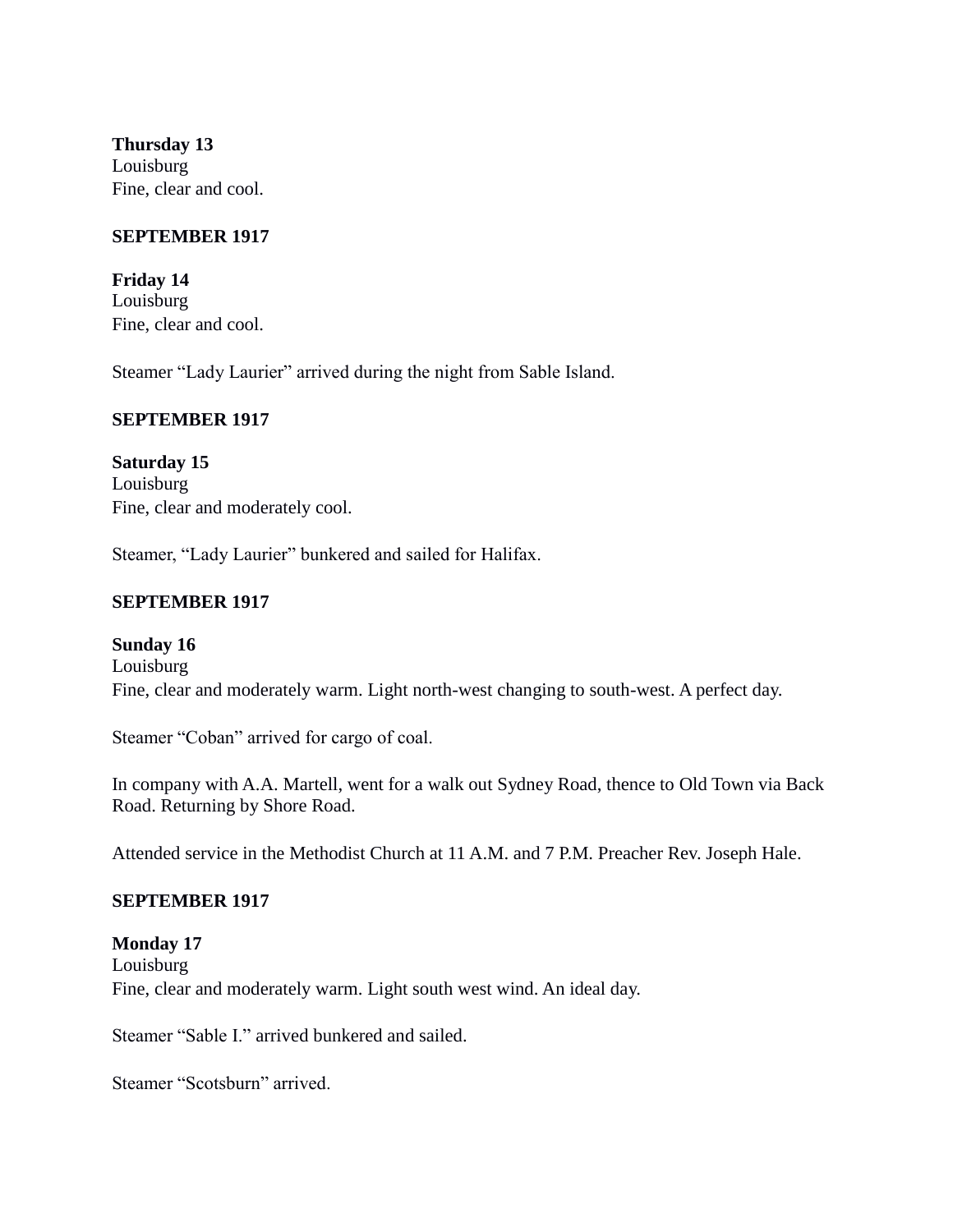**Thursday 13**
Louisburg
Fine, clear and cool.

**SEPTEMBER 1917**

**Friday 14**
Louisburg
Fine, clear and cool.

Steamer "Lady Laurier" arrived during the night from Sable Island.

**SEPTEMBER 1917**

**Saturday 15**
Louisburg
Fine, clear and moderately cool.

Steamer, "Lady Laurier" bunkered and sailed for Halifax.

**SEPTEMBER 1917**

**Sunday 16**
Louisburg
Fine, clear and moderately warm. Light north-west changing to south-west. A perfect day.

Steamer "Coban" arrived for cargo of coal.

In company with A.A. Martell, went for a walk out Sydney Road, thence to Old Town via Back Road. Returning by Shore Road.

Attended service in the Methodist Church at 11 A.M. and 7 P.M. Preacher Rev. Joseph Hale.

**SEPTEMBER 1917**

**Monday 17**
Louisburg
Fine, clear and moderately warm. Light south west wind. An ideal day.

Steamer "Sable I." arrived bunkered and sailed.

Steamer "Scotsburn" arrived.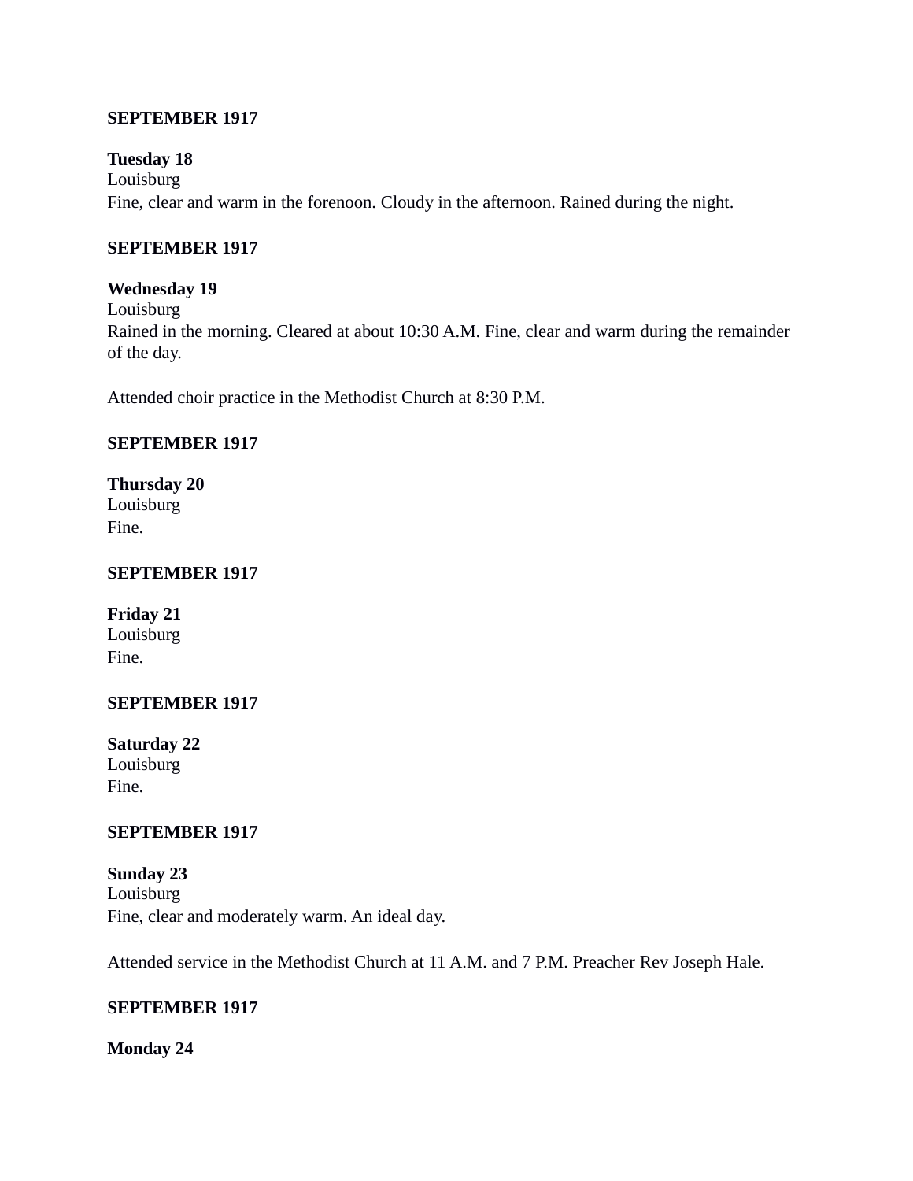**SEPTEMBER 1917**

**Tuesday 18**
Louisburg
Fine, clear and warm in the forenoon. Cloudy in the afternoon. Rained during the night.

**SEPTEMBER 1917**

**Wednesday 19**
Louisburg
Rained in the morning. Cleared at about 10:30 A.M. Fine, clear and warm during the remainder of the day.

Attended choir practice in the Methodist Church at 8:30 P.M.

**SEPTEMBER 1917**

**Thursday 20**
Louisburg
Fine.

**SEPTEMBER 1917**

**Friday 21**
Louisburg
Fine.

**SEPTEMBER 1917**

**Saturday 22**
Louisburg
Fine.

**SEPTEMBER 1917**

**Sunday 23**
Louisburg
Fine, clear and moderately warm. An ideal day.

Attended service in the Methodist Church at 11 A.M. and 7 P.M. Preacher Rev Joseph Hale.

**SEPTEMBER 1917**

**Monday 24**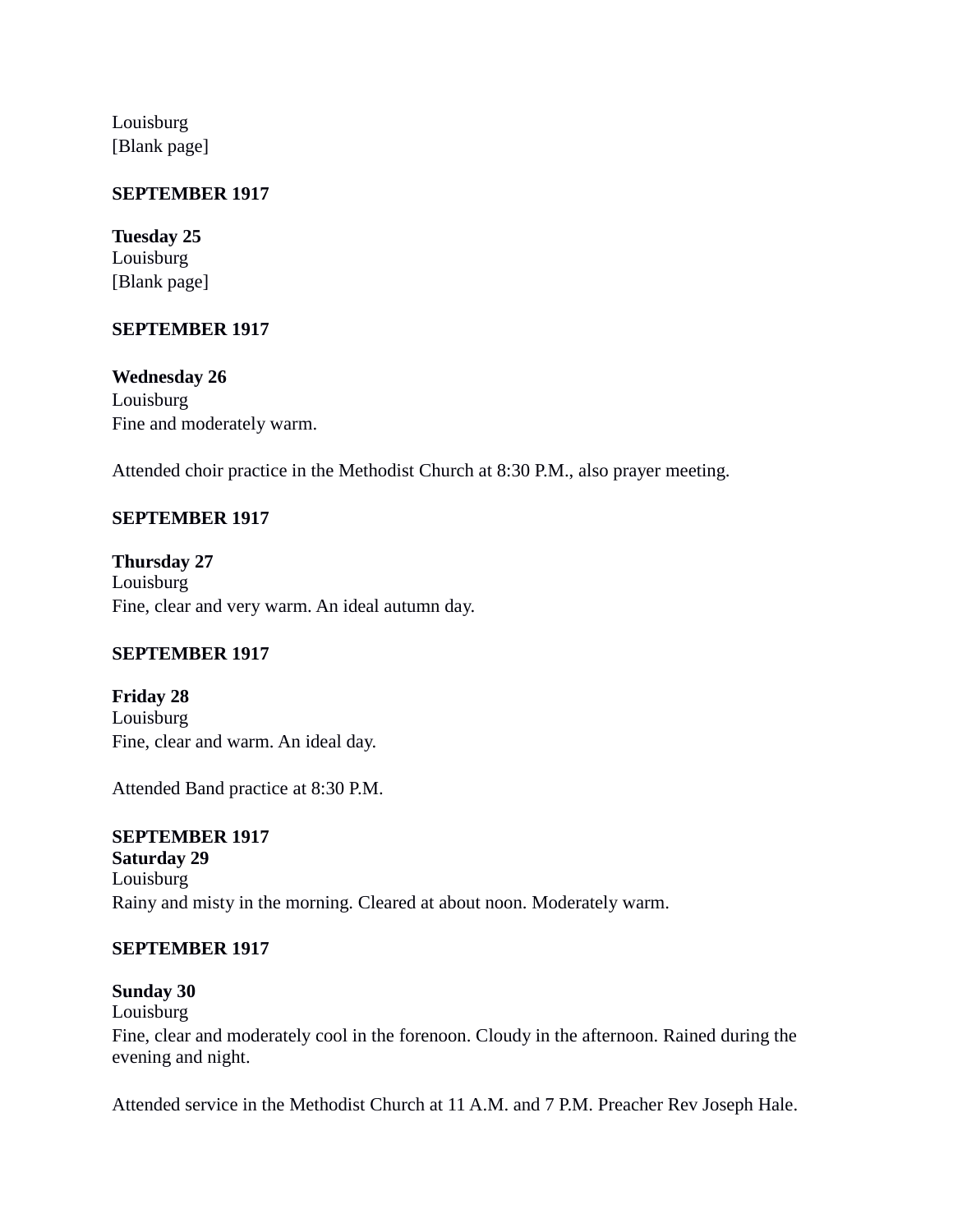Louisburg
[Blank page]

**SEPTEMBER 1917**

**Tuesday 25**
Louisburg
[Blank page]

**SEPTEMBER 1917**

**Wednesday 26**
Louisburg
Fine and moderately warm.

Attended choir practice in the Methodist Church at 8:30 P.M., also prayer meeting.

**SEPTEMBER 1917**

**Thursday 27**
Louisburg
Fine, clear and very warm. An ideal autumn day.

**SEPTEMBER 1917**

**Friday 28**
Louisburg
Fine, clear and warm. An ideal day.

Attended Band practice at 8:30 P.M.

**SEPTEMBER 1917**
**Saturday 29**
Louisburg
Rainy and misty in the morning. Cleared at about noon. Moderately warm.

**SEPTEMBER 1917**

**Sunday 30**
Louisburg
Fine, clear and moderately cool in the forenoon. Cloudy in the afternoon. Rained during the evening and night.

Attended service in the Methodist Church at 11 A.M. and 7 P.M. Preacher Rev Joseph Hale.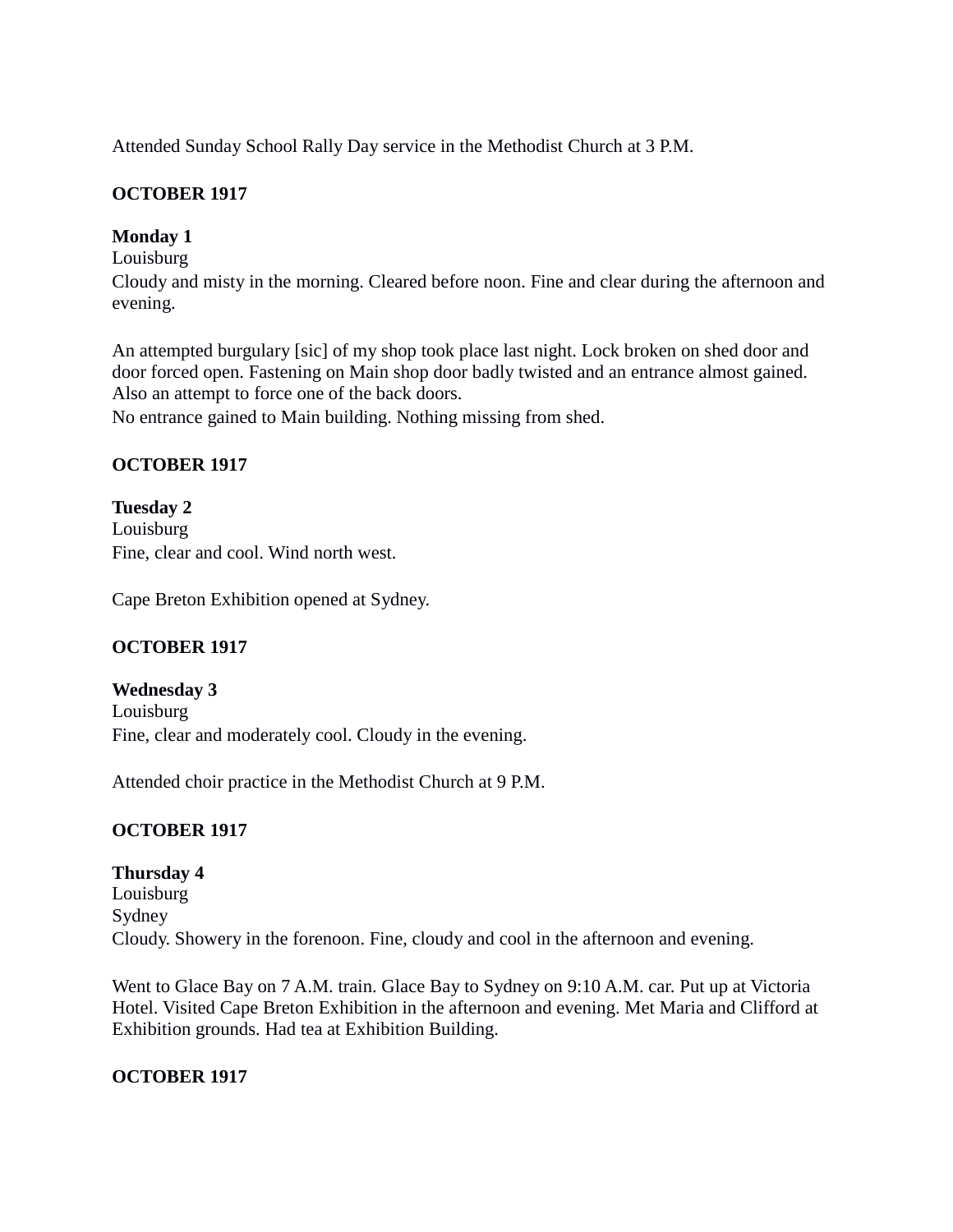Attended Sunday School Rally Day service in the Methodist Church at 3 P.M.

**OCTOBER 1917**

**Monday 1**
Louisburg
Cloudy and misty in the morning. Cleared before noon. Fine and clear during the afternoon and evening.

An attempted burgulary [sic] of my shop took place last night. Lock broken on shed door and door forced open. Fastening on Main shop door badly twisted and an entrance almost gained. Also an attempt to force one of the back doors.
No entrance gained to Main building. Nothing missing from shed.

**OCTOBER 1917**

**Tuesday 2**
Louisburg
Fine, clear and cool. Wind north west.

Cape Breton Exhibition opened at Sydney.

**OCTOBER 1917**

**Wednesday 3**
Louisburg
Fine, clear and moderately cool. Cloudy in the evening.

Attended choir practice in the Methodist Church at 9 P.M.

**OCTOBER 1917**

**Thursday 4**
Louisburg
Sydney
Cloudy. Showery in the forenoon. Fine, cloudy and cool in the afternoon and evening.

Went to Glace Bay on 7 A.M. train. Glace Bay to Sydney on 9:10 A.M. car. Put up at Victoria Hotel. Visited Cape Breton Exhibition in the afternoon and evening. Met Maria and Clifford at Exhibition grounds. Had tea at Exhibition Building.

**OCTOBER 1917**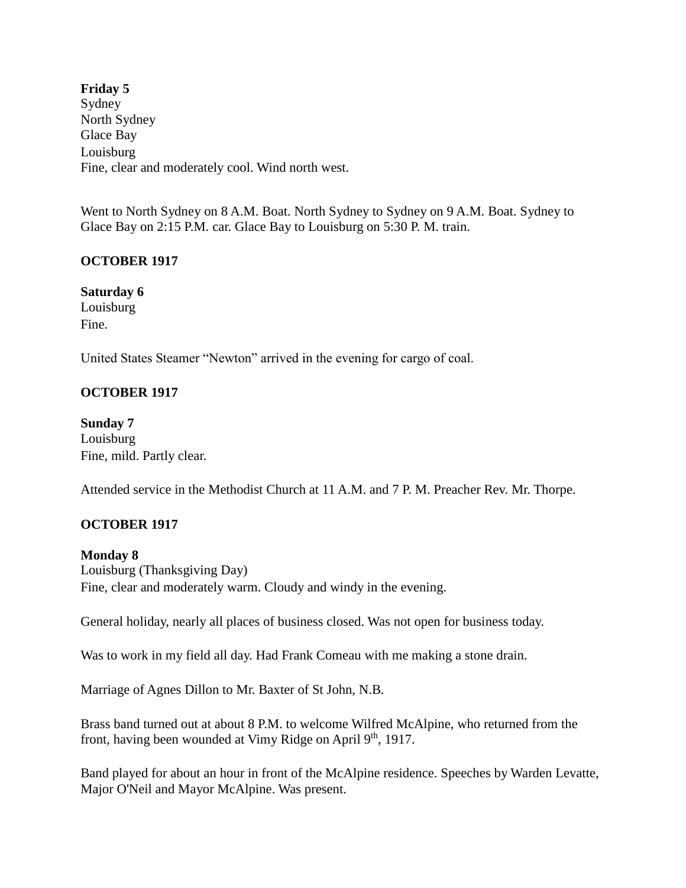**Friday 5**
Sydney
North Sydney
Glace Bay
Louisburg
Fine, clear and moderately cool. Wind north west.

Went to North Sydney on 8 A.M. Boat. North Sydney to Sydney on 9 A.M. Boat. Sydney to Glace Bay on 2:15 P.M. car. Glace Bay to Louisburg on 5:30 P. M. train.

**OCTOBER 1917**

**Saturday 6**
Louisburg
Fine.

United States Steamer "Newton" arrived in the evening for cargo of coal.

**OCTOBER 1917**

**Sunday 7**
Louisburg
Fine, mild. Partly clear.

Attended service in the Methodist Church at 11 A.M. and 7 P. M. Preacher Rev. Mr. Thorpe.

**OCTOBER 1917**

**Monday 8**
Louisburg (Thanksgiving Day)
Fine, clear and moderately warm. Cloudy and windy in the evening.

General holiday, nearly all places of business closed. Was not open for business today.

Was to work in my field all day. Had Frank Comeau with me making a stone drain.

Marriage of Agnes Dillon to Mr. Baxter of St John, N.B.

Brass band turned out at about 8 P.M. to welcome Wilfred McAlpine, who returned from the front, having been wounded at Vimy Ridge on April 9th, 1917.

Band played for about an hour in front of the McAlpine residence. Speeches by Warden Levatte, Major O'Neil and Mayor McAlpine. Was present.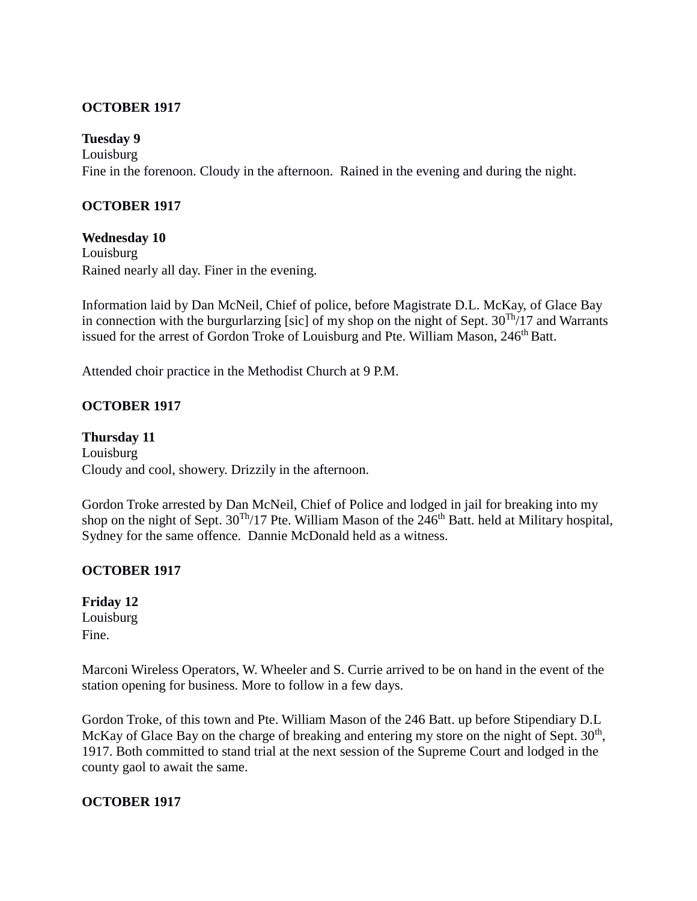**OCTOBER 1917**

**Tuesday 9**
Louisburg
Fine in the forenoon. Cloudy in the afternoon. Rained in the evening and during the night.

**OCTOBER 1917**

**Wednesday 10**
Louisburg
Rained nearly all day. Finer in the evening.

Information laid by Dan McNeil, Chief of police, before Magistrate D.L. McKay, of Glace Bay in connection with the burgurlarzing [sic] of my shop on the night of Sept. 30Th/17 and Warrants issued for the arrest of Gordon Troke of Louisburg and Pte. William Mason, 246th Batt.

Attended choir practice in the Methodist Church at 9 P.M.

**OCTOBER 1917**

**Thursday 11**
Louisburg
Cloudy and cool, showery. Drizzily in the afternoon.

Gordon Troke arrested by Dan McNeil, Chief of Police and lodged in jail for breaking into my shop on the night of Sept. 30Th/17 Pte. William Mason of the 246th Batt. held at Military hospital, Sydney for the same offence. Dannie McDonald held as a witness.

**OCTOBER 1917**

**Friday 12**
Louisburg
Fine.

Marconi Wireless Operators, W. Wheeler and S. Currie arrived to be on hand in the event of the station opening for business. More to follow in a few days.

Gordon Troke, of this town and Pte. William Mason of the 246 Batt. up before Stipendiary D.L McKay of Glace Bay on the charge of breaking and entering my store on the night of Sept. 30th, 1917. Both committed to stand trial at the next session of the Supreme Court and lodged in the county gaol to await the same.

**OCTOBER 1917**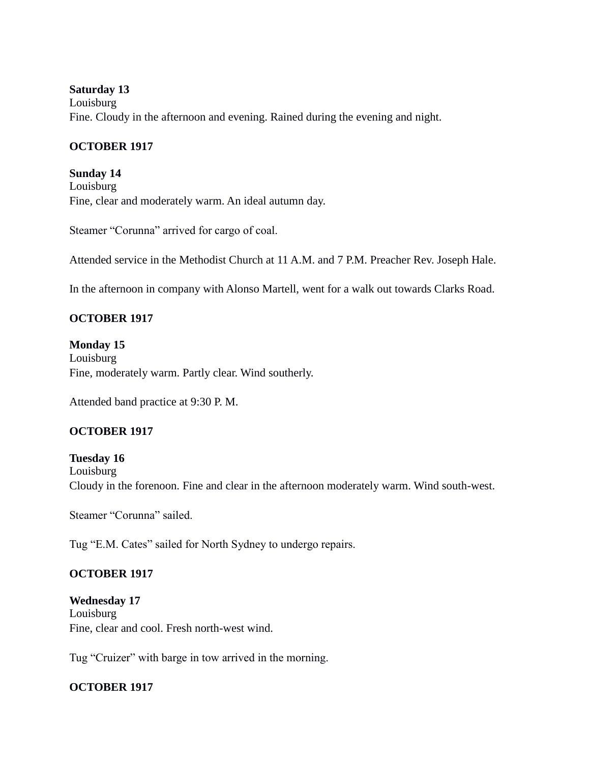**Saturday 13**
Louisburg
Fine. Cloudy in the afternoon and evening. Rained during the evening and night.

**OCTOBER 1917**

**Sunday 14**
Louisburg
Fine, clear and moderately warm. An ideal autumn day.

Steamer "Corunna" arrived for cargo of coal.

Attended service in the Methodist Church at 11 A.M. and 7 P.M. Preacher Rev. Joseph Hale.

In the afternoon in company with Alonso Martell, went for a walk out towards Clarks Road.

**OCTOBER 1917**

**Monday 15**
Louisburg
Fine, moderately warm. Partly clear. Wind southerly.

Attended band practice at 9:30 P. M.

**OCTOBER 1917**

**Tuesday 16**
Louisburg
Cloudy in the forenoon. Fine and clear in the afternoon moderately warm. Wind south-west.

Steamer "Corunna" sailed.

Tug "E.M. Cates" sailed for North Sydney to undergo repairs.

**OCTOBER 1917**

**Wednesday 17**
Louisburg
Fine, clear and cool. Fresh north-west wind.

Tug "Cruizer" with barge in tow arrived in the morning.

**OCTOBER 1917**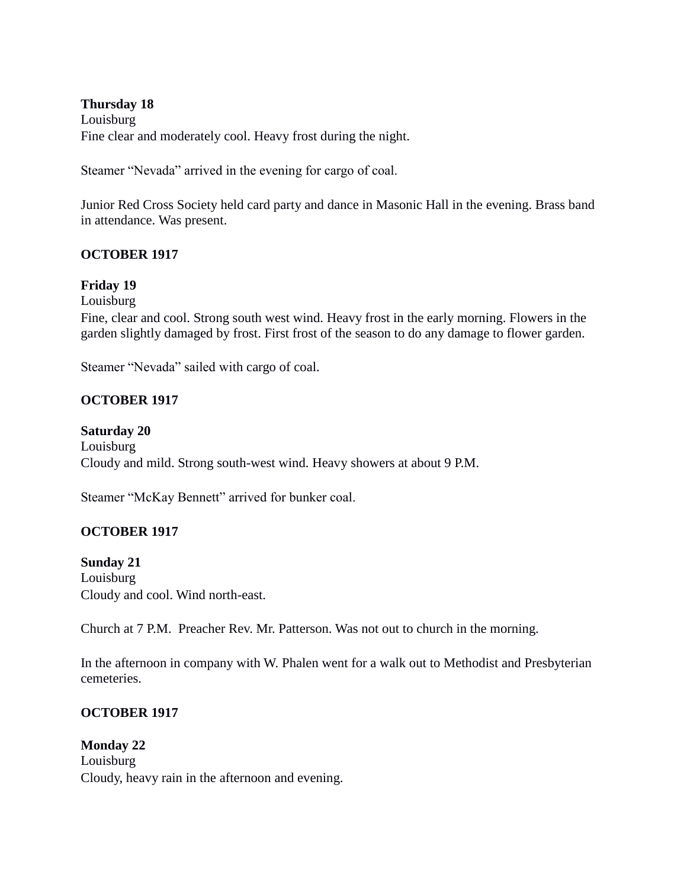**Thursday 18**
Louisburg
Fine clear and moderately cool. Heavy frost during the night.

Steamer "Nevada" arrived in the evening for cargo of coal.

Junior Red Cross Society held card party and dance in Masonic Hall in the evening. Brass band in attendance. Was present.

**OCTOBER 1917**

**Friday 19**
Louisburg
Fine, clear and cool. Strong south west wind. Heavy frost in the early morning. Flowers in the garden slightly damaged by frost. First frost of the season to do any damage to flower garden.

Steamer "Nevada" sailed with cargo of coal.

**OCTOBER 1917**

**Saturday 20**
Louisburg
Cloudy and mild. Strong south-west wind. Heavy showers at about 9 P.M.

Steamer "McKay Bennett" arrived for bunker coal.

**OCTOBER 1917**

**Sunday 21**
Louisburg
Cloudy and cool. Wind north-east.

Church at 7 P.M. Preacher Rev. Mr. Patterson. Was not out to church in the morning.

In the afternoon in company with W. Phalen went for a walk out to Methodist and Presbyterian cemeteries.

**OCTOBER 1917**

**Monday 22**
Louisburg
Cloudy, heavy rain in the afternoon and evening.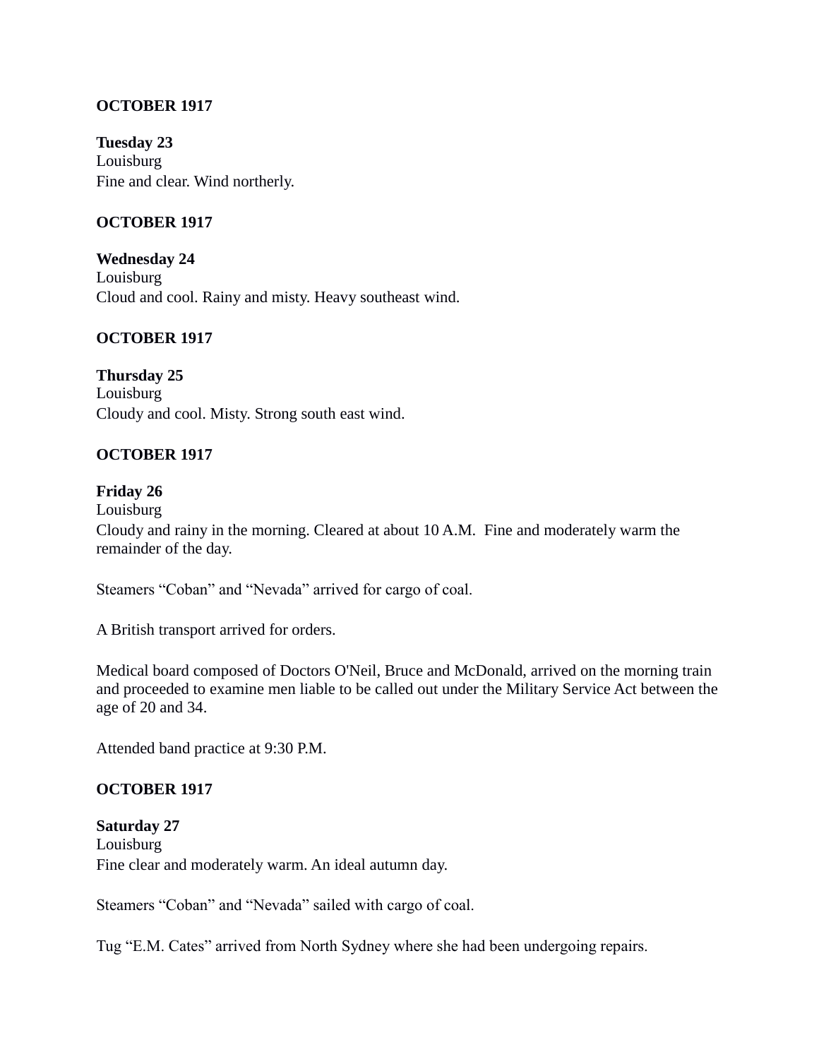**OCTOBER 1917**

**Tuesday 23**
Louisburg
Fine and clear. Wind northerly.

**OCTOBER 1917**

**Wednesday 24**
Louisburg
Cloud and cool. Rainy and misty. Heavy southeast wind.

**OCTOBER 1917**

**Thursday 25**
Louisburg
Cloudy and cool. Misty. Strong south east wind.

**OCTOBER 1917**

**Friday 26**
Louisburg
Cloudy and rainy in the morning. Cleared at about 10 A.M. Fine and moderately warm the remainder of the day.

Steamers "Coban" and "Nevada" arrived for cargo of coal.

A British transport arrived for orders.

Medical board composed of Doctors O'Neil, Bruce and McDonald, arrived on the morning train and proceeded to examine men liable to be called out under the Military Service Act between the age of 20 and 34.

Attended band practice at 9:30 P.M.

**OCTOBER 1917**

**Saturday 27**
Louisburg
Fine clear and moderately warm. An ideal autumn day.

Steamers "Coban" and "Nevada" sailed with cargo of coal.

Tug "E.M. Cates" arrived from North Sydney where she had been undergoing repairs.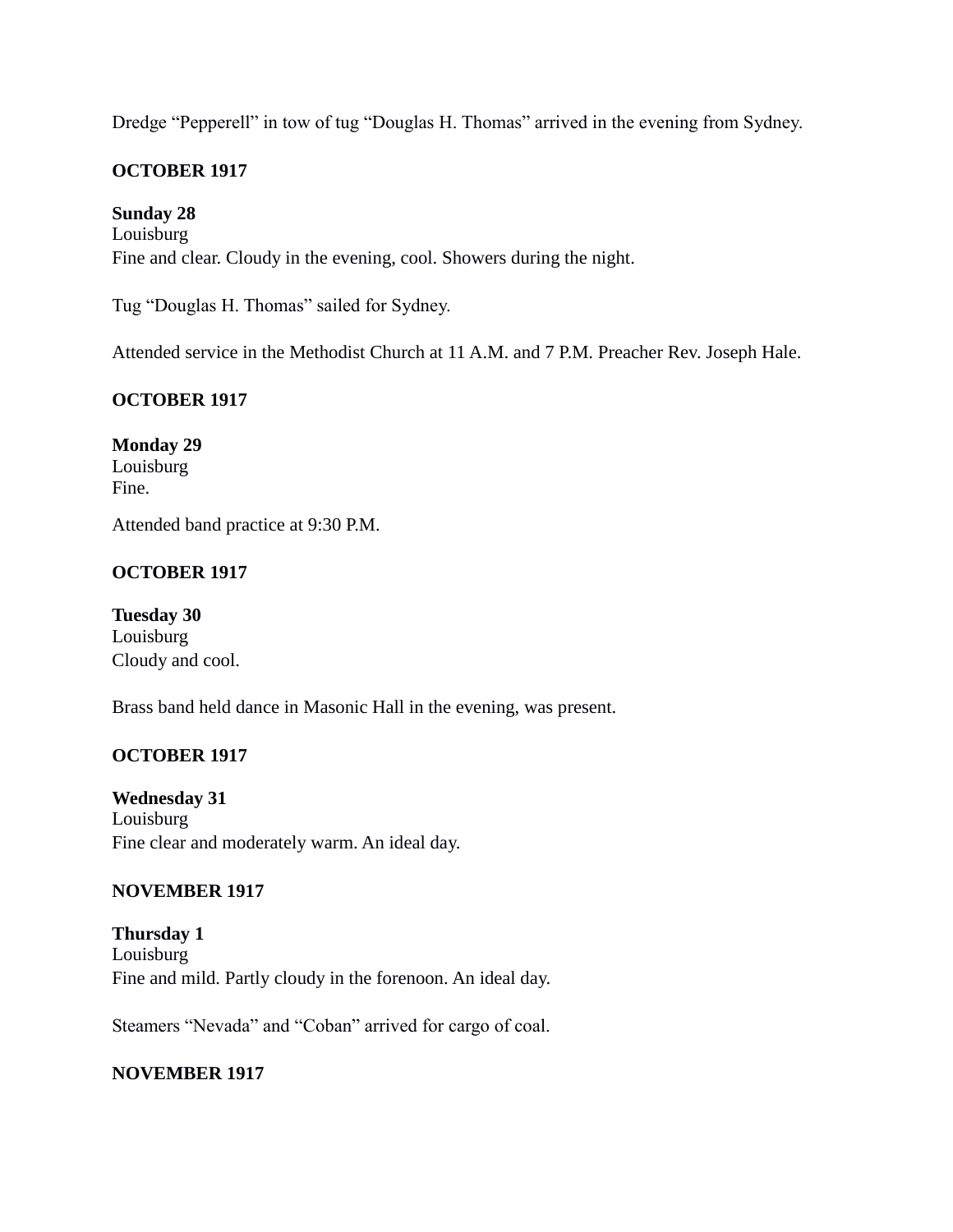Dredge "Pepperell" in tow of tug "Douglas H. Thomas" arrived in the evening from Sydney.

**OCTOBER 1917**

**Sunday 28**
Louisburg
Fine and clear. Cloudy in the evening, cool. Showers during the night.

Tug "Douglas H. Thomas" sailed for Sydney.

Attended service in the Methodist Church at 11 A.M. and 7 P.M. Preacher Rev. Joseph Hale.

**OCTOBER 1917**

**Monday 29**
Louisburg
Fine.

Attended band practice at 9:30 P.M.

**OCTOBER 1917**

**Tuesday 30**
Louisburg
Cloudy and cool.

Brass band held dance in Masonic Hall in the evening, was present.

**OCTOBER 1917**

**Wednesday 31**
Louisburg
Fine clear and moderately warm. An ideal day.

**NOVEMBER 1917**

**Thursday 1**
Louisburg
Fine and mild. Partly cloudy in the forenoon. An ideal day.

Steamers "Nevada" and "Coban" arrived for cargo of coal.

**NOVEMBER 1917**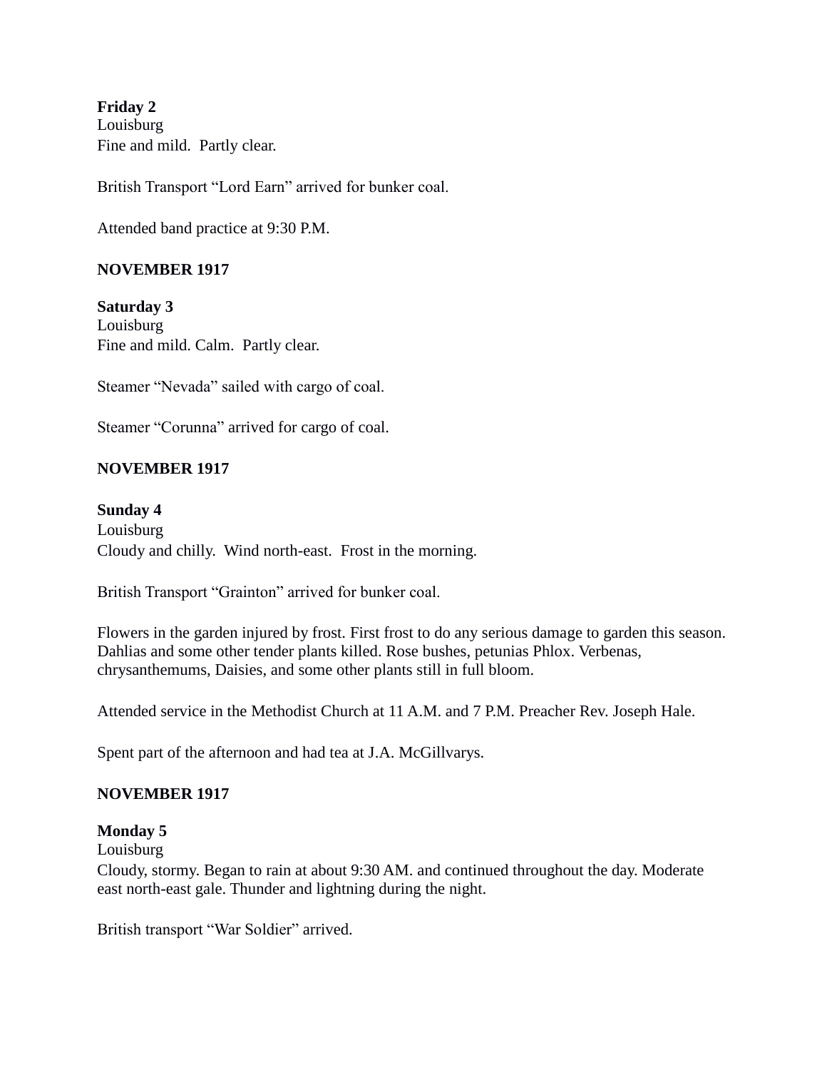**Friday 2**
Louisburg
Fine and mild.  Partly clear.

British Transport "Lord Earn" arrived for bunker coal.

Attended band practice at 9:30 P.M.

**NOVEMBER 1917**

**Saturday 3**
Louisburg
Fine and mild. Calm.  Partly clear.

Steamer "Nevada" sailed with cargo of coal.

Steamer "Corunna" arrived for cargo of coal.

**NOVEMBER 1917**

**Sunday 4**
Louisburg
Cloudy and chilly.  Wind north-east.  Frost in the morning.

British Transport "Grainton" arrived for bunker coal.

Flowers in the garden injured by frost. First frost to do any serious damage to garden this season. Dahlias and some other tender plants killed. Rose bushes, petunias Phlox. Verbenas, chrysanthemums, Daisies, and some other plants still in full bloom.

Attended service in the Methodist Church at 11 A.M. and 7 P.M. Preacher Rev. Joseph Hale.

Spent part of the afternoon and had tea at J.A. McGillvarys.

**NOVEMBER 1917**

**Monday 5**
Louisburg
Cloudy, stormy. Began to rain at about 9:30 AM. and continued throughout the day. Moderate east north-east gale. Thunder and lightning during the night.

British transport "War Soldier" arrived.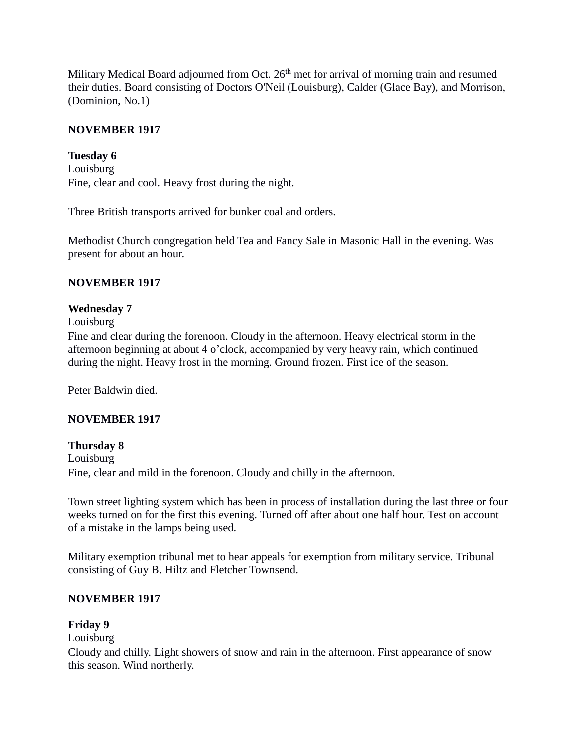Military Medical Board adjourned from Oct. 26th met for arrival of morning train and resumed their duties. Board consisting of Doctors O'Neil (Louisburg), Calder (Glace Bay), and Morrison, (Dominion, No.1)

**NOVEMBER 1917**

**Tuesday 6**
Louisburg
Fine, clear and cool. Heavy frost during the night.

Three British transports arrived for bunker coal and orders.

Methodist Church congregation held Tea and Fancy Sale in Masonic Hall in the evening. Was present for about an hour.

**NOVEMBER 1917**

**Wednesday 7**
Louisburg
Fine and clear during the forenoon. Cloudy in the afternoon. Heavy electrical storm in the afternoon beginning at about 4 o'clock, accompanied by very heavy rain, which continued during the night. Heavy frost in the morning. Ground frozen. First ice of the season.

Peter Baldwin died.

**NOVEMBER 1917**

**Thursday 8**
Louisburg
Fine, clear and mild in the forenoon. Cloudy and chilly in the afternoon.

Town street lighting system which has been in process of installation during the last three or four weeks turned on for the first this evening. Turned off after about one half hour. Test on account of a mistake in the lamps being used.

Military exemption tribunal met to hear appeals for exemption from military service. Tribunal consisting of Guy B. Hiltz and Fletcher Townsend.

**NOVEMBER 1917**

**Friday 9**
Louisburg
Cloudy and chilly. Light showers of snow and rain in the afternoon. First appearance of snow this season. Wind northerly.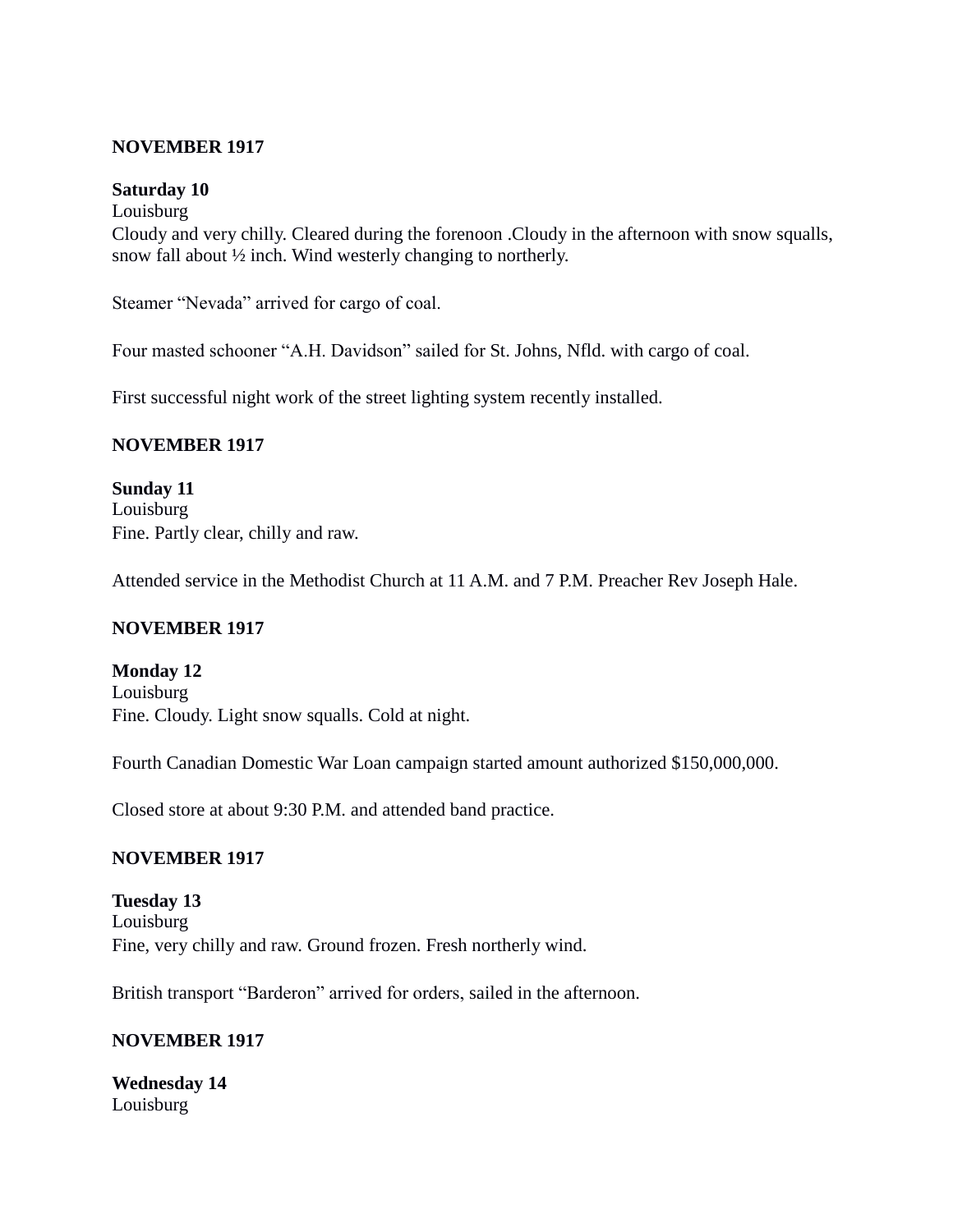**NOVEMBER 1917**

**Saturday 10**
Louisburg
Cloudy and very chilly. Cleared during the forenoon .Cloudy in the afternoon with snow squalls, snow fall about ½ inch. Wind westerly changing to northerly.

Steamer "Nevada" arrived for cargo of coal.

Four masted schooner "A.H. Davidson" sailed for St. Johns, Nfld. with cargo of coal.

First successful night work of the street lighting system recently installed.

**NOVEMBER 1917**

**Sunday 11**
Louisburg
Fine. Partly clear, chilly and raw.

Attended service in the Methodist Church at 11 A.M. and 7 P.M. Preacher Rev Joseph Hale.

**NOVEMBER 1917**

**Monday 12**
Louisburg
Fine. Cloudy. Light snow squalls. Cold at night.

Fourth Canadian Domestic War Loan campaign started amount authorized $150,000,000.

Closed store at about 9:30 P.M. and attended band practice.

**NOVEMBER 1917**

**Tuesday 13**
Louisburg
Fine, very chilly and raw. Ground frozen. Fresh northerly wind.

British transport "Barderon" arrived for orders, sailed in the afternoon.

**NOVEMBER 1917**

**Wednesday 14**
Louisburg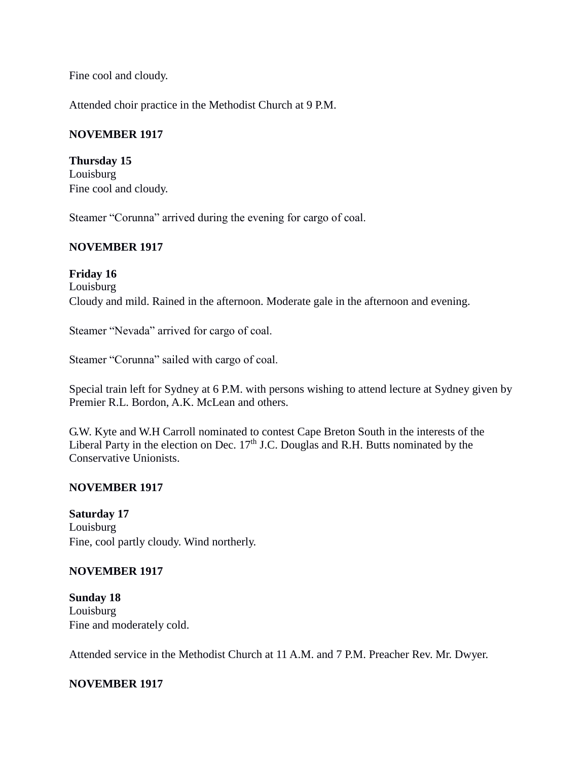Fine cool and cloudy.

Attended choir practice in the Methodist Church at 9 P.M.

**NOVEMBER 1917**

**Thursday 15**
Louisburg
Fine cool and cloudy.

Steamer "Corunna" arrived during the evening for cargo of coal.

**NOVEMBER 1917**

**Friday 16**
Louisburg
Cloudy and mild. Rained in the afternoon. Moderate gale in the afternoon and evening.

Steamer "Nevada" arrived for cargo of coal.

Steamer "Corunna" sailed with cargo of coal.

Special train left for Sydney at 6 P.M. with persons wishing to attend lecture at Sydney given by Premier R.L. Bordon, A.K. McLean and others.

G.W. Kyte and W.H Carroll nominated to contest Cape Breton South in the interests of the Liberal Party in the election on Dec. 17th J.C. Douglas and R.H. Butts nominated by the Conservative Unionists.

**NOVEMBER 1917**

**Saturday 17**
Louisburg
Fine, cool partly cloudy. Wind northerly.

**NOVEMBER 1917**

**Sunday 18**
Louisburg
Fine and moderately cold.

Attended service in the Methodist Church at 11 A.M. and 7 P.M. Preacher Rev. Mr. Dwyer.

**NOVEMBER 1917**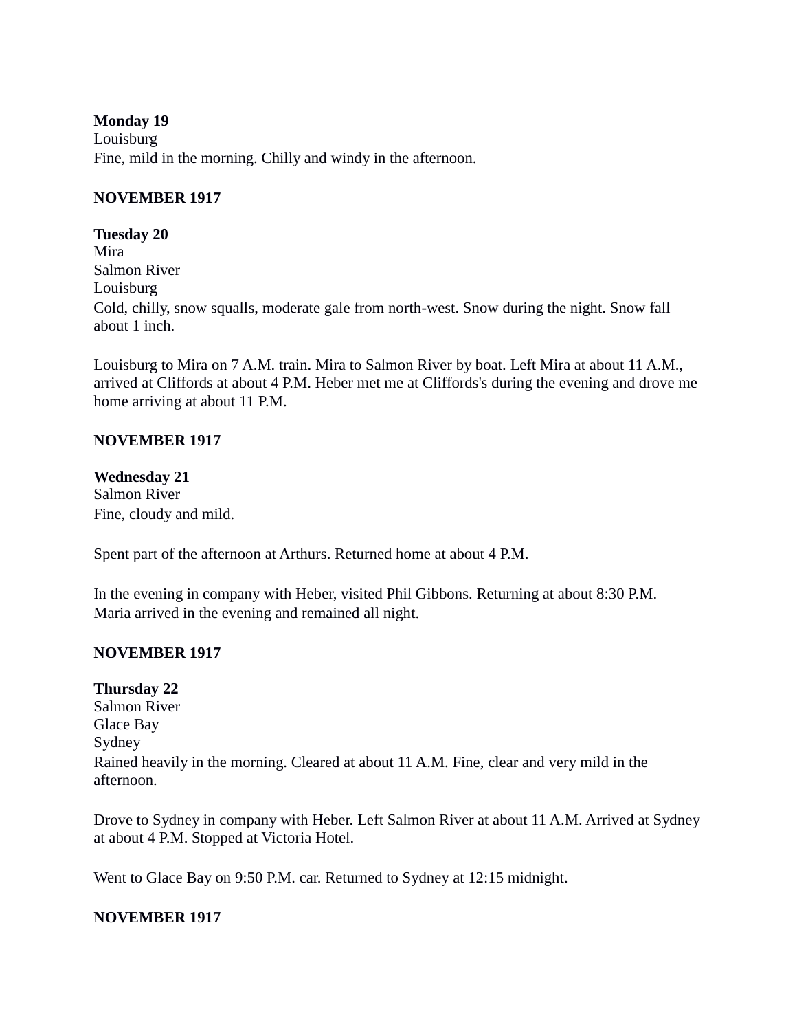**Monday 19**
Louisburg
Fine, mild in the morning. Chilly and windy in the afternoon.

**NOVEMBER 1917**

**Tuesday 20**
Mira
Salmon River
Louisburg
Cold, chilly, snow squalls, moderate gale from north-west. Snow during the night. Snow fall about 1 inch.

Louisburg to Mira on 7 A.M. train. Mira to Salmon River by boat. Left Mira at about 11 A.M., arrived at Cliffords at about 4 P.M. Heber met me at Cliffords's during the evening and drove me home arriving at about 11 P.M.

**NOVEMBER 1917**

**Wednesday 21**
Salmon River
Fine, cloudy and mild.

Spent part of the afternoon at Arthurs. Returned home at about 4 P.M.

In the evening in company with Heber, visited Phil Gibbons. Returning at about 8:30 P.M. Maria arrived in the evening and remained all night.

**NOVEMBER 1917**

**Thursday 22**
Salmon River
Glace Bay
Sydney
Rained heavily in the morning. Cleared at about 11 A.M. Fine, clear and very mild in the afternoon.

Drove to Sydney in company with Heber. Left Salmon River at about 11 A.M. Arrived at Sydney at about 4 P.M. Stopped at Victoria Hotel.

Went to Glace Bay on 9:50 P.M. car. Returned to Sydney at 12:15 midnight.

**NOVEMBER 1917**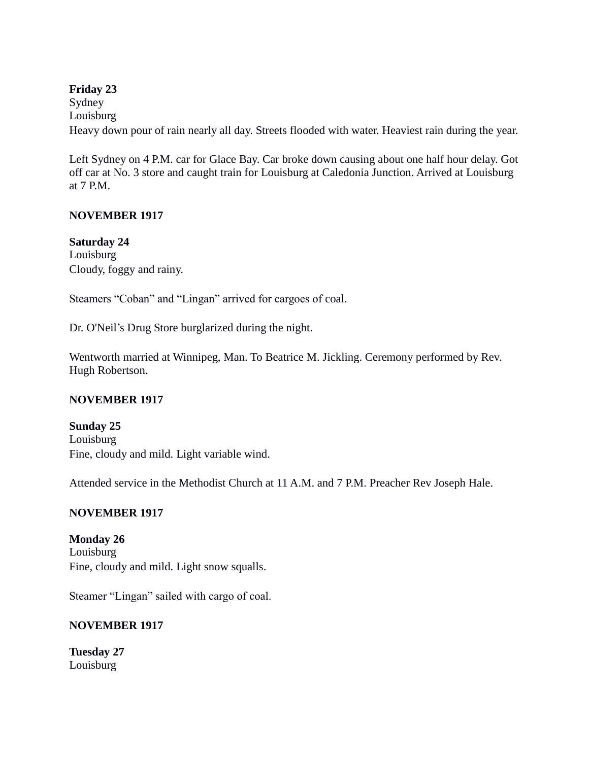**Friday 23**
Sydney
Louisburg
Heavy down pour of rain nearly all day. Streets flooded with water. Heaviest rain during the year.

Left Sydney on 4 P.M. car for Glace Bay. Car broke down causing about one half hour delay. Got off car at No. 3 store and caught train for Louisburg at Caledonia Junction. Arrived at Louisburg at 7 P.M.

**NOVEMBER 1917**

**Saturday 24**
Louisburg
Cloudy, foggy and rainy.

Steamers "Coban" and "Lingan" arrived for cargoes of coal.

Dr. O'Neil's Drug Store burglarized during the night.

Wentworth married at Winnipeg, Man. To Beatrice M. Jickling. Ceremony performed by Rev. Hugh Robertson.

**NOVEMBER 1917**

**Sunday 25**
Louisburg
Fine, cloudy and mild. Light variable wind.

Attended service in the Methodist Church at 11 A.M. and 7 P.M. Preacher Rev Joseph Hale.

**NOVEMBER 1917**

**Monday 26**
Louisburg
Fine, cloudy and mild. Light snow squalls.

Steamer "Lingan" sailed with cargo of coal.

**NOVEMBER 1917**

**Tuesday 27**
Louisburg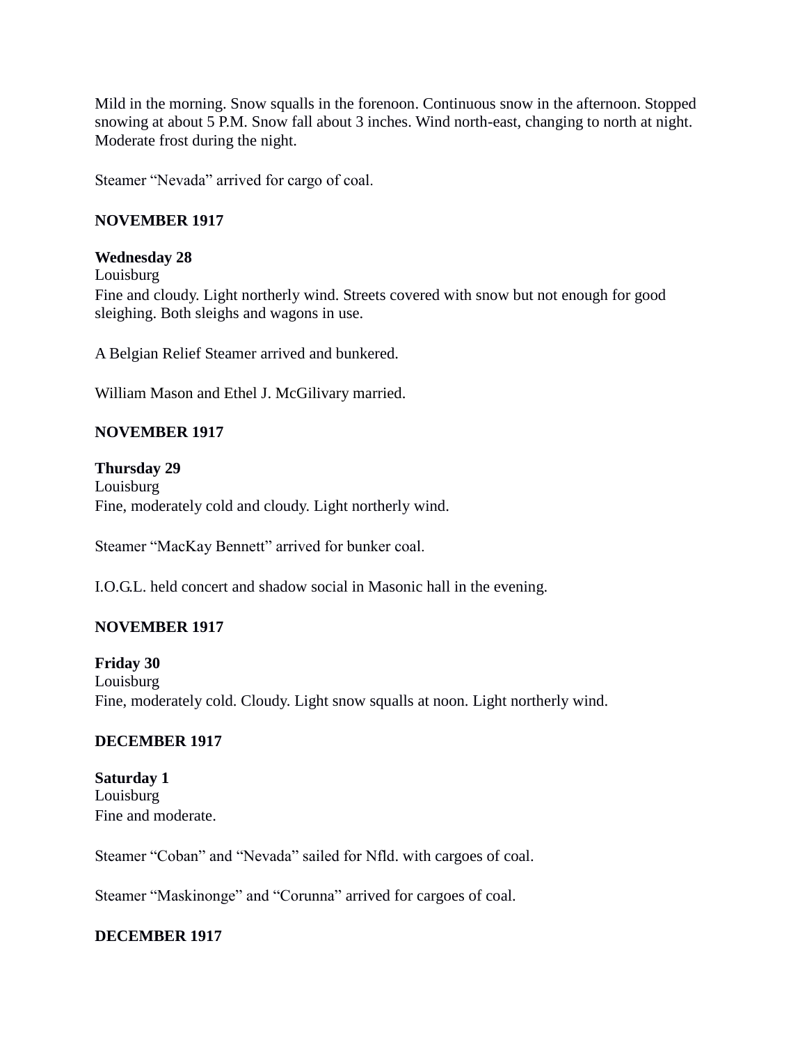Mild in the morning. Snow squalls in the forenoon. Continuous snow in the afternoon. Stopped snowing at about 5 P.M. Snow fall about 3 inches. Wind north-east, changing to north at night. Moderate frost during the night.

Steamer "Nevada" arrived for cargo of coal.

**NOVEMBER 1917**

**Wednesday 28**
Louisburg
Fine and cloudy. Light northerly wind. Streets covered with snow but not enough for good sleighing. Both sleighs and wagons in use.

A Belgian Relief Steamer arrived and bunkered.

William Mason and Ethel J. McGilivary married.

**NOVEMBER 1917**

**Thursday 29**
Louisburg
Fine, moderately cold and cloudy. Light northerly wind.

Steamer "MacKay Bennett" arrived for bunker coal.

I.O.G.L. held concert and shadow social in Masonic hall in the evening.

**NOVEMBER 1917**

**Friday 30**
Louisburg
Fine, moderately cold. Cloudy. Light snow squalls at noon. Light northerly wind.

**DECEMBER 1917**

**Saturday 1**
Louisburg
Fine and moderate.

Steamer "Coban" and "Nevada" sailed for Nfld. with cargoes of coal.

Steamer "Maskinonge" and "Corunna" arrived for cargoes of coal.

**DECEMBER 1917**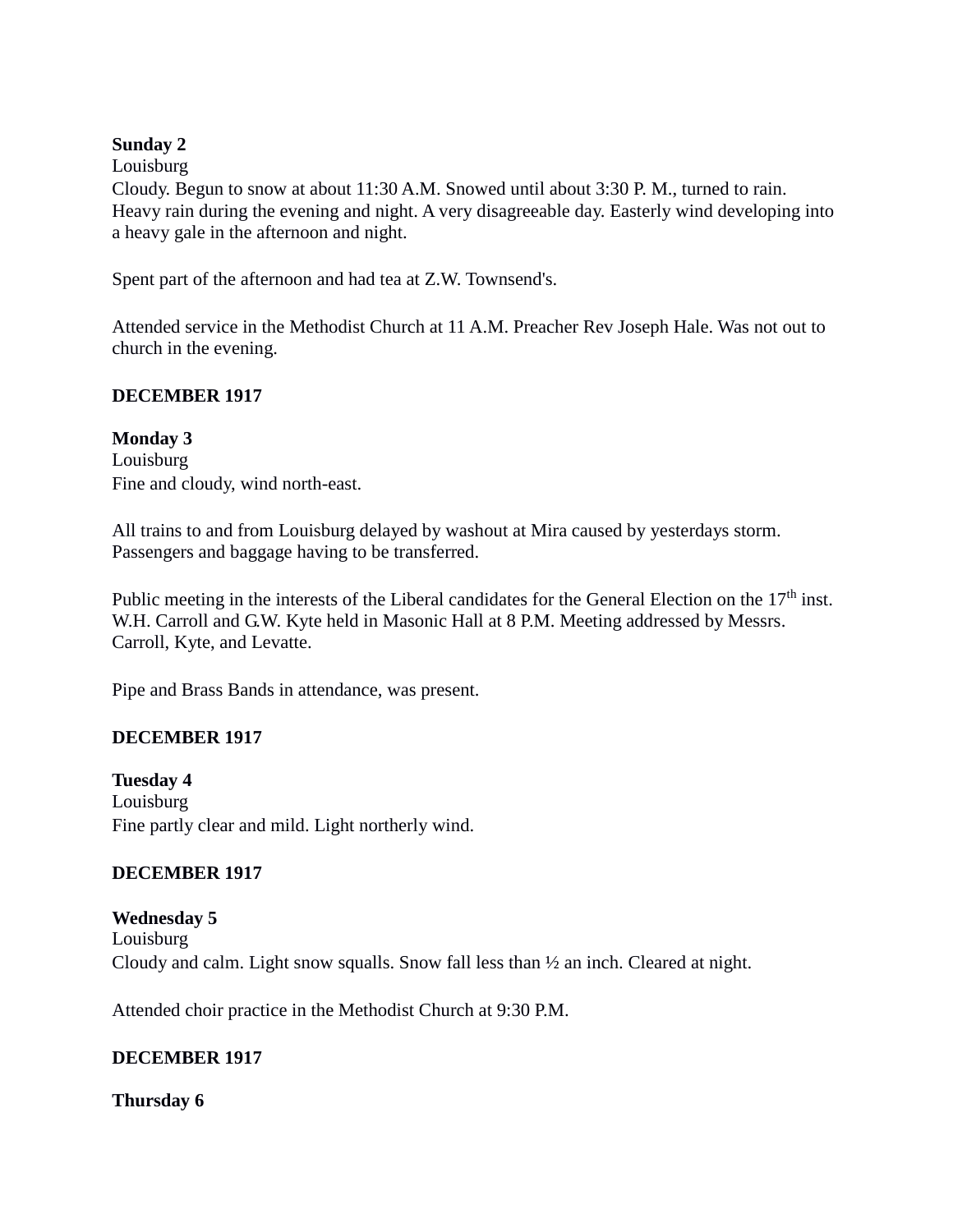**Sunday 2**
Louisburg
Cloudy. Begun to snow at about 11:30 A.M. Snowed until about 3:30 P. M., turned to rain. Heavy rain during the evening and night. A very disagreeable day. Easterly wind developing into a heavy gale in the afternoon and night.

Spent part of the afternoon and had tea at Z.W. Townsend's.

Attended service in the Methodist Church at 11 A.M. Preacher Rev Joseph Hale. Was not out to church in the evening.

**DECEMBER 1917**

**Monday 3**
Louisburg
Fine and cloudy, wind north-east.

All trains to and from Louisburg delayed by washout at Mira caused by yesterdays storm. Passengers and baggage having to be transferred.

Public meeting in the interests of the Liberal candidates for the General Election on the 17th inst. W.H. Carroll and G.W. Kyte held in Masonic Hall at 8 P.M. Meeting addressed by Messrs. Carroll, Kyte, and Levatte.

Pipe and Brass Bands in attendance, was present.

**DECEMBER 1917**

**Tuesday 4**
Louisburg
Fine partly clear and mild. Light northerly wind.

**DECEMBER 1917**

**Wednesday 5**
Louisburg
Cloudy and calm. Light snow squalls. Snow fall less than ½ an inch. Cleared at night.

Attended choir practice in the Methodist Church at 9:30 P.M.

**DECEMBER 1917**

**Thursday 6**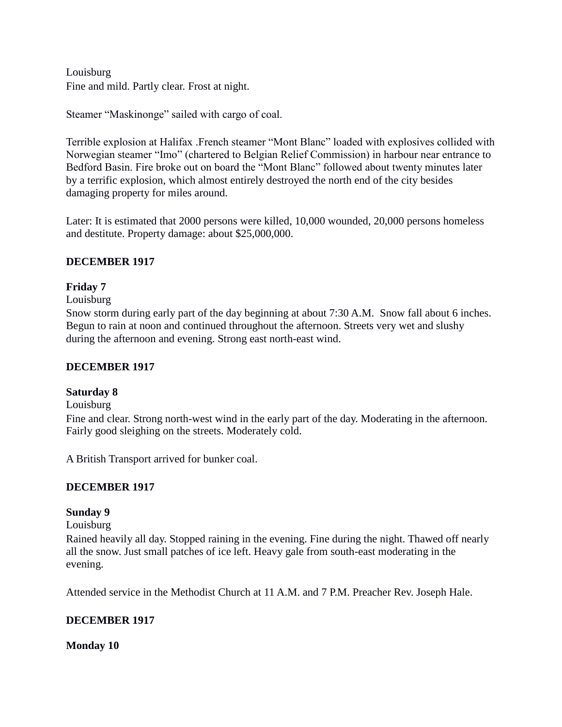Louisburg
Fine and mild. Partly clear. Frost at night.

Steamer "Maskinonge" sailed with cargo of coal.

Terrible explosion at Halifax .French steamer "Mont Blanc" loaded with explosives collided with Norwegian steamer "Imo" (chartered to Belgian Relief Commission) in harbour near entrance to Bedford Basin. Fire broke out on board the "Mont Blanc" followed about twenty minutes later by a terrific explosion, which almost entirely destroyed the north end of the city besides damaging property for miles around.

Later: It is estimated that 2000 persons were killed, 10,000 wounded, 20,000 persons homeless and destitute. Property damage: about $25,000,000.

**DECEMBER 1917**

**Friday 7**

Louisburg
Snow storm during early part of the day beginning at about 7:30 A.M. Snow fall about 6 inches. Begun to rain at noon and continued throughout the afternoon. Streets very wet and slushy during the afternoon and evening. Strong east north-east wind.

**DECEMBER 1917**

**Saturday 8**

Louisburg
Fine and clear. Strong north-west wind in the early part of the day. Moderating in the afternoon. Fairly good sleighing on the streets. Moderately cold.

A British Transport arrived for bunker coal.

**DECEMBER 1917**

**Sunday 9**

Louisburg
Rained heavily all day. Stopped raining in the evening. Fine during the night. Thawed off nearly all the snow. Just small patches of ice left. Heavy gale from south-east moderating in the evening.

Attended service in the Methodist Church at 11 A.M. and 7 P.M. Preacher Rev. Joseph Hale.

**DECEMBER 1917**

**Monday 10**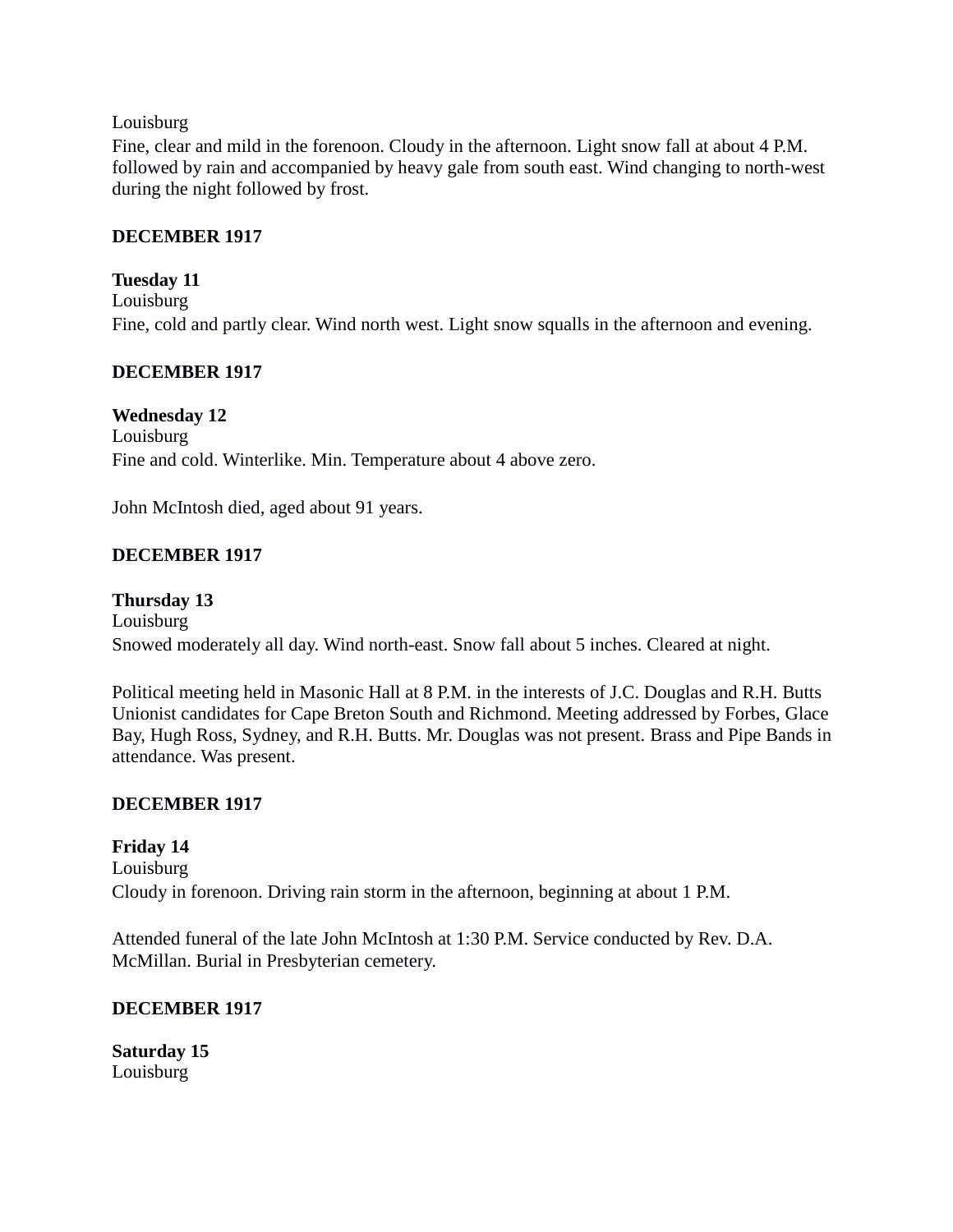Louisburg
Fine, clear and mild in the forenoon. Cloudy in the afternoon. Light snow fall at about 4 P.M. followed by rain and accompanied by heavy gale from south east. Wind changing to north-west during the night followed by frost.

**DECEMBER 1917**

**Tuesday 11**
Louisburg
Fine, cold and partly clear. Wind north west. Light snow squalls in the afternoon and evening.

**DECEMBER 1917**

**Wednesday 12**
Louisburg
Fine and cold. Winterlike. Min. Temperature about 4 above zero.

John McIntosh died, aged about 91 years.

**DECEMBER 1917**

**Thursday 13**
Louisburg
Snowed moderately all day. Wind north-east. Snow fall about 5 inches. Cleared at night.

Political meeting held in Masonic Hall at 8 P.M. in the interests of J.C. Douglas and R.H. Butts Unionist candidates for Cape Breton South and Richmond. Meeting addressed by Forbes, Glace Bay, Hugh Ross, Sydney, and R.H. Butts. Mr. Douglas was not present. Brass and Pipe Bands in attendance. Was present.

**DECEMBER 1917**

**Friday 14**
Louisburg
Cloudy in forenoon. Driving rain storm in the afternoon, beginning at about 1 P.M.

Attended funeral of the late John McIntosh at 1:30 P.M. Service conducted by Rev. D.A. McMillan. Burial in Presbyterian cemetery.

**DECEMBER 1917**

**Saturday 15**
Louisburg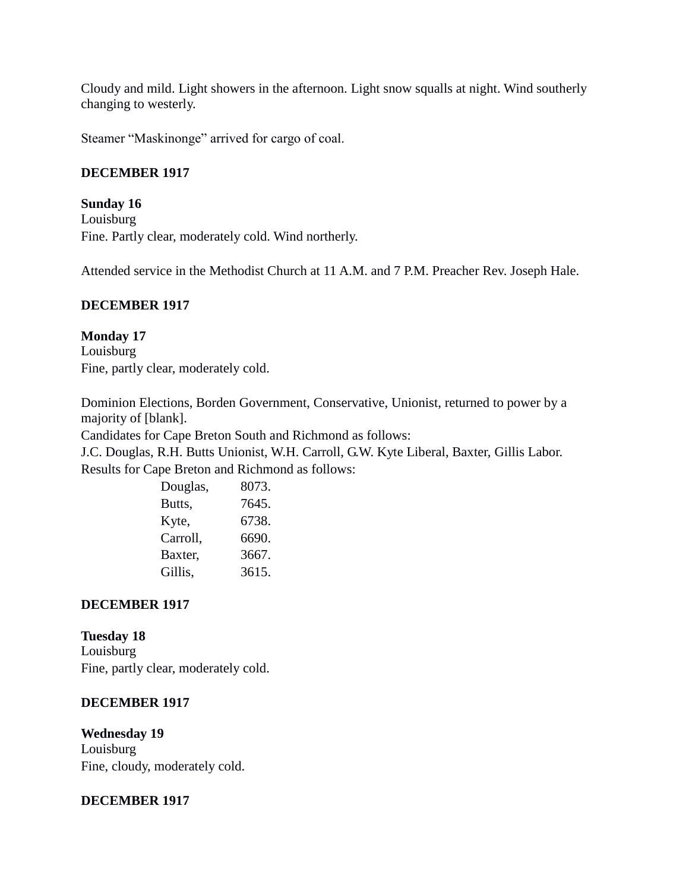Cloudy and mild. Light showers in the afternoon. Light snow squalls at night. Wind southerly changing to westerly.

Steamer "Maskinonge" arrived for cargo of coal.

**DECEMBER 1917**

**Sunday 16**
Louisburg
Fine. Partly clear, moderately cold. Wind northerly.

Attended service in the Methodist Church at 11 A.M. and 7 P.M. Preacher Rev. Joseph Hale.

**DECEMBER 1917**

**Monday 17**
Louisburg
Fine, partly clear, moderately cold.

Dominion Elections, Borden Government, Conservative, Unionist, returned to power by a majority of [blank].
Candidates for Cape Breton South and Richmond as follows:
J.C. Douglas, R.H. Butts Unionist, W.H. Carroll, G.W. Kyte Liberal, Baxter, Gillis Labor.
Results for Cape Breton and Richmond as follows:

| | |
|---|---|
| Douglas, | 8073. |
| Butts, | 7645. |
| Kyte, | 6738. |
| Carroll, | 6690. |
| Baxter, | 3667. |
| Gillis, | 3615. |

**DECEMBER 1917**

**Tuesday 18**
Louisburg
Fine, partly clear, moderately cold.

**DECEMBER 1917**

**Wednesday 19**
Louisburg
Fine, cloudy, moderately cold.

**DECEMBER 1917**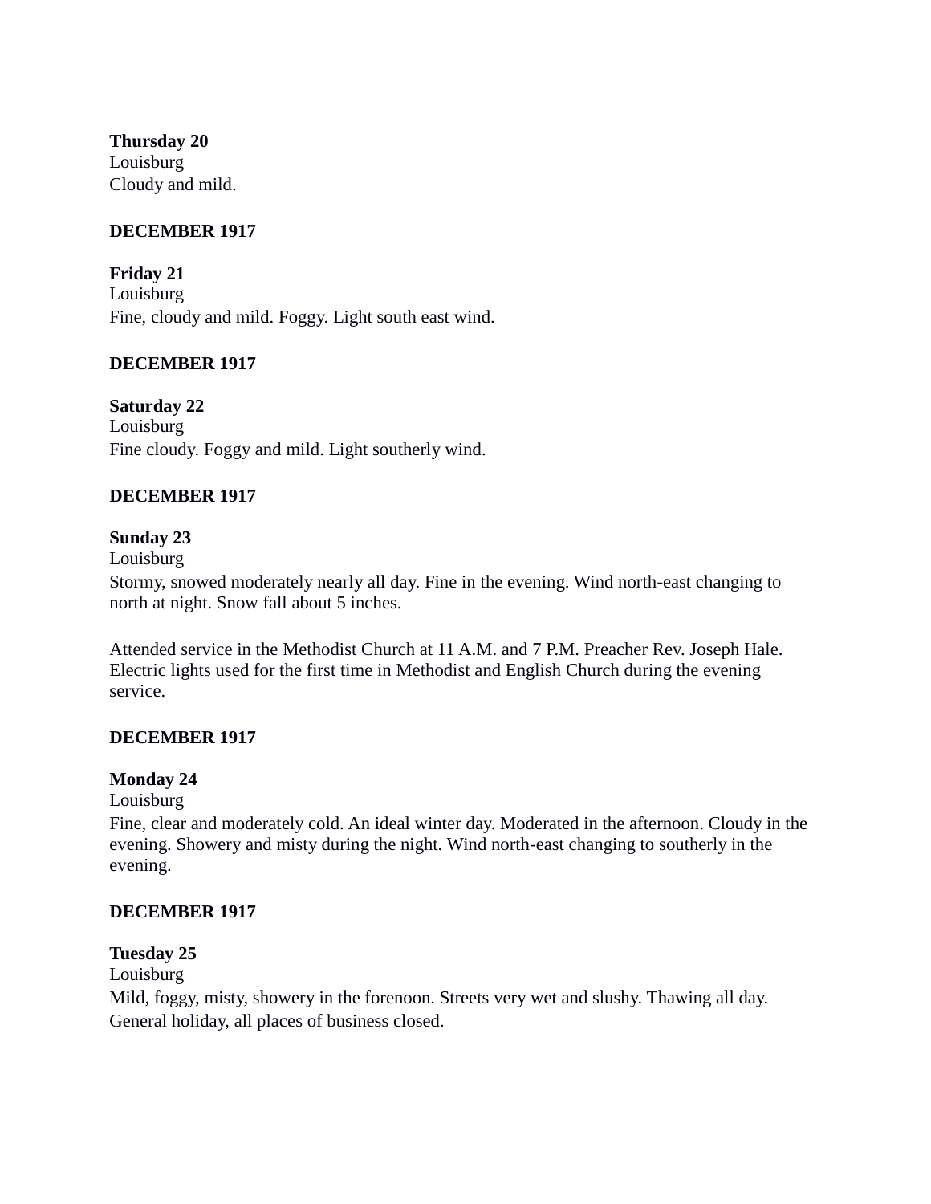**Thursday 20**
Louisburg
Cloudy and mild.

**DECEMBER 1917**

**Friday 21**
Louisburg
Fine, cloudy and mild. Foggy. Light south east wind.

**DECEMBER 1917**

**Saturday 22**
Louisburg
Fine cloudy. Foggy and mild. Light southerly wind.

**DECEMBER 1917**

**Sunday 23**
Louisburg
Stormy, snowed moderately nearly all day. Fine in the evening. Wind north-east changing to north at night. Snow fall about 5 inches.

Attended service in the Methodist Church at 11 A.M. and 7 P.M. Preacher Rev. Joseph Hale. Electric lights used for the first time in Methodist and English Church during the evening service.

**DECEMBER 1917**

**Monday 24**
Louisburg
Fine, clear and moderately cold. An ideal winter day. Moderated in the afternoon. Cloudy in the evening. Showery and misty during the night. Wind north-east changing to southerly in the evening.

**DECEMBER 1917**

**Tuesday 25**
Louisburg
Mild, foggy, misty, showery in the forenoon. Streets very wet and slushy. Thawing all day. General holiday, all places of business closed.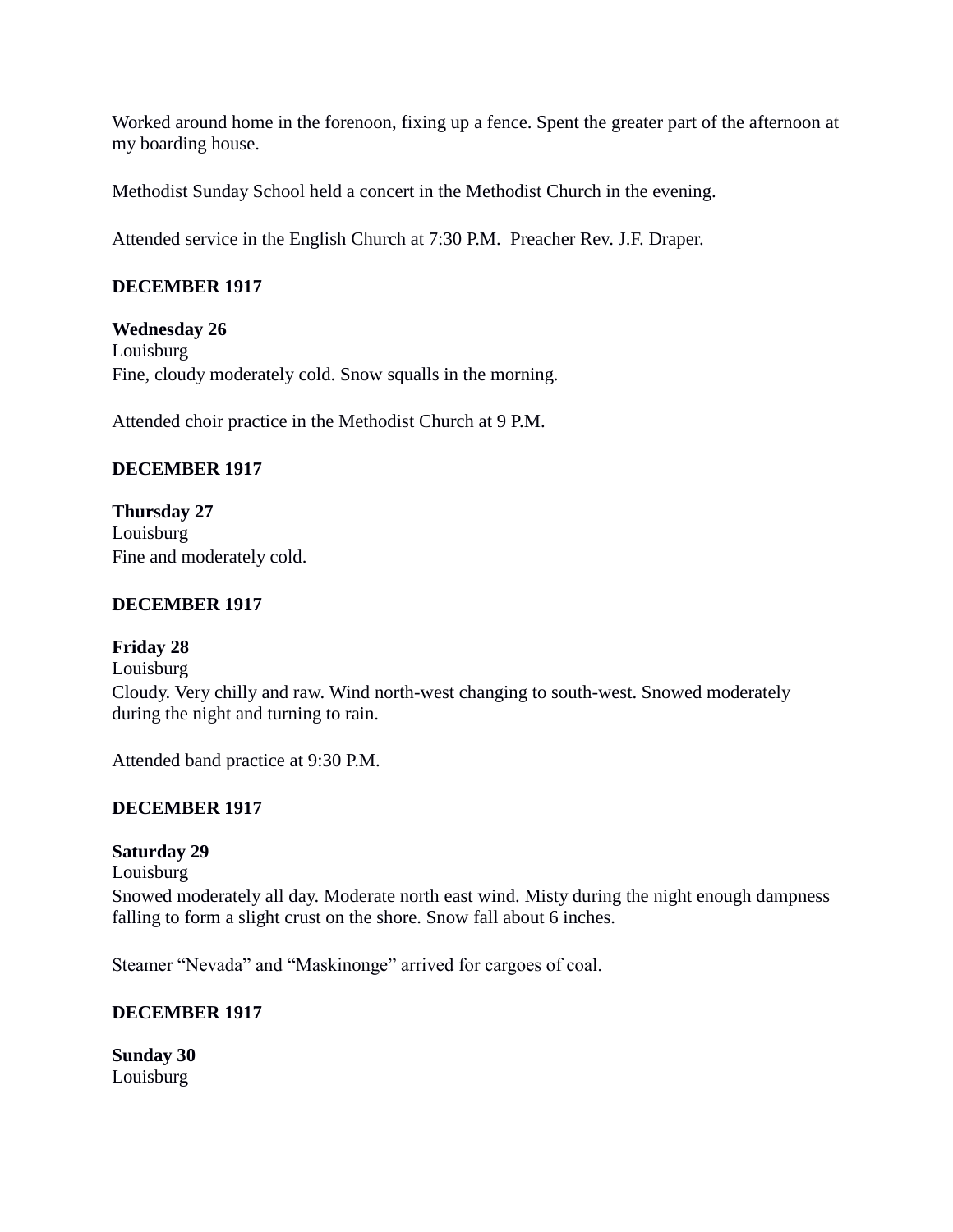Worked around home in the forenoon, fixing up a fence. Spent the greater part of the afternoon at my boarding house.

Methodist Sunday School held a concert in the Methodist Church in the evening.

Attended service in the English Church at 7:30 P.M.  Preacher Rev. J.F. Draper.

**DECEMBER 1917**

**Wednesday 26**
Louisburg
Fine, cloudy moderately cold. Snow squalls in the morning.

Attended choir practice in the Methodist Church at 9 P.M.

**DECEMBER 1917**

**Thursday 27**
Louisburg
Fine and moderately cold.

**DECEMBER 1917**

**Friday 28**
Louisburg
Cloudy. Very chilly and raw. Wind north-west changing to south-west. Snowed moderately during the night and turning to rain.

Attended band practice at 9:30 P.M.

**DECEMBER 1917**

**Saturday 29**
Louisburg
Snowed moderately all day. Moderate north east wind. Misty during the night enough dampness falling to form a slight crust on the shore. Snow fall about 6 inches.

Steamer "Nevada" and "Maskinonge" arrived for cargoes of coal.

**DECEMBER 1917**

**Sunday 30**
Louisburg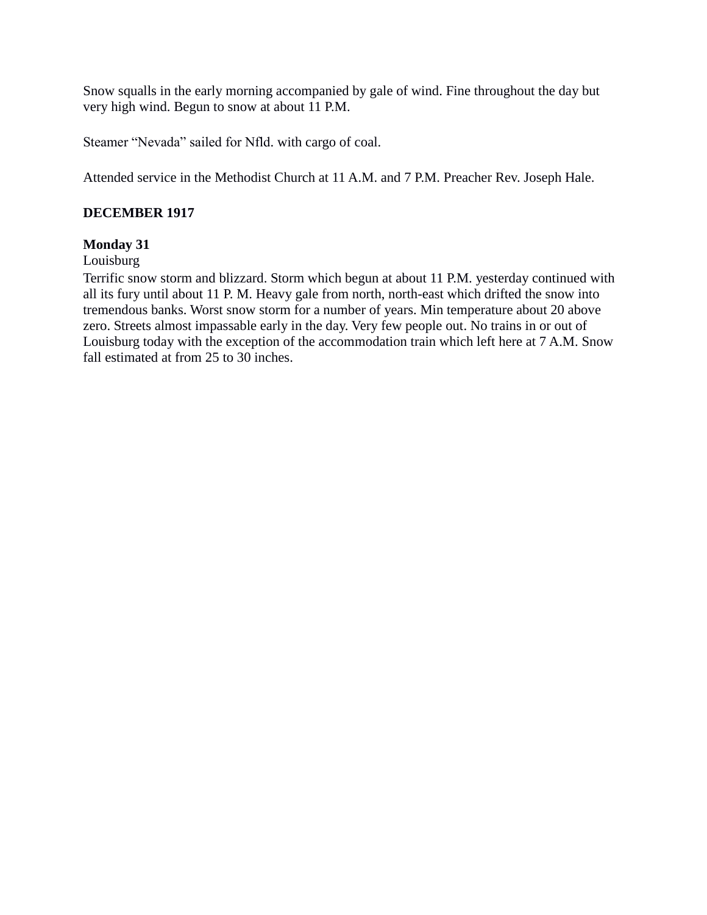Snow squalls in the early morning accompanied by gale of wind. Fine throughout the day but very high wind. Begun to snow at about 11 P.M.

Steamer "Nevada" sailed for Nfld. with cargo of coal.

Attended service in the Methodist Church at 11 A.M. and 7 P.M. Preacher Rev. Joseph Hale.

**DECEMBER 1917**

**Monday 31**
Louisburg
Terrific snow storm and blizzard. Storm which begun at about 11 P.M. yesterday continued with all its fury until about 11 P. M. Heavy gale from north, north-east which drifted the snow into tremendous banks. Worst snow storm for a number of years. Min temperature about 20 above zero. Streets almost impassable early in the day. Very few people out. No trains in or out of Louisburg today with the exception of the accommodation train which left here at 7 A.M. Snow fall estimated at from 25 to 30 inches.